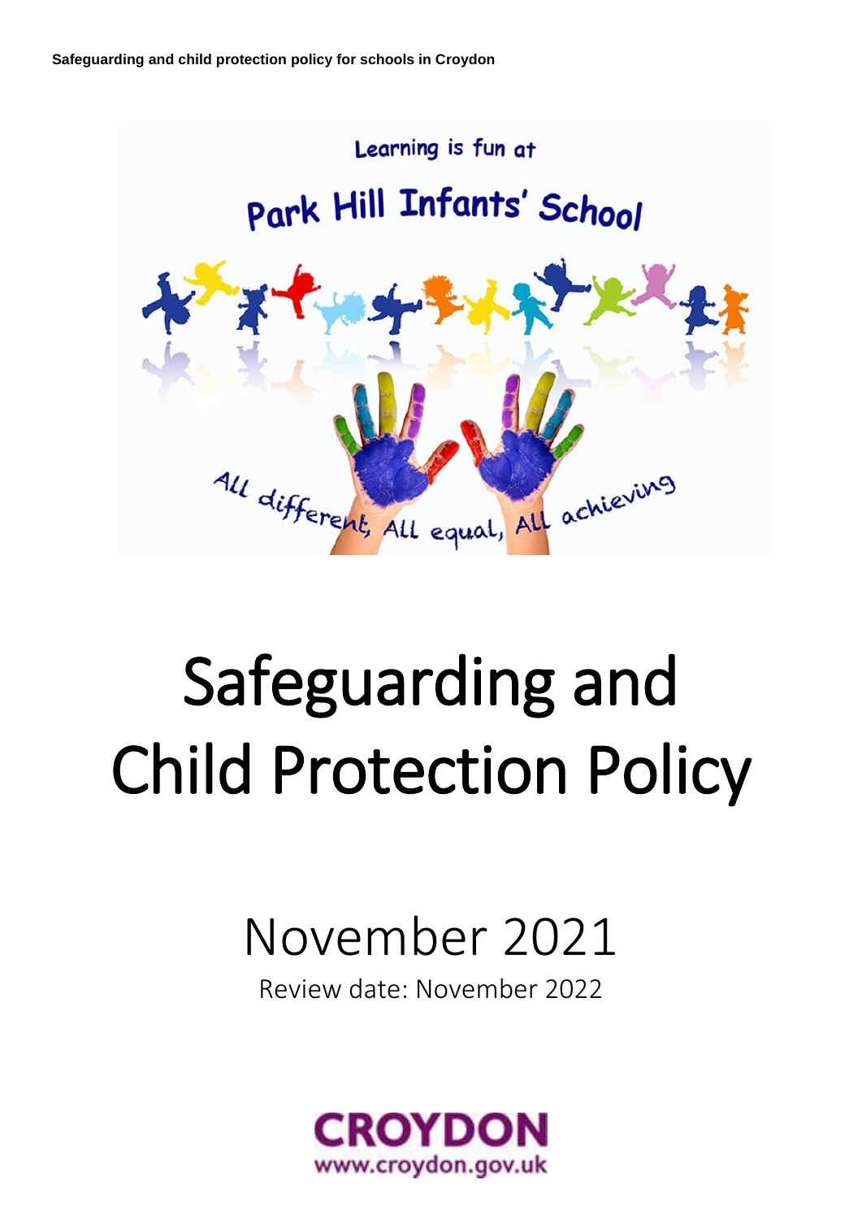Learning is fun at

Park Hill Infants' School

All different, All equal, All achieving

# Safeguarding and Child Protection Policy

## November 2021

Review date: November 2022

CROYDON
www.croydon.gov.uk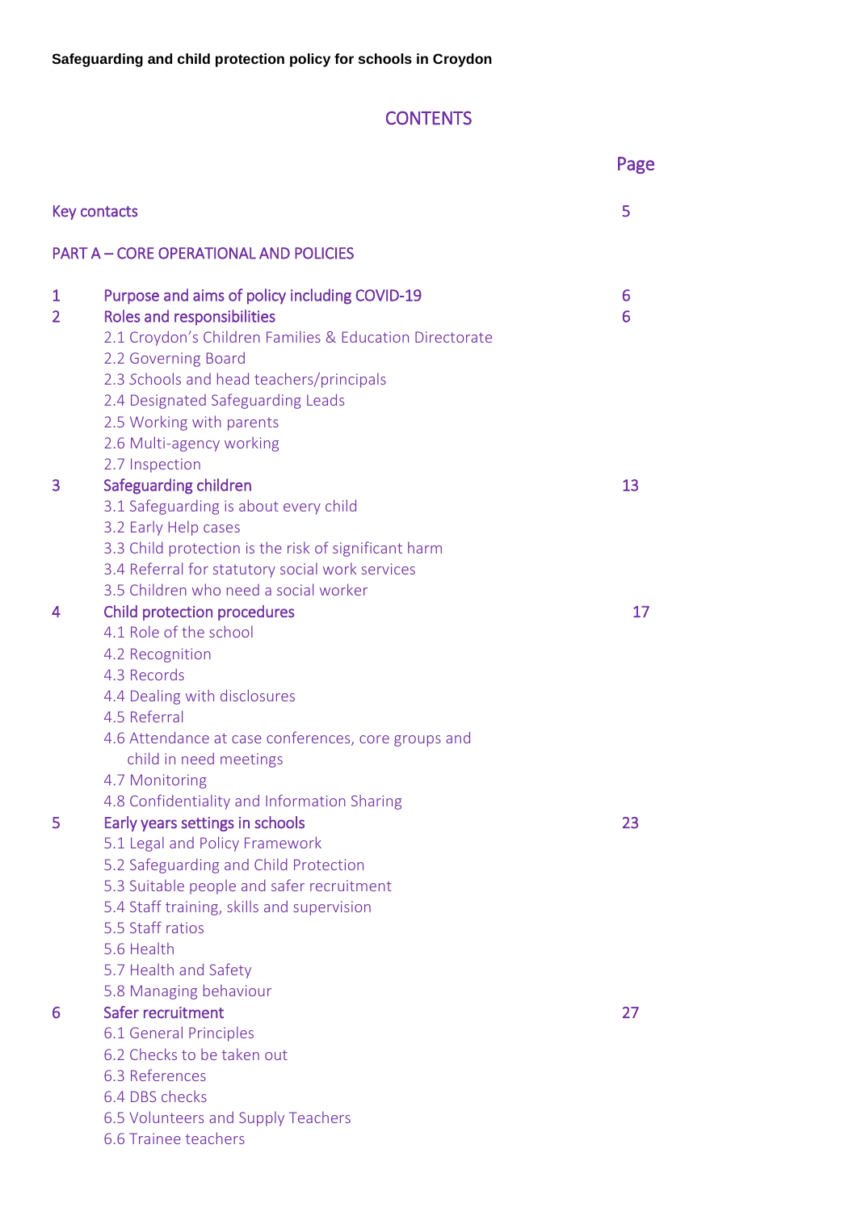**Safeguarding and child protection policy for schools in Croydon**

# CONTENTS

| | | Page |
|---|---|---|
| Key contacts | | 5 |
| PART A – CORE OPERATIONAL AND POLICIES | | |
| 1 | Purpose and aims of policy including COVID-19 | 6 |
| 2 | Roles and responsibilities | 6 |
| | 2.1 Croydon's Children Families & Education Directorate | |
| | 2.2 Governing Board | |
| | 2.3 Schools and head teachers/principals | |
| | 2.4 Designated Safeguarding Leads | |
| | 2.5 Working with parents | |
| | 2.6 Multi-agency working | |
| | 2.7 Inspection | |
| 3 | Safeguarding children | 13 |
| | 3.1 Safeguarding is about every child | |
| | 3.2 Early Help cases | |
| | 3.3 Child protection is the risk of significant harm | |
| | 3.4 Referral for statutory social work services | |
| | 3.5 Children who need a social worker | |
| 4 | Child protection procedures | 17 |
| | 4.1 Role of the school | |
| | 4.2 Recognition | |
| | 4.3 Records | |
| | 4.4 Dealing with disclosures | |
| | 4.5 Referral | |
| | 4.6 Attendance at case conferences, core groups and child in need meetings | |
| | 4.7 Monitoring | |
| | 4.8 Confidentiality and Information Sharing | |
| 5 | Early years settings in schools | 23 |
| | 5.1 Legal and Policy Framework | |
| | 5.2 Safeguarding and Child Protection | |
| | 5.3 Suitable people and safer recruitment | |
| | 5.4 Staff training, skills and supervision | |
| | 5.5 Staff ratios | |
| | 5.6 Health | |
| | 5.7 Health and Safety | |
| | 5.8 Managing behaviour | |
| 6 | Safer recruitment | 27 |
| | 6.1 General Principles | |
| | 6.2 Checks to be taken out | |
| | 6.3 References | |
| | 6.4 DBS checks | |
| | 6.5 Volunteers and Supply Teachers | |
| | 6.6 Trainee teachers | |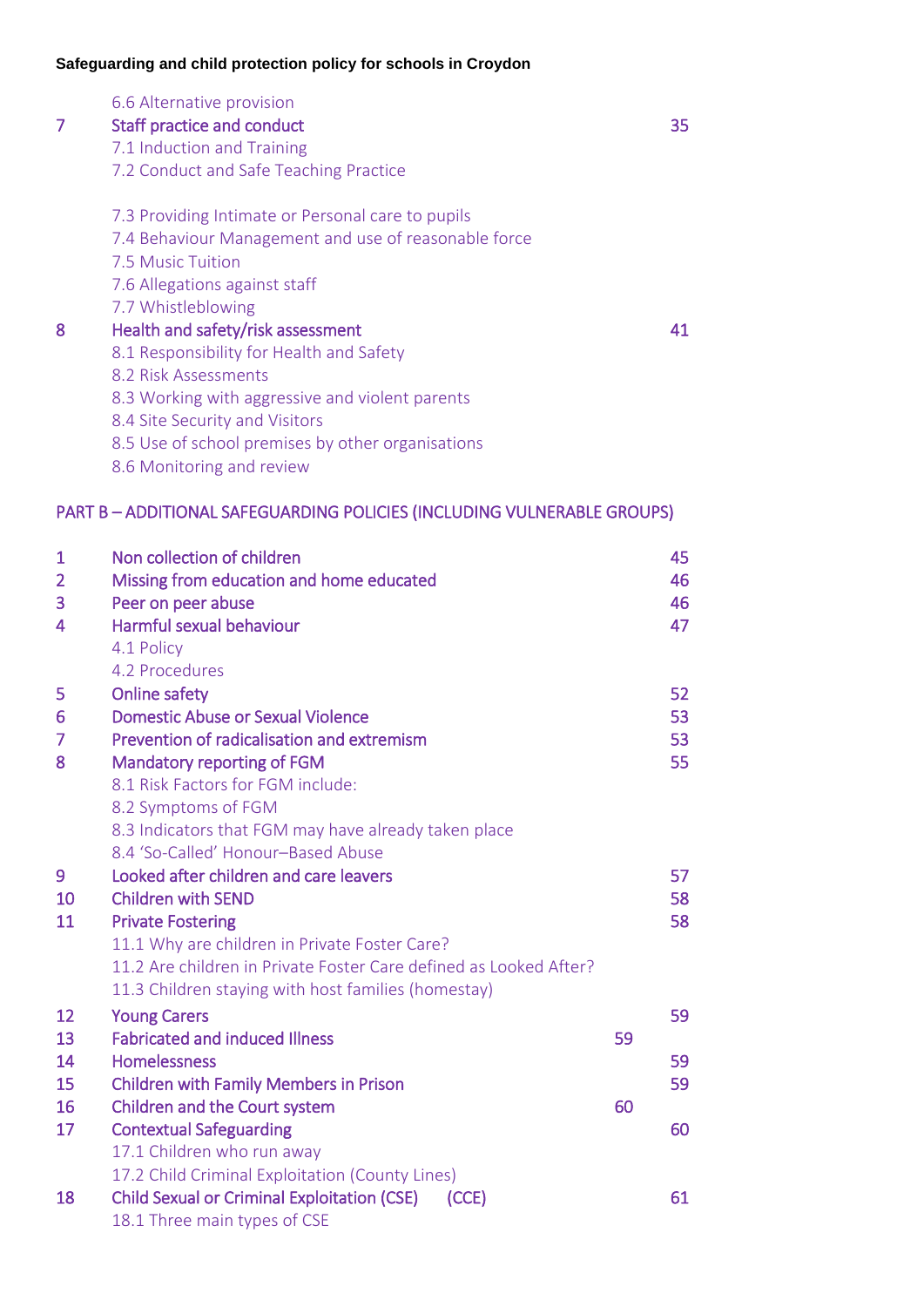| | | |
|---|---|---|
| | 6.6 Alternative provision | |
| 7 | Staff practice and conduct | 35 |
| | 7.1 Induction and Training | |
| | 7.2 Conduct and Safe Teaching Practice | |
| | 7.3 Providing Intimate or Personal care to pupils | |
| | 7.4 Behaviour Management and use of reasonable force | |
| | 7.5 Music Tuition | |
| | 7.6 Allegations against staff | |
| | 7.7 Whistleblowing | |
| 8 | Health and safety/risk assessment | 41 |
| | 8.1 Responsibility for Health and Safety | |
| | 8.2 Risk Assessments | |
| | 8.3 Working with aggressive and violent parents | |
| | 8.4 Site Security and Visitors | |
| | 8.5 Use of school premises by other organisations | |
| | 8.6 Monitoring and review | |

## PART B – ADDITIONAL SAFEGUARDING POLICIES (INCLUDING VULNERABLE GROUPS)

| | | |
|---|---|---|
| 1 | Non collection of children | 45 |
| 2 | Missing from education and home educated | 46 |
| 3 | Peer on peer abuse | 46 |
| 4 | Harmful sexual behaviour | 47 |
| | 4.1 Policy | |
| | 4.2 Procedures | |
| 5 | Online safety | 52 |
| 6 | Domestic Abuse or Sexual Violence | 53 |
| 7 | Prevention of radicalisation and extremism | 53 |
| 8 | Mandatory reporting of FGM | 55 |
| | 8.1 Risk Factors for FGM include: | |
| | 8.2 Symptoms of FGM | |
| | 8.3 Indicators that FGM may have already taken place | |
| | 8.4 'So-Called' Honour–Based Abuse | |
| 9 | Looked after children and care leavers | 57 |
| 10 | Children with SEND | 58 |
| 11 | Private Fostering | 58 |
| | 11.1 Why are children in Private Foster Care? | |
| | 11.2 Are children in Private Foster Care defined as Looked After? | |
| | 11.3 Children staying with host families (homestay) | |
| 12 | Young Carers | 59 |
| 13 | Fabricated and induced Illness | 59 |
| 14 | Homelessness | 59 |
| 15 | Children with Family Members in Prison | 59 |
| 16 | Children and the Court system | 60 |
| 17 | Contextual Safeguarding | 60 |
| | 17.1 Children who run away | |
| | 17.2 Child Criminal Exploitation (County Lines) | |
| 18 | Child Sexual or Criminal Exploitation (CSE) (CCE) | 61 |
| | 18.1 Three main types of CSE | |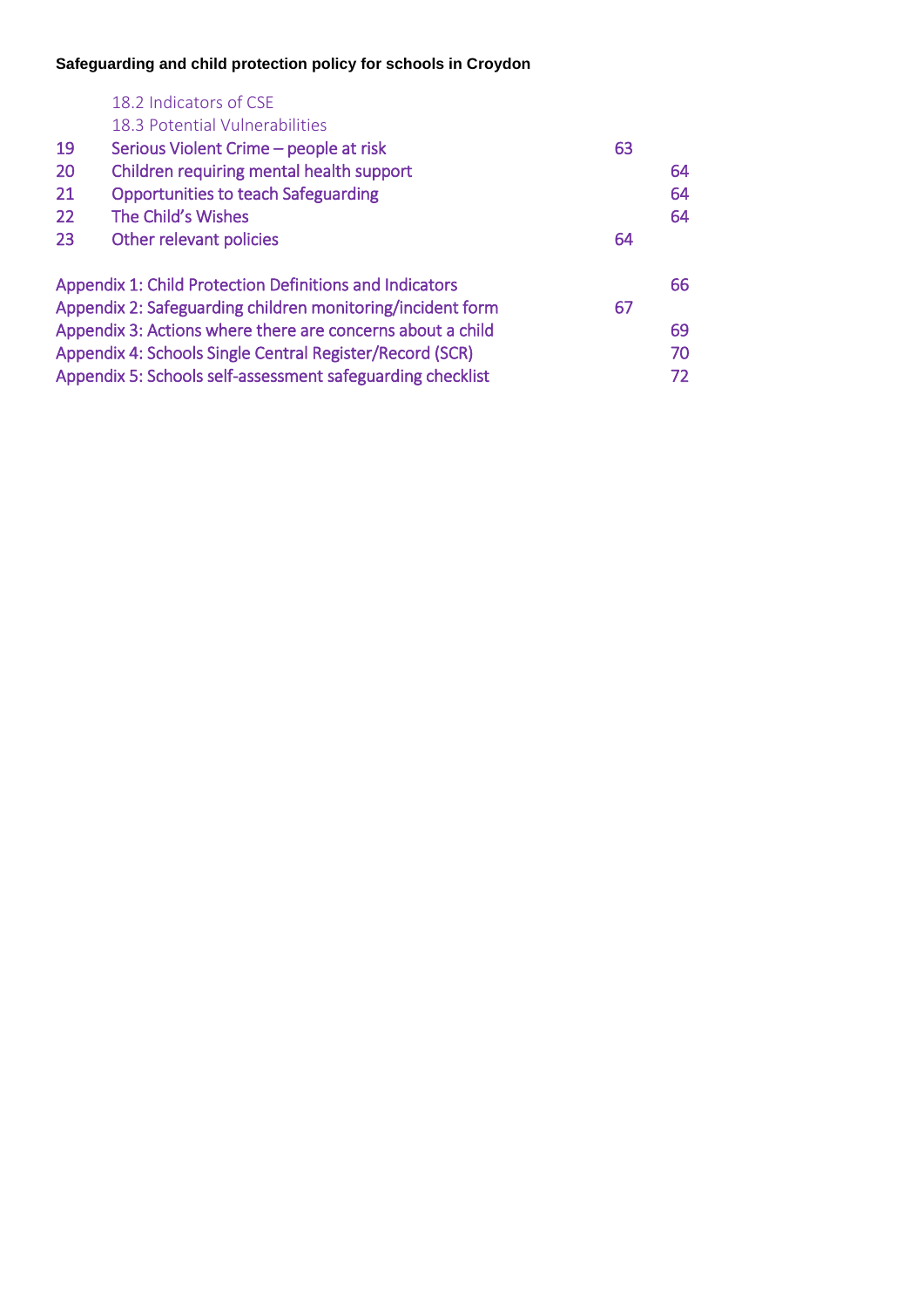18.2 Indicators of CSE
18.3 Potential Vulnerabilities

| | | |
|---|---|---|
| 19 | Serious Violent Crime – people at risk | 63 |
| 20 | Children requiring mental health support | 64 |
| 21 | Opportunities to teach Safeguarding | 64 |
| 22 | The Child's Wishes | 64 |
| 23 | Other relevant policies | 64 |

| | |
|---|---|
| Appendix 1: Child Protection Definitions and Indicators | 66 |
| Appendix 2: Safeguarding children monitoring/incident form | 67 |
| Appendix 3: Actions where there are concerns about a child | 69 |
| Appendix 4: Schools Single Central Register/Record (SCR) | 70 |
| Appendix 5: Schools self-assessment safeguarding checklist | 72 |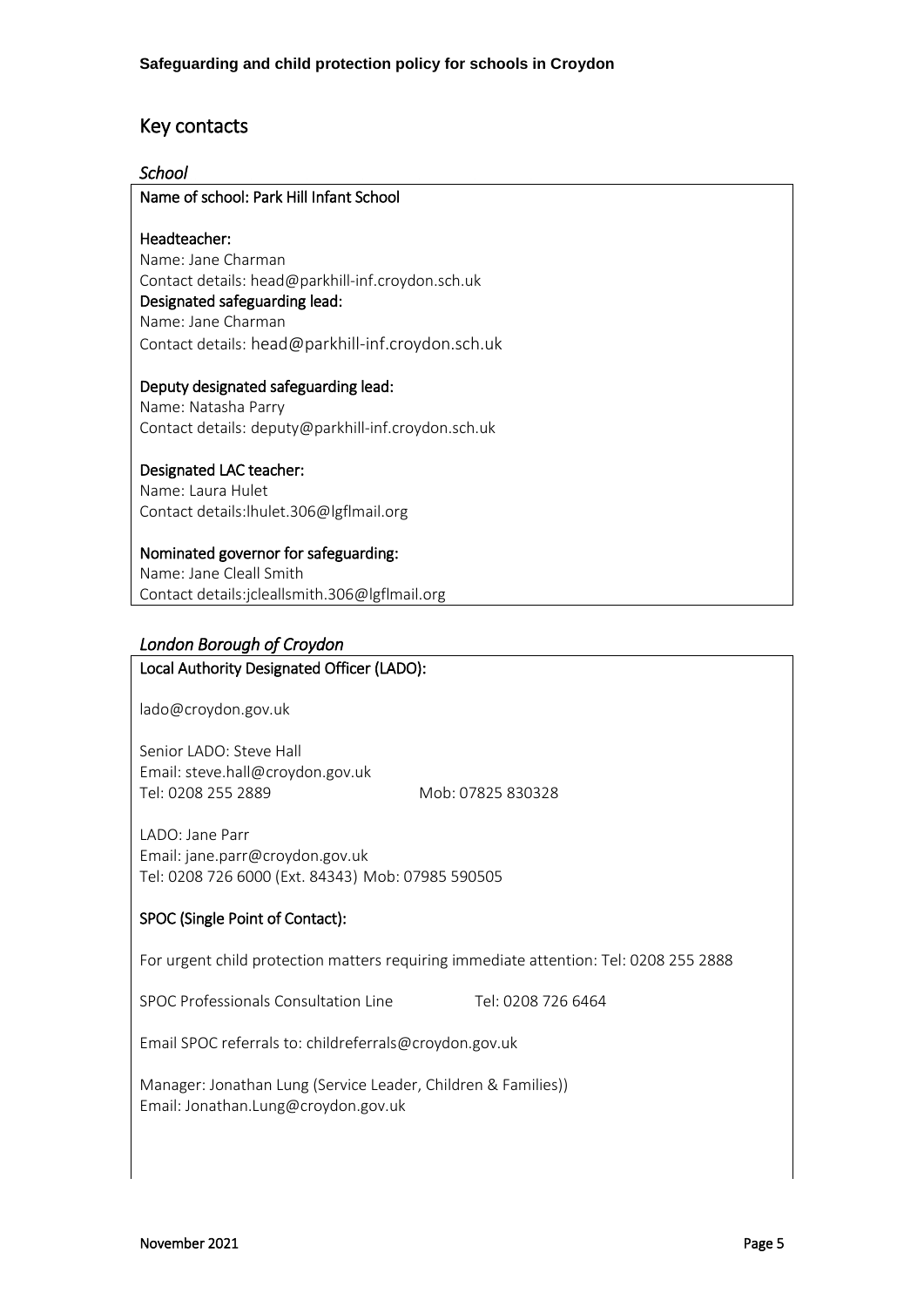## Key contacts

### *School*

**Name of school: Park Hill Infant School**

**Headteacher:**
Name: Jane Charman
Contact details: head@parkhill-inf.croydon.sch.uk

**Designated safeguarding lead:**
Name: Jane Charman
Contact details: head@parkhill-inf.croydon.sch.uk

**Deputy designated safeguarding lead:**
Name: Natasha Parry
Contact details: deputy@parkhill-inf.croydon.sch.uk

**Designated LAC teacher:**
Name: Laura Hulet
Contact details:lhulet.306@lgflmail.org

**Nominated governor for safeguarding:**
Name: Jane Cleall Smith
Contact details:jcleallsmith.306@lgflmail.org

### *London Borough of Croydon*

**Local Authority Designated Officer (LADO):**

lado@croydon.gov.uk

Senior LADO: Steve Hall
Email: steve.hall@croydon.gov.uk
Tel: 0208 255 2889 Mob: 07825 830328

LADO: Jane Parr
Email: jane.parr@croydon.gov.uk
Tel: 0208 726 6000 (Ext. 84343) Mob: 07985 590505

**SPOC (Single Point of Contact):**

For urgent child protection matters requiring immediate attention: Tel: 0208 255 2888

SPOC Professionals Consultation Line Tel: 0208 726 6464

Email SPOC referrals to: childreferrals@croydon.gov.uk

Manager: Jonathan Lung (Service Leader, Children & Families))
Email: Jonathan.Lung@croydon.gov.uk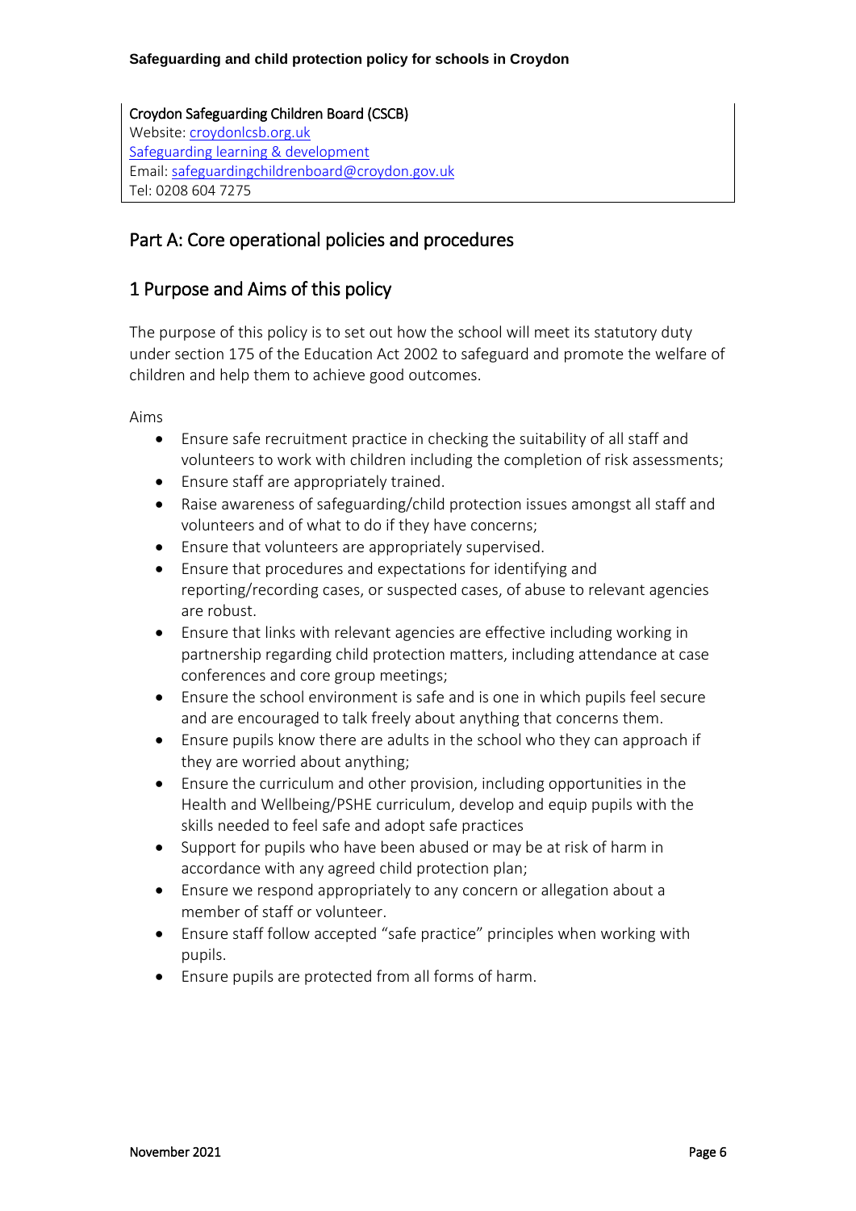Croydon Safeguarding Children Board (CSCB)
Website: [croydonlcsb.org.uk](croydonlcsb.org.uk)
[Safeguarding learning & development]()
Email: [safeguardingchildrenboard@croydon.gov.uk](mailto:safeguardingchildrenboard@croydon.gov.uk)
Tel: 0208 604 7275

# Part A: Core operational policies and procedures

## 1 Purpose and Aims of this policy

The purpose of this policy is to set out how the school will meet its statutory duty under section 175 of the Education Act 2002 to safeguard and promote the welfare of children and help them to achieve good outcomes.

Aims

- Ensure safe recruitment practice in checking the suitability of all staff and volunteers to work with children including the completion of risk assessments;
- Ensure staff are appropriately trained.
- Raise awareness of safeguarding/child protection issues amongst all staff and volunteers and of what to do if they have concerns;
- Ensure that volunteers are appropriately supervised.
- Ensure that procedures and expectations for identifying and reporting/recording cases, or suspected cases, of abuse to relevant agencies are robust.
- Ensure that links with relevant agencies are effective including working in partnership regarding child protection matters, including attendance at case conferences and core group meetings;
- Ensure the school environment is safe and is one in which pupils feel secure and are encouraged to talk freely about anything that concerns them.
- Ensure pupils know there are adults in the school who they can approach if they are worried about anything;
- Ensure the curriculum and other provision, including opportunities in the Health and Wellbeing/PSHE curriculum, develop and equip pupils with the skills needed to feel safe and adopt safe practices
- Support for pupils who have been abused or may be at risk of harm in accordance with any agreed child protection plan;
- Ensure we respond appropriately to any concern or allegation about a member of staff or volunteer.
- Ensure staff follow accepted "safe practice" principles when working with pupils.
- Ensure pupils are protected from all forms of harm.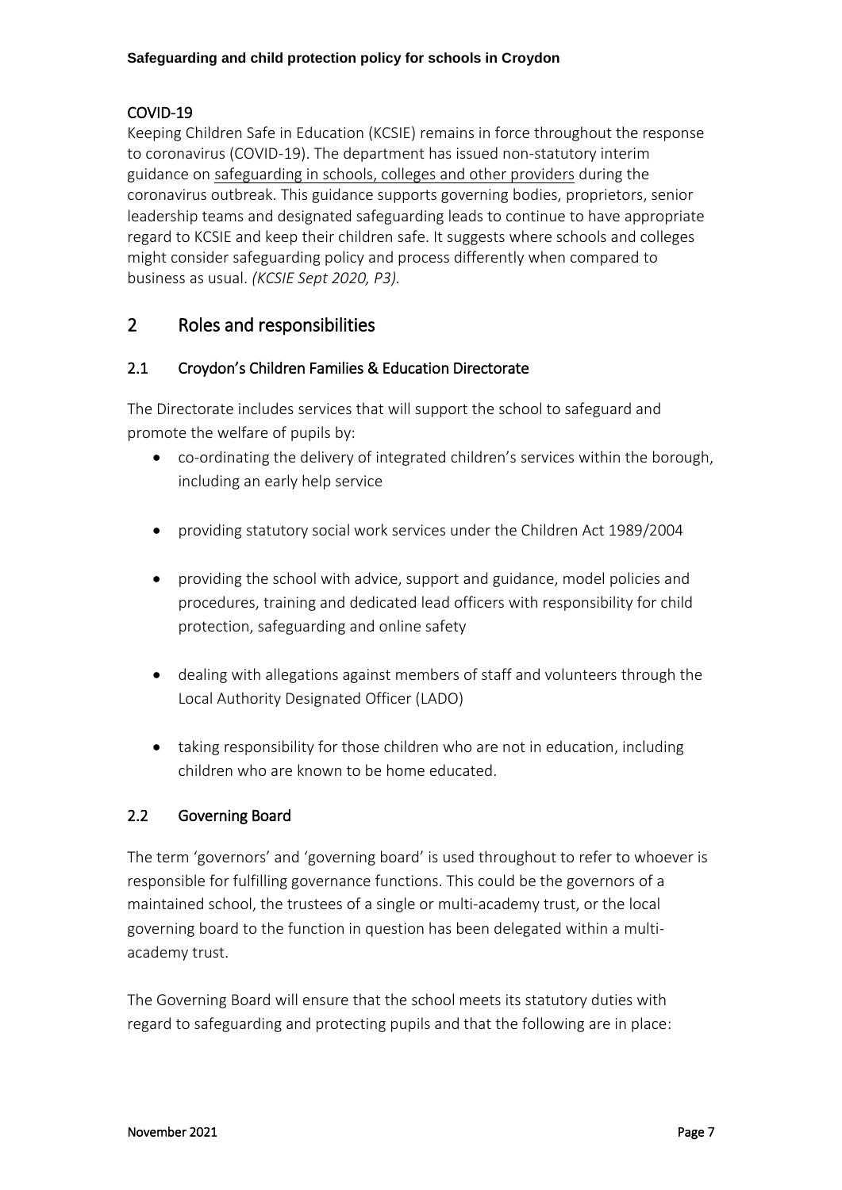### COVID-19

Keeping Children Safe in Education (KCSIE) remains in force throughout the response to coronavirus (COVID-19). The department has issued non-statutory interim guidance on safeguarding in schools, colleges and other providers during the coronavirus outbreak. This guidance supports governing bodies, proprietors, senior leadership teams and designated safeguarding leads to continue to have appropriate regard to KCSIE and keep their children safe. It suggests where schools and colleges might consider safeguarding policy and process differently when compared to business as usual. *(KCSIE Sept 2020, P3).*

## 2 Roles and responsibilities

### 2.1 Croydon's Children Families & Education Directorate

The Directorate includes services that will support the school to safeguard and promote the welfare of pupils by:

- co-ordinating the delivery of integrated children's services within the borough, including an early help service
- providing statutory social work services under the Children Act 1989/2004
- providing the school with advice, support and guidance, model policies and procedures, training and dedicated lead officers with responsibility for child protection, safeguarding and online safety
- dealing with allegations against members of staff and volunteers through the Local Authority Designated Officer (LADO)
- taking responsibility for those children who are not in education, including children who are known to be home educated.

### 2.2 Governing Board

The term 'governors' and 'governing board' is used throughout to refer to whoever is responsible for fulfilling governance functions. This could be the governors of a maintained school, the trustees of a single or multi-academy trust, or the local governing board to the function in question has been delegated within a multi-academy trust.

The Governing Board will ensure that the school meets its statutory duties with regard to safeguarding and protecting pupils and that the following are in place: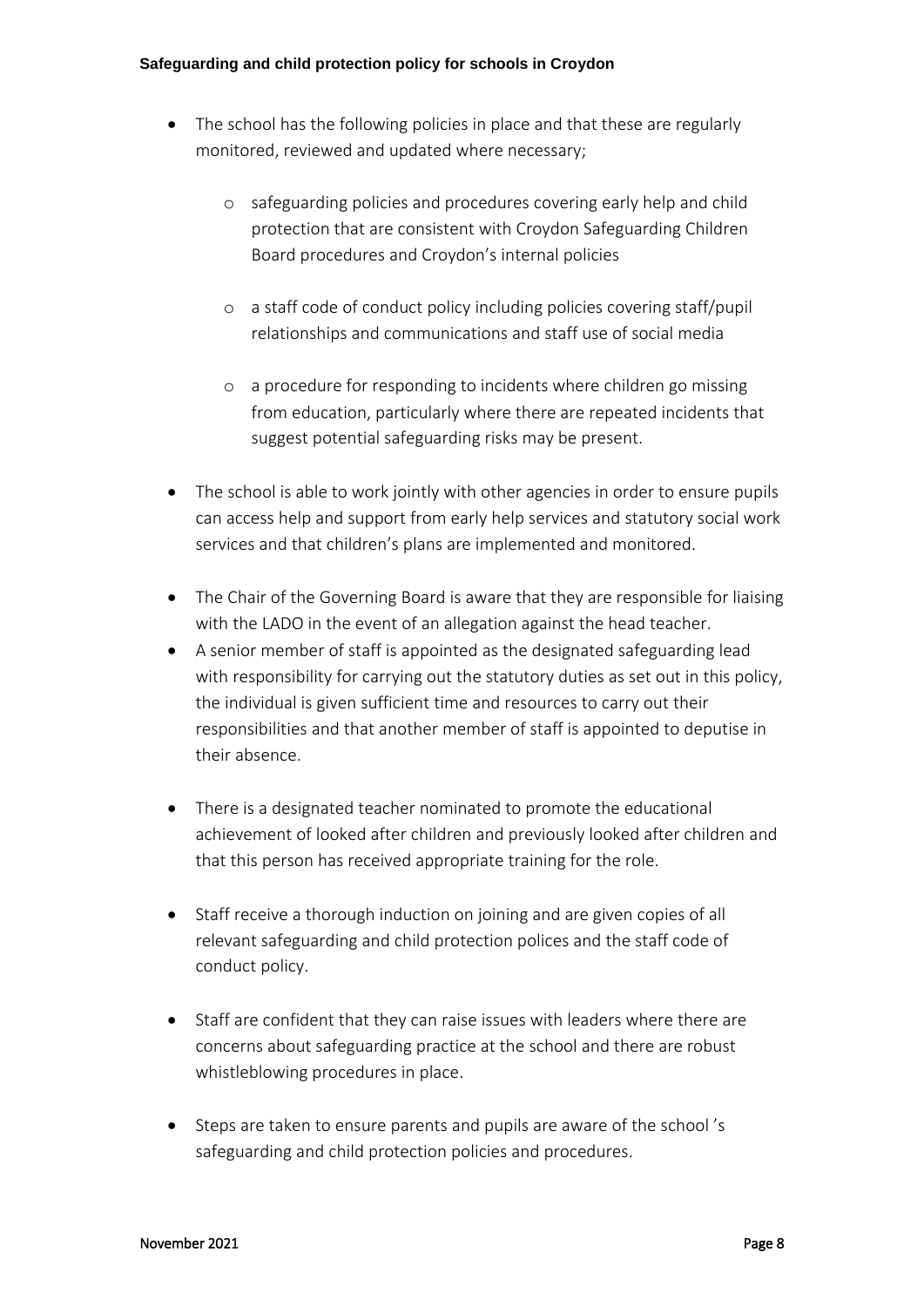- The school has the following policies in place and that these are regularly monitored, reviewed and updated where necessary;

  - safeguarding policies and procedures covering early help and child protection that are consistent with Croydon Safeguarding Children Board procedures and Croydon's internal policies

  - a staff code of conduct policy including policies covering staff/pupil relationships and communications and staff use of social media

  - a procedure for responding to incidents where children go missing from education, particularly where there are repeated incidents that suggest potential safeguarding risks may be present.

- The school is able to work jointly with other agencies in order to ensure pupils can access help and support from early help services and statutory social work services and that children's plans are implemented and monitored.

- The Chair of the Governing Board is aware that they are responsible for liaising with the LADO in the event of an allegation against the head teacher.
- A senior member of staff is appointed as the designated safeguarding lead with responsibility for carrying out the statutory duties as set out in this policy, the individual is given sufficient time and resources to carry out their responsibilities and that another member of staff is appointed to deputise in their absence.

- There is a designated teacher nominated to promote the educational achievement of looked after children and previously looked after children and that this person has received appropriate training for the role.

- Staff receive a thorough induction on joining and are given copies of all relevant safeguarding and child protection polices and the staff code of conduct policy.

- Staff are confident that they can raise issues with leaders where there are concerns about safeguarding practice at the school and there are robust whistleblowing procedures in place.

- Steps are taken to ensure parents and pupils are aware of the school 's safeguarding and child protection policies and procedures.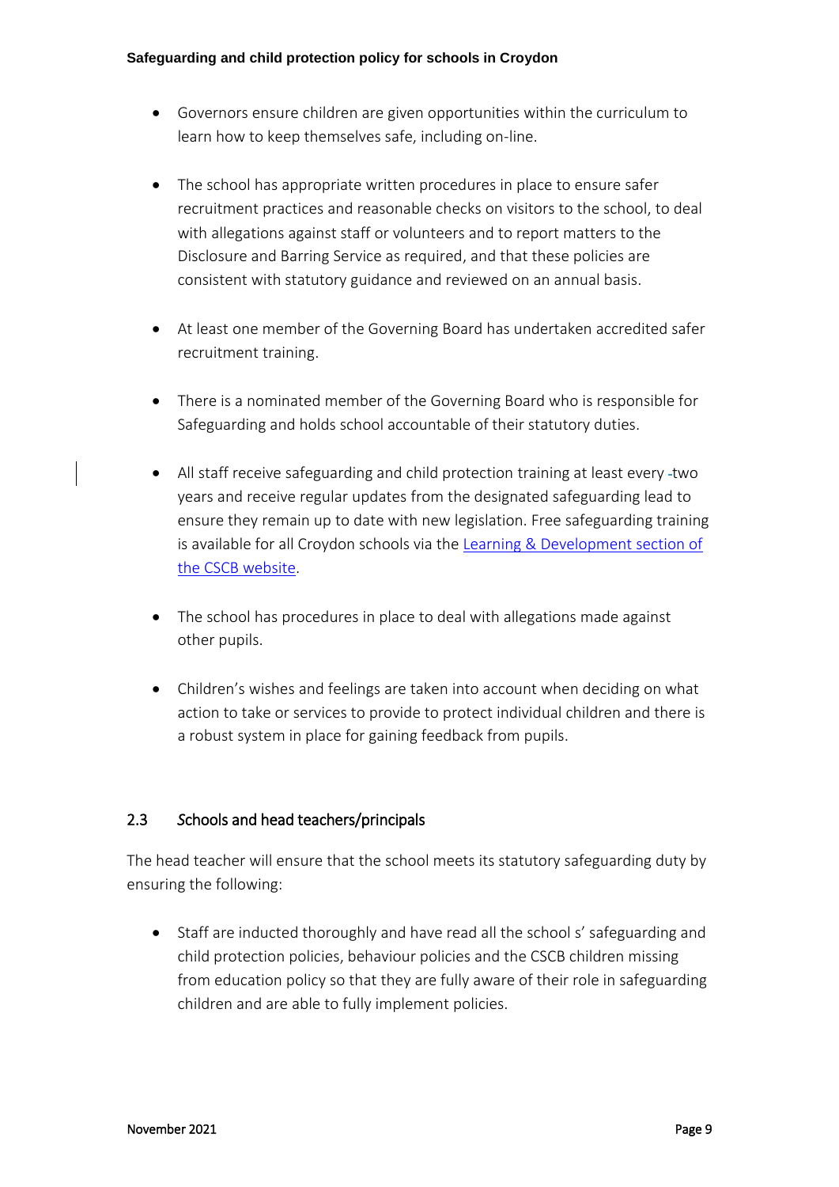- Governors ensure children are given opportunities within the curriculum to learn how to keep themselves safe, including on-line.

- The school has appropriate written procedures in place to ensure safer recruitment practices and reasonable checks on visitors to the school, to deal with allegations against staff or volunteers and to report matters to the Disclosure and Barring Service as required, and that these policies are consistent with statutory guidance and reviewed on an annual basis.

- At least one member of the Governing Board has undertaken accredited safer recruitment training.

- There is a nominated member of the Governing Board who is responsible for Safeguarding and holds school accountable of their statutory duties.

- All staff receive safeguarding and child protection training at least every two years and receive regular updates from the designated safeguarding lead to ensure they remain up to date with new legislation. Free safeguarding training is available for all Croydon schools via the Learning & Development section of the CSCB website.

- The school has procedures in place to deal with allegations made against other pupils.

- Children's wishes and feelings are taken into account when deciding on what action to take or services to provide to protect individual children and there is a robust system in place for gaining feedback from pupils.

## 2.3 Schools and head teachers/principals

The head teacher will ensure that the school meets its statutory safeguarding duty by ensuring the following:

- Staff are inducted thoroughly and have read all the school s' safeguarding and child protection policies, behaviour policies and the CSCB children missing from education policy so that they are fully aware of their role in safeguarding children and are able to fully implement policies.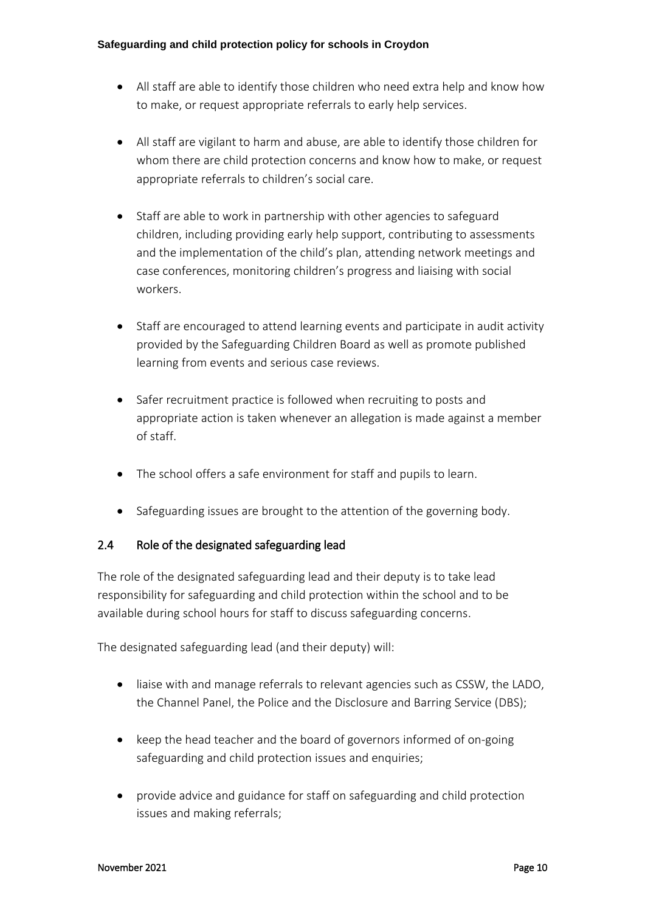- All staff are able to identify those children who need extra help and know how to make, or request appropriate referrals to early help services.

- All staff are vigilant to harm and abuse, are able to identify those children for whom there are child protection concerns and know how to make, or request appropriate referrals to children's social care.

- Staff are able to work in partnership with other agencies to safeguard children, including providing early help support, contributing to assessments and the implementation of the child's plan, attending network meetings and case conferences, monitoring children's progress and liaising with social workers.

- Staff are encouraged to attend learning events and participate in audit activity provided by the Safeguarding Children Board as well as promote published learning from events and serious case reviews.

- Safer recruitment practice is followed when recruiting to posts and appropriate action is taken whenever an allegation is made against a member of staff.

- The school offers a safe environment for staff and pupils to learn.

- Safeguarding issues are brought to the attention of the governing body.

## 2.4 Role of the designated safeguarding lead

The role of the designated safeguarding lead and their deputy is to take lead responsibility for safeguarding and child protection within the school and to be available during school hours for staff to discuss safeguarding concerns.

The designated safeguarding lead (and their deputy) will:

- liaise with and manage referrals to relevant agencies such as CSSW, the LADO, the Channel Panel, the Police and the Disclosure and Barring Service (DBS);

- keep the head teacher and the board of governors informed of on-going safeguarding and child protection issues and enquiries;

- provide advice and guidance for staff on safeguarding and child protection issues and making referrals;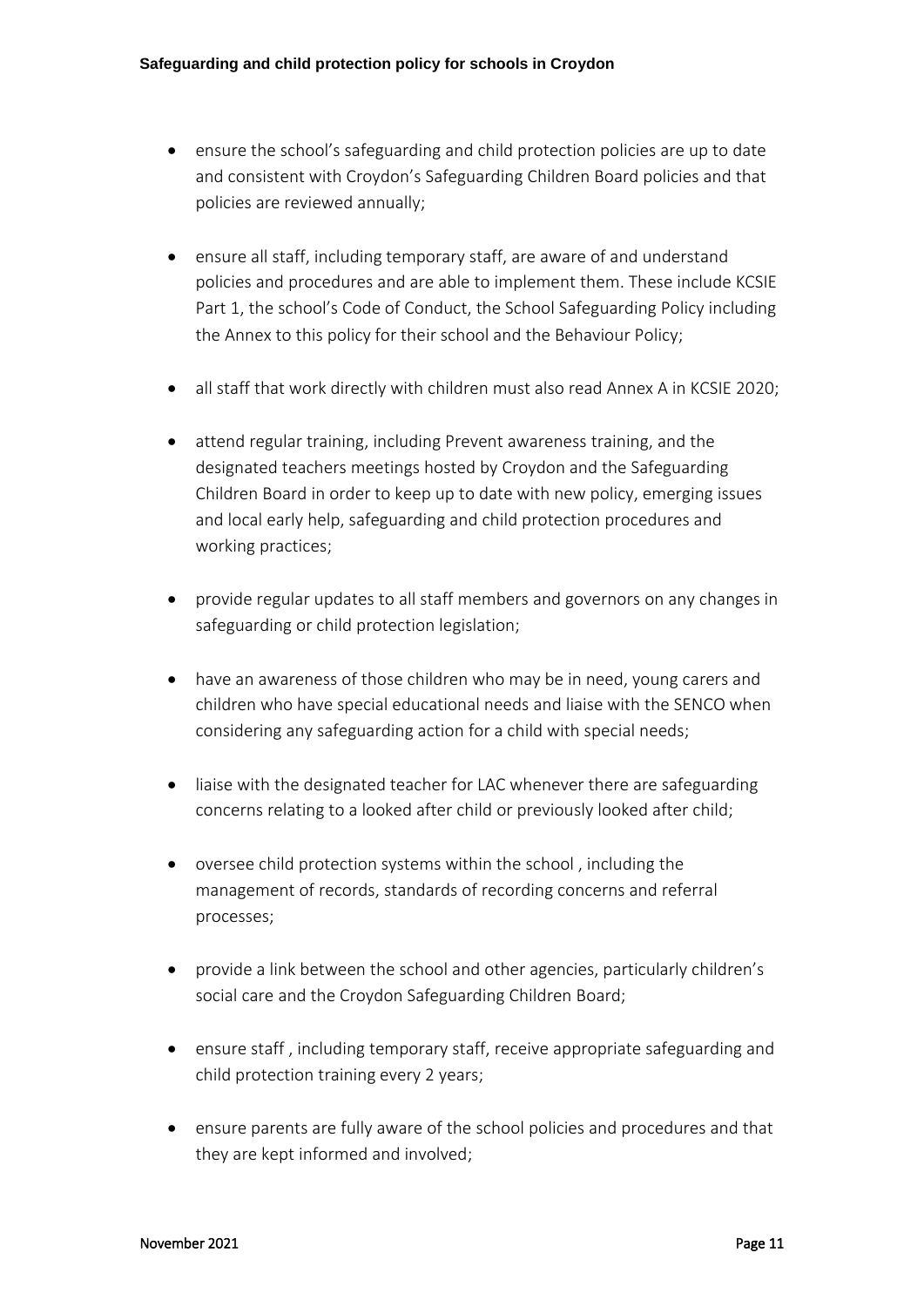- ensure the school's safeguarding and child protection policies are up to date and consistent with Croydon's Safeguarding Children Board policies and that policies are reviewed annually;

- ensure all staff, including temporary staff, are aware of and understand policies and procedures and are able to implement them. These include KCSIE Part 1, the school's Code of Conduct, the School Safeguarding Policy including the Annex to this policy for their school and the Behaviour Policy;

- all staff that work directly with children must also read Annex A in KCSIE 2020;

- attend regular training, including Prevent awareness training, and the designated teachers meetings hosted by Croydon and the Safeguarding Children Board in order to keep up to date with new policy, emerging issues and local early help, safeguarding and child protection procedures and working practices;

- provide regular updates to all staff members and governors on any changes in safeguarding or child protection legislation;

- have an awareness of those children who may be in need, young carers and children who have special educational needs and liaise with the SENCO when considering any safeguarding action for a child with special needs;

- liaise with the designated teacher for LAC whenever there are safeguarding concerns relating to a looked after child or previously looked after child;

- oversee child protection systems within the school , including the management of records, standards of recording concerns and referral processes;

- provide a link between the school and other agencies, particularly children's social care and the Croydon Safeguarding Children Board;

- ensure staff , including temporary staff, receive appropriate safeguarding and child protection training every 2 years;

- ensure parents are fully aware of the school policies and procedures and that they are kept informed and involved;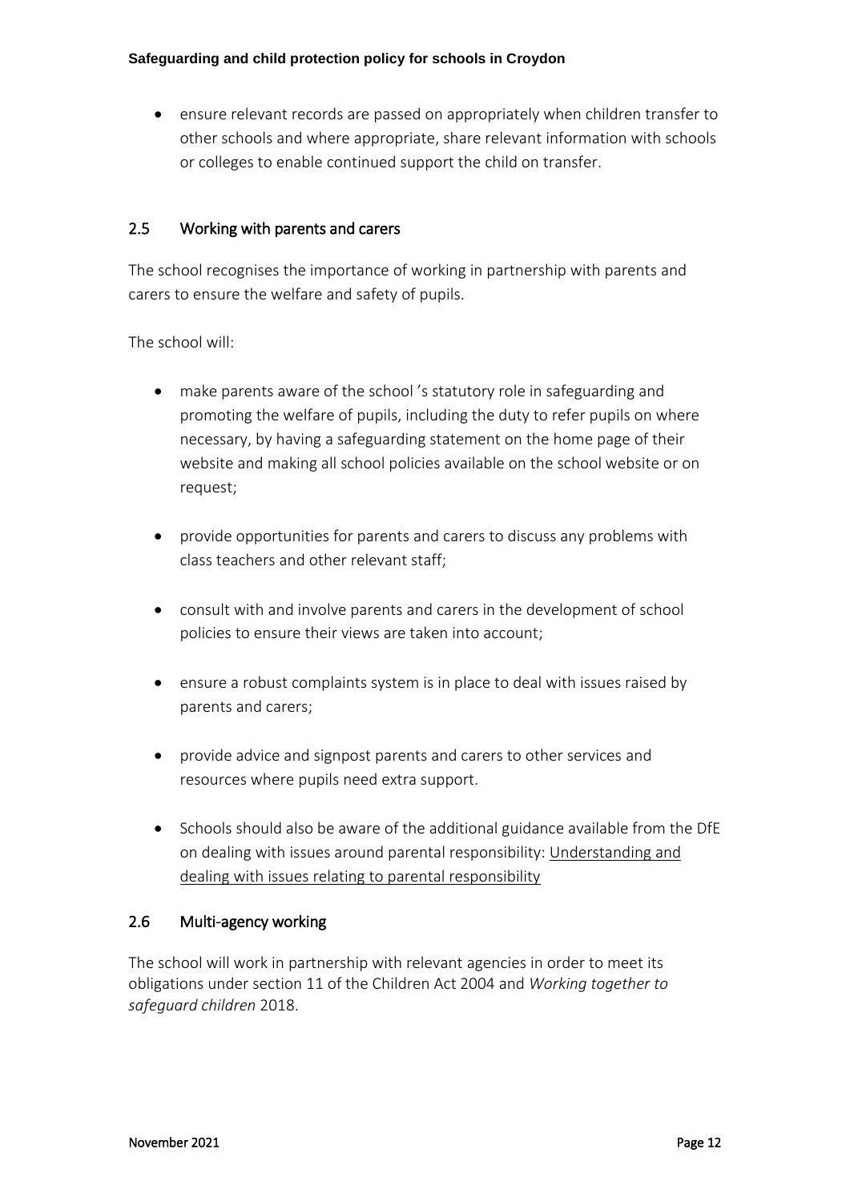- ensure relevant records are passed on appropriately when children transfer to other schools and where appropriate, share relevant information with schools or colleges to enable continued support the child on transfer.

## 2.5 Working with parents and carers

The school recognises the importance of working in partnership with parents and carers to ensure the welfare and safety of pupils.

The school will:

- make parents aware of the school 's statutory role in safeguarding and promoting the welfare of pupils, including the duty to refer pupils on where necessary, by having a safeguarding statement on the home page of their website and making all school policies available on the school website or on request;

- provide opportunities for parents and carers to discuss any problems with class teachers and other relevant staff;

- consult with and involve parents and carers in the development of school policies to ensure their views are taken into account;

- ensure a robust complaints system is in place to deal with issues raised by parents and carers;

- provide advice and signpost parents and carers to other services and resources where pupils need extra support.

- Schools should also be aware of the additional guidance available from the DfE on dealing with issues around parental responsibility: Understanding and dealing with issues relating to parental responsibility

## 2.6 Multi-agency working

The school will work in partnership with relevant agencies in order to meet its obligations under section 11 of the Children Act 2004 and *Working together to safeguard children* 2018.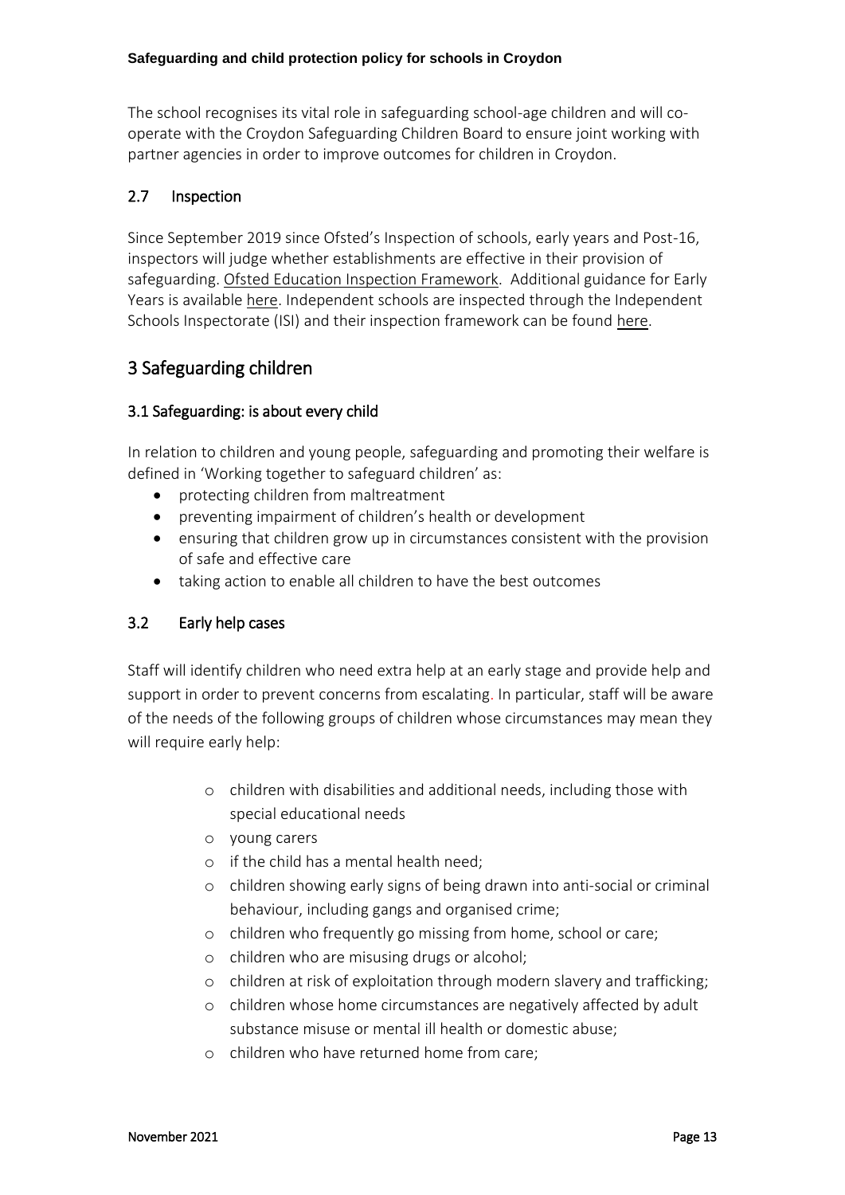The school recognises its vital role in safeguarding school-age children and will co-operate with the Croydon Safeguarding Children Board to ensure joint working with partner agencies in order to improve outcomes for children in Croydon.

## 2.7 Inspection

Since September 2019 since Ofsted's Inspection of schools, early years and Post-16, inspectors will judge whether establishments are effective in their provision of safeguarding. Ofsted Education Inspection Framework. Additional guidance for Early Years is available here. Independent schools are inspected through the Independent Schools Inspectorate (ISI) and their inspection framework can be found here.

# 3 Safeguarding children

## 3.1 Safeguarding: is about every child

In relation to children and young people, safeguarding and promoting their welfare is defined in 'Working together to safeguard children' as:

- protecting children from maltreatment
- preventing impairment of children's health or development
- ensuring that children grow up in circumstances consistent with the provision of safe and effective care
- taking action to enable all children to have the best outcomes

## 3.2 Early help cases

Staff will identify children who need extra help at an early stage and provide help and support in order to prevent concerns from escalating. In particular, staff will be aware of the needs of the following groups of children whose circumstances may mean they will require early help:

- children with disabilities and additional needs, including those with special educational needs
- young carers
- if the child has a mental health need;
- children showing early signs of being drawn into anti-social or criminal behaviour, including gangs and organised crime;
- children who frequently go missing from home, school or care;
- children who are misusing drugs or alcohol;
- children at risk of exploitation through modern slavery and trafficking;
- children whose home circumstances are negatively affected by adult substance misuse or mental ill health or domestic abuse;
- children who have returned home from care;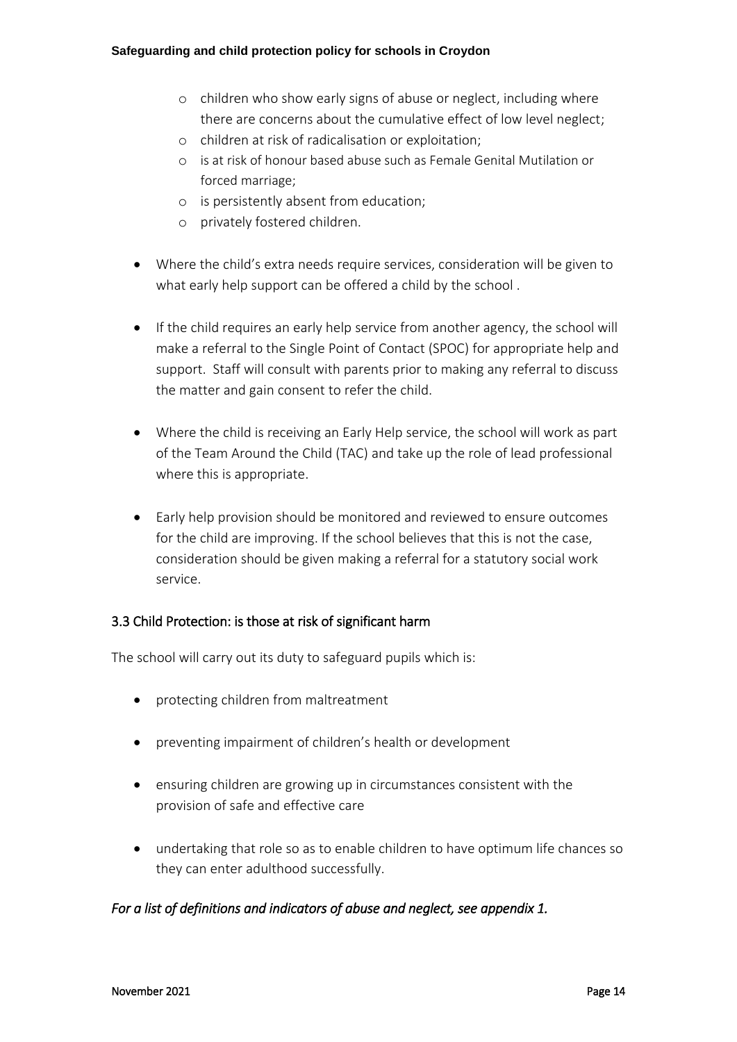- children who show early signs of abuse or neglect, including where there are concerns about the cumulative effect of low level neglect;
  - children at risk of radicalisation or exploitation;
  - is at risk of honour based abuse such as Female Genital Mutilation or forced marriage;
  - is persistently absent from education;
  - privately fostered children.

- Where the child's extra needs require services, consideration will be given to what early help support can be offered a child by the school .

- If the child requires an early help service from another agency, the school will make a referral to the Single Point of Contact (SPOC) for appropriate help and support. Staff will consult with parents prior to making any referral to discuss the matter and gain consent to refer the child.

- Where the child is receiving an Early Help service, the school will work as part of the Team Around the Child (TAC) and take up the role of lead professional where this is appropriate.

- Early help provision should be monitored and reviewed to ensure outcomes for the child are improving. If the school believes that this is not the case, consideration should be given making a referral for a statutory social work service.

### 3.3 Child Protection: is those at risk of significant harm

The school will carry out its duty to safeguard pupils which is:

- protecting children from maltreatment

- preventing impairment of children's health or development

- ensuring children are growing up in circumstances consistent with the provision of safe and effective care

- undertaking that role so as to enable children to have optimum life chances so they can enter adulthood successfully.

***For a list of definitions and indicators of abuse and neglect, see appendix 1.***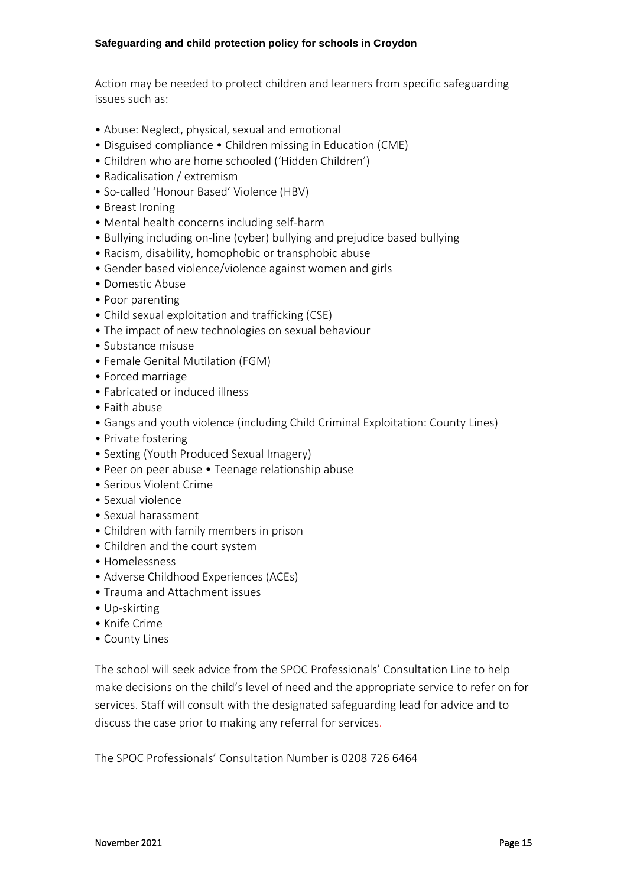Action may be needed to protect children and learners from specific safeguarding issues such as:

- Abuse: Neglect, physical, sexual and emotional
- Disguised compliance • Children missing in Education (CME)
- Children who are home schooled ('Hidden Children')
- Radicalisation / extremism
- So-called 'Honour Based' Violence (HBV)
- Breast Ironing
- Mental health concerns including self-harm
- Bullying including on-line (cyber) bullying and prejudice based bullying
- Racism, disability, homophobic or transphobic abuse
- Gender based violence/violence against women and girls
- Domestic Abuse
- Poor parenting
- Child sexual exploitation and trafficking (CSE)
- The impact of new technologies on sexual behaviour
- Substance misuse
- Female Genital Mutilation (FGM)
- Forced marriage
- Fabricated or induced illness
- Faith abuse
- Gangs and youth violence (including Child Criminal Exploitation: County Lines)
- Private fostering
- Sexting (Youth Produced Sexual Imagery)
- Peer on peer abuse • Teenage relationship abuse
- Serious Violent Crime
- Sexual violence
- Sexual harassment
- Children with family members in prison
- Children and the court system
- Homelessness
- Adverse Childhood Experiences (ACEs)
- Trauma and Attachment issues
- Up-skirting
- Knife Crime
- County Lines

The school will seek advice from the SPOC Professionals' Consultation Line to help make decisions on the child's level of need and the appropriate service to refer on for services. Staff will consult with the designated safeguarding lead for advice and to discuss the case prior to making any referral for services.

The SPOC Professionals' Consultation Number is 0208 726 6464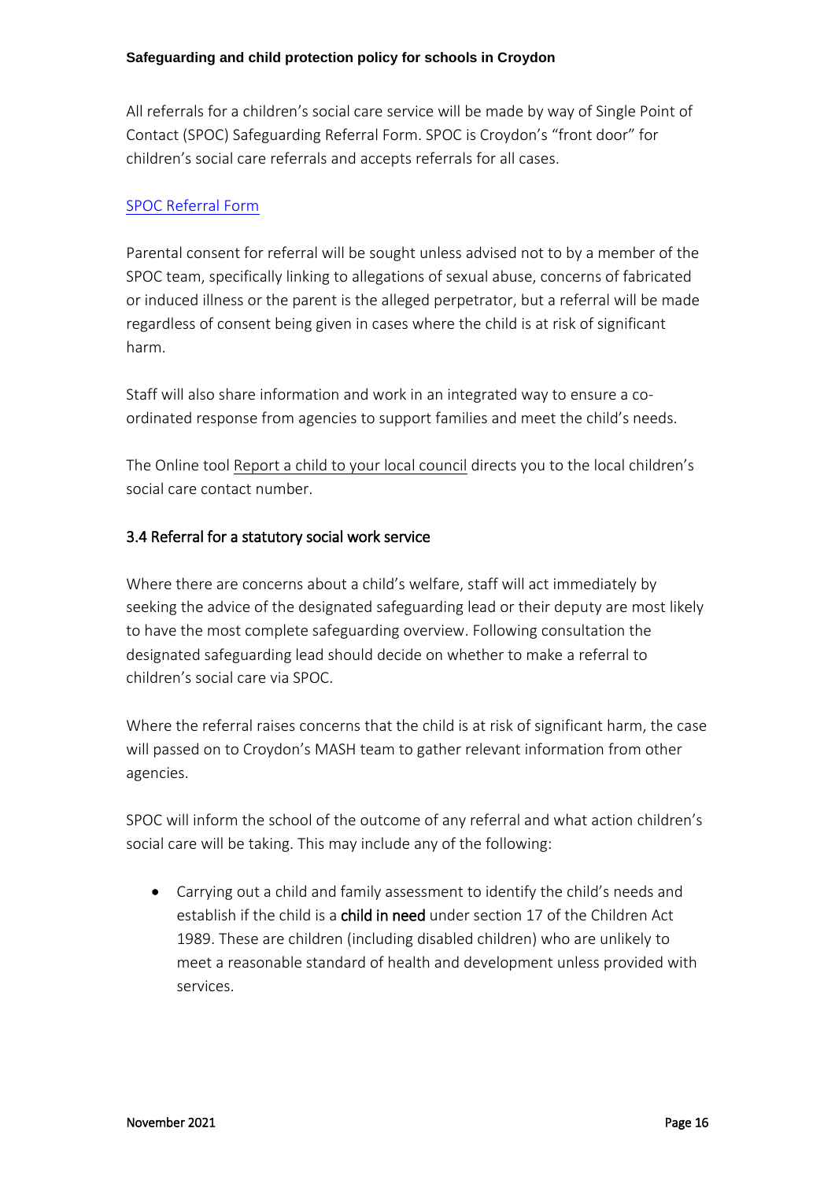All referrals for a children's social care service will be made by way of Single Point of Contact (SPOC) Safeguarding Referral Form. SPOC is Croydon's "front door" for children's social care referrals and accepts referrals for all cases.

SPOC Referral Form

Parental consent for referral will be sought unless advised not to by a member of the SPOC team, specifically linking to allegations of sexual abuse, concerns of fabricated or induced illness or the parent is the alleged perpetrator, but a referral will be made regardless of consent being given in cases where the child is at risk of significant harm.

Staff will also share information and work in an integrated way to ensure a co-ordinated response from agencies to support families and meet the child's needs.

The Online tool Report a child to your local council directs you to the local children's social care contact number.

### 3.4 Referral for a statutory social work service

Where there are concerns about a child's welfare, staff will act immediately by seeking the advice of the designated safeguarding lead or their deputy are most likely to have the most complete safeguarding overview. Following consultation the designated safeguarding lead should decide on whether to make a referral to children's social care via SPOC.

Where the referral raises concerns that the child is at risk of significant harm, the case will passed on to Croydon's MASH team to gather relevant information from other agencies.

SPOC will inform the school of the outcome of any referral and what action children's social care will be taking. This may include any of the following:

- Carrying out a child and family assessment to identify the child's needs and establish if the child is a **child in need** under section 17 of the Children Act 1989. These are children (including disabled children) who are unlikely to meet a reasonable standard of health and development unless provided with services.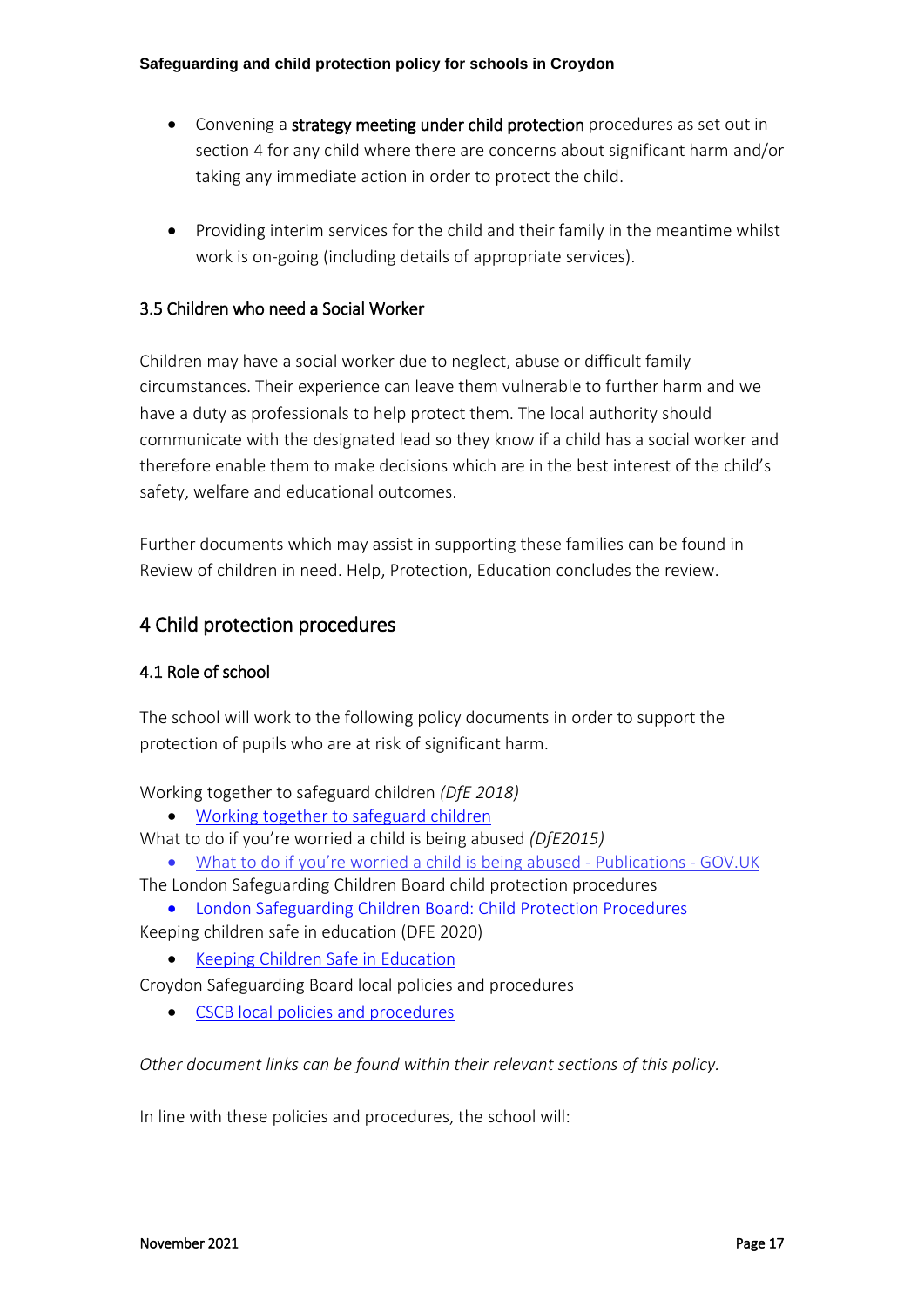- Convening a **strategy meeting under child protection** procedures as set out in section 4 for any child where there are concerns about significant harm and/or taking any immediate action in order to protect the child.

- Providing interim services for the child and their family in the meantime whilst work is on-going (including details of appropriate services).

### 3.5 Children who need a Social Worker

Children may have a social worker due to neglect, abuse or difficult family circumstances. Their experience can leave them vulnerable to further harm and we have a duty as professionals to help protect them. The local authority should communicate with the designated lead so they know if a child has a social worker and therefore enable them to make decisions which are in the best interest of the child's safety, welfare and educational outcomes.

Further documents which may assist in supporting these families can be found in Review of children in need. Help, Protection, Education concludes the review.

## 4 Child protection procedures

### 4.1 Role of school

The school will work to the following policy documents in order to support the protection of pupils who are at risk of significant harm.

Working together to safeguard children *(DfE 2018)*

- Working together to safeguard children

What to do if you're worried a child is being abused *(DfE2015)*

- What to do if you're worried a child is being abused - Publications - GOV.UK

The London Safeguarding Children Board child protection procedures

- London Safeguarding Children Board: Child Protection Procedures

Keeping children safe in education (DFE 2020)

- Keeping Children Safe in Education

Croydon Safeguarding Board local policies and procedures

- CSCB local policies and procedures

*Other document links can be found within their relevant sections of this policy.*

In line with these policies and procedures, the school will: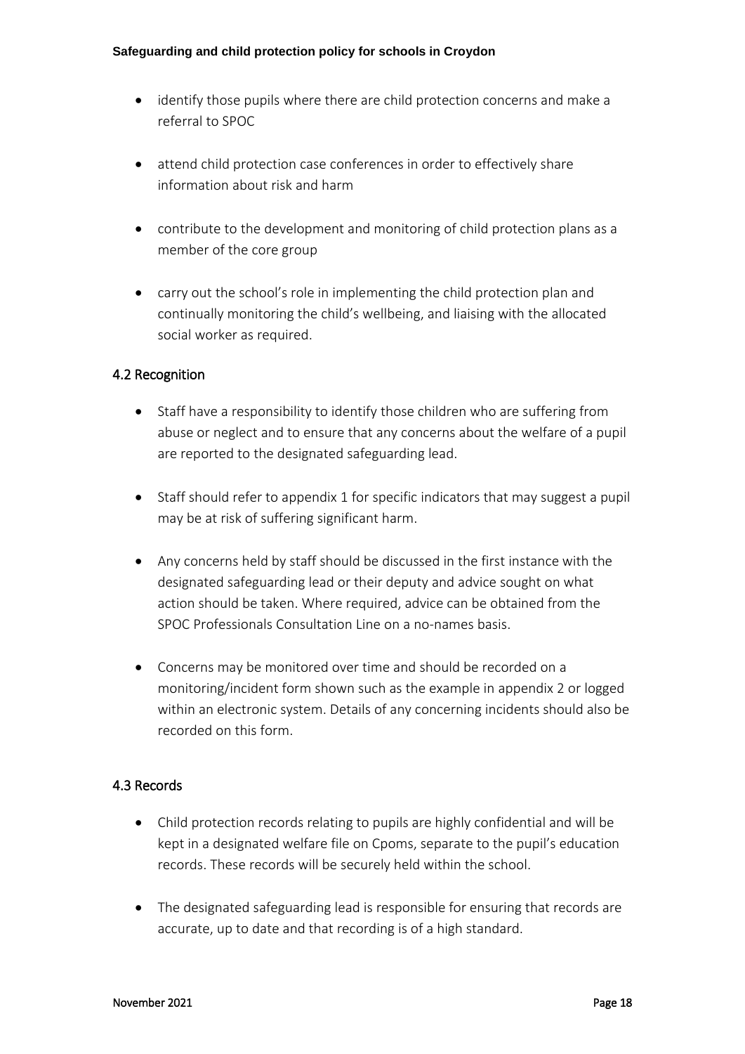- identify those pupils where there are child protection concerns and make a referral to SPOC

- attend child protection case conferences in order to effectively share information about risk and harm

- contribute to the development and monitoring of child protection plans as a member of the core group

- carry out the school's role in implementing the child protection plan and continually monitoring the child's wellbeing, and liaising with the allocated social worker as required.

### 4.2 Recognition

- Staff have a responsibility to identify those children who are suffering from abuse or neglect and to ensure that any concerns about the welfare of a pupil are reported to the designated safeguarding lead.

- Staff should refer to appendix 1 for specific indicators that may suggest a pupil may be at risk of suffering significant harm.

- Any concerns held by staff should be discussed in the first instance with the designated safeguarding lead or their deputy and advice sought on what action should be taken. Where required, advice can be obtained from the SPOC Professionals Consultation Line on a no-names basis.

- Concerns may be monitored over time and should be recorded on a monitoring/incident form shown such as the example in appendix 2 or logged within an electronic system. Details of any concerning incidents should also be recorded on this form.

### 4.3 Records

- Child protection records relating to pupils are highly confidential and will be kept in a designated welfare file on Cpoms, separate to the pupil's education records. These records will be securely held within the school.

- The designated safeguarding lead is responsible for ensuring that records are accurate, up to date and that recording is of a high standard.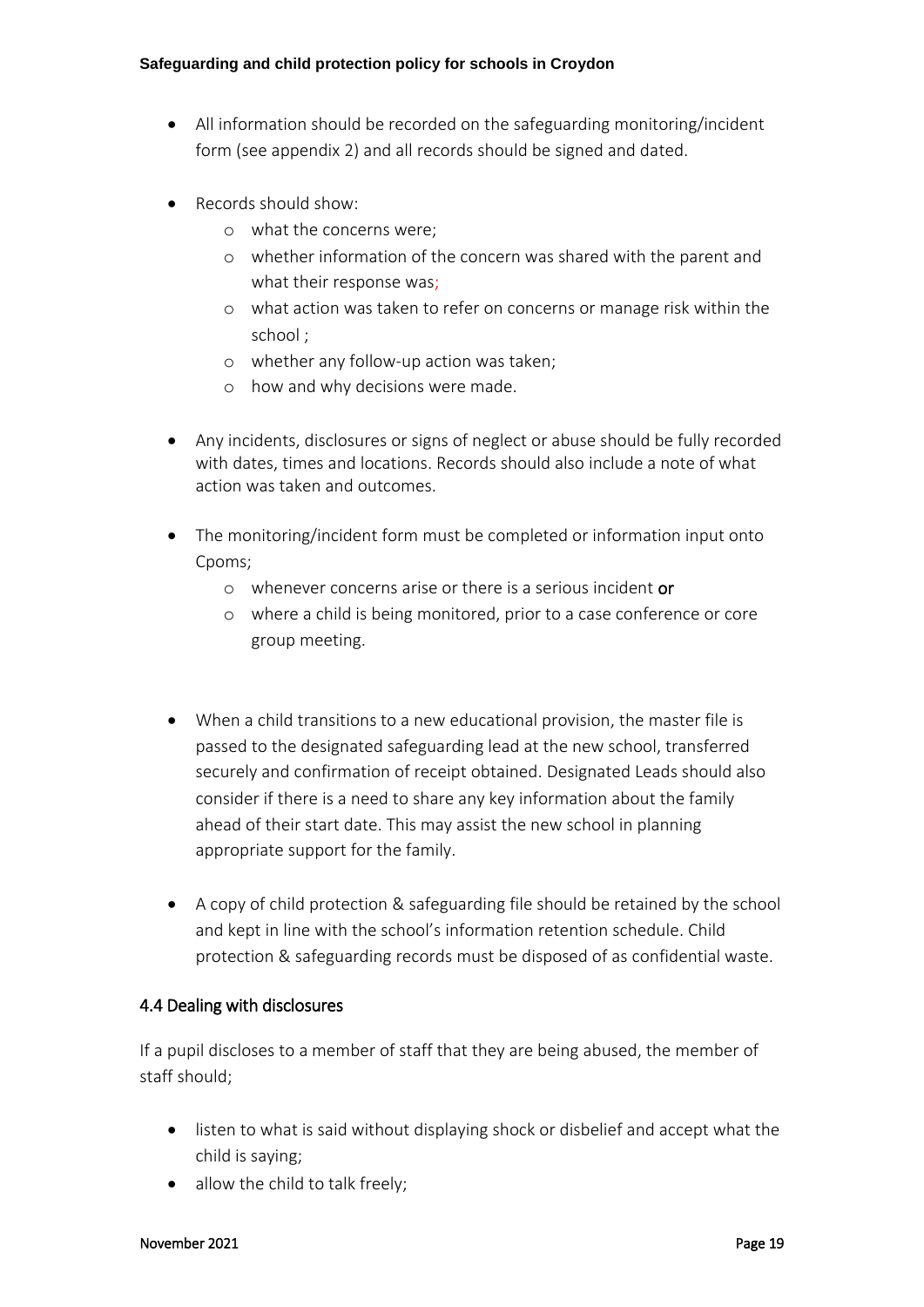- All information should be recorded on the safeguarding monitoring/incident form (see appendix 2) and all records should be signed and dated.

- Records should show:
    - what the concerns were;
    - whether information of the concern was shared with the parent and what their response was;
    - what action was taken to refer on concerns or manage risk within the school ;
    - whether any follow-up action was taken;
    - how and why decisions were made.

- Any incidents, disclosures or signs of neglect or abuse should be fully recorded with dates, times and locations. Records should also include a note of what action was taken and outcomes.

- The monitoring/incident form must be completed or information input onto Cpoms;
    - whenever concerns arise or there is a serious incident **or**
    - where a child is being monitored, prior to a case conference or core group meeting.

- When a child transitions to a new educational provision, the master file is passed to the designated safeguarding lead at the new school, transferred securely and confirmation of receipt obtained. Designated Leads should also consider if there is a need to share any key information about the family ahead of their start date. This may assist the new school in planning appropriate support for the family.

- A copy of child protection & safeguarding file should be retained by the school and kept in line with the school's information retention schedule. Child protection & safeguarding records must be disposed of as confidential waste.

### 4.4 Dealing with disclosures

If a pupil discloses to a member of staff that they are being abused, the member of staff should;

- listen to what is said without displaying shock or disbelief and accept what the child is saying;
- allow the child to talk freely;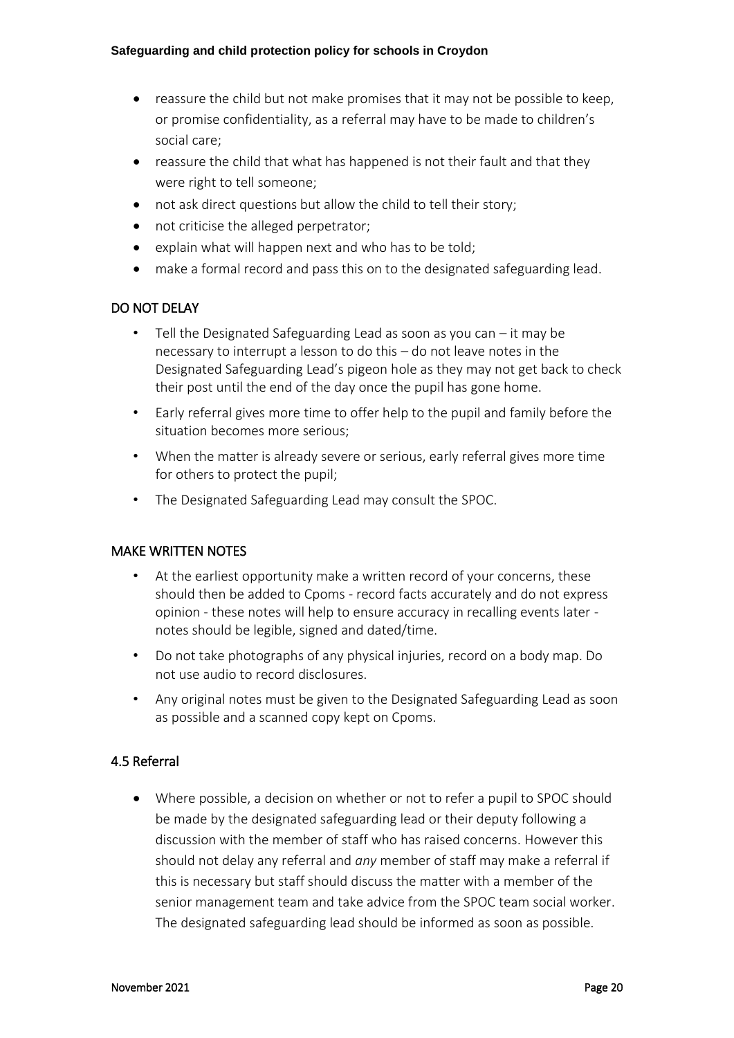- reassure the child but not make promises that it may not be possible to keep, or promise confidentiality, as a referral may have to be made to children's social care;
- reassure the child that what has happened is not their fault and that they were right to tell someone;
- not ask direct questions but allow the child to tell their story;
- not criticise the alleged perpetrator;
- explain what will happen next and who has to be told;
- make a formal record and pass this on to the designated safeguarding lead.

## DO NOT DELAY

- Tell the Designated Safeguarding Lead as soon as you can – it may be necessary to interrupt a lesson to do this – do not leave notes in the Designated Safeguarding Lead's pigeon hole as they may not get back to check their post until the end of the day once the pupil has gone home.
- Early referral gives more time to offer help to the pupil and family before the situation becomes more serious;
- When the matter is already severe or serious, early referral gives more time for others to protect the pupil;
- The Designated Safeguarding Lead may consult the SPOC.

## MAKE WRITTEN NOTES

- At the earliest opportunity make a written record of your concerns, these should then be added to Cpoms - record facts accurately and do not express opinion - these notes will help to ensure accuracy in recalling events later - notes should be legible, signed and dated/time.
- Do not take photographs of any physical injuries, record on a body map. Do not use audio to record disclosures.
- Any original notes must be given to the Designated Safeguarding Lead as soon as possible and a scanned copy kept on Cpoms.

## 4.5 Referral

- Where possible, a decision on whether or not to refer a pupil to SPOC should be made by the designated safeguarding lead or their deputy following a discussion with the member of staff who has raised concerns. However this should not delay any referral and *any* member of staff may make a referral if this is necessary but staff should discuss the matter with a member of the senior management team and take advice from the SPOC team social worker. The designated safeguarding lead should be informed as soon as possible.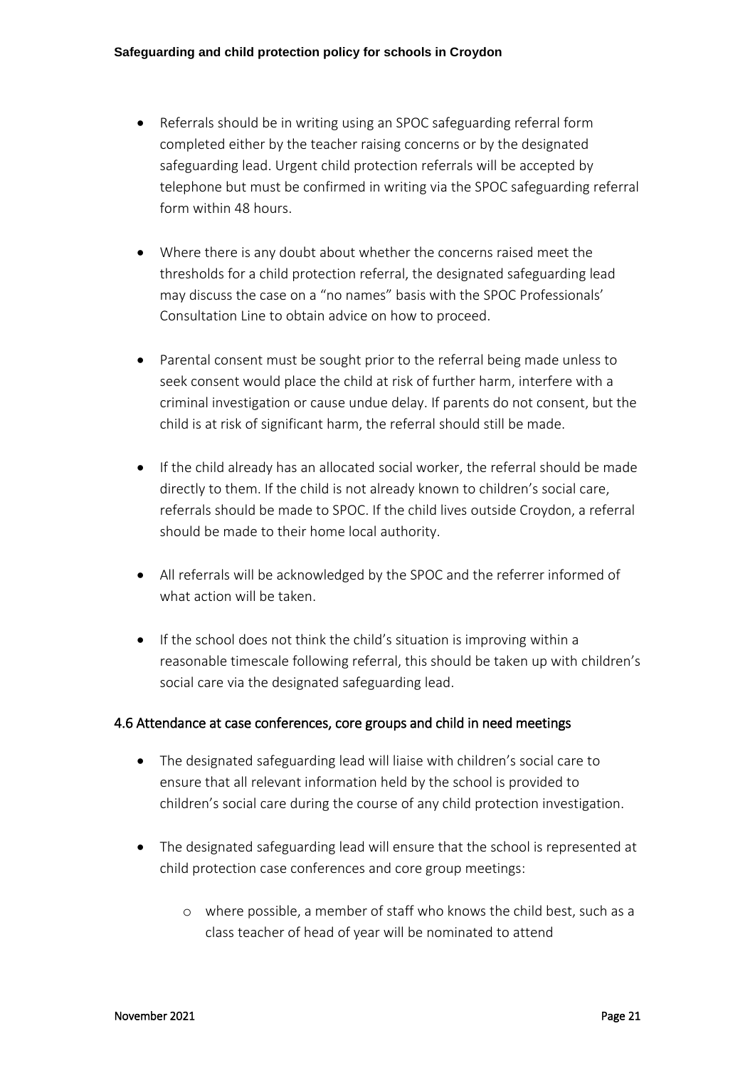- Referrals should be in writing using an SPOC safeguarding referral form completed either by the teacher raising concerns or by the designated safeguarding lead. Urgent child protection referrals will be accepted by telephone but must be confirmed in writing via the SPOC safeguarding referral form within 48 hours.

- Where there is any doubt about whether the concerns raised meet the thresholds for a child protection referral, the designated safeguarding lead may discuss the case on a "no names" basis with the SPOC Professionals' Consultation Line to obtain advice on how to proceed.

- Parental consent must be sought prior to the referral being made unless to seek consent would place the child at risk of further harm, interfere with a criminal investigation or cause undue delay. If parents do not consent, but the child is at risk of significant harm, the referral should still be made.

- If the child already has an allocated social worker, the referral should be made directly to them. If the child is not already known to children's social care, referrals should be made to SPOC. If the child lives outside Croydon, a referral should be made to their home local authority.

- All referrals will be acknowledged by the SPOC and the referrer informed of what action will be taken.

- If the school does not think the child's situation is improving within a reasonable timescale following referral, this should be taken up with children's social care via the designated safeguarding lead.

### 4.6 Attendance at case conferences, core groups and child in need meetings

- The designated safeguarding lead will liaise with children's social care to ensure that all relevant information held by the school is provided to children's social care during the course of any child protection investigation.

- The designated safeguarding lead will ensure that the school is represented at child protection case conferences and core group meetings:

    - where possible, a member of staff who knows the child best, such as a class teacher of head of year will be nominated to attend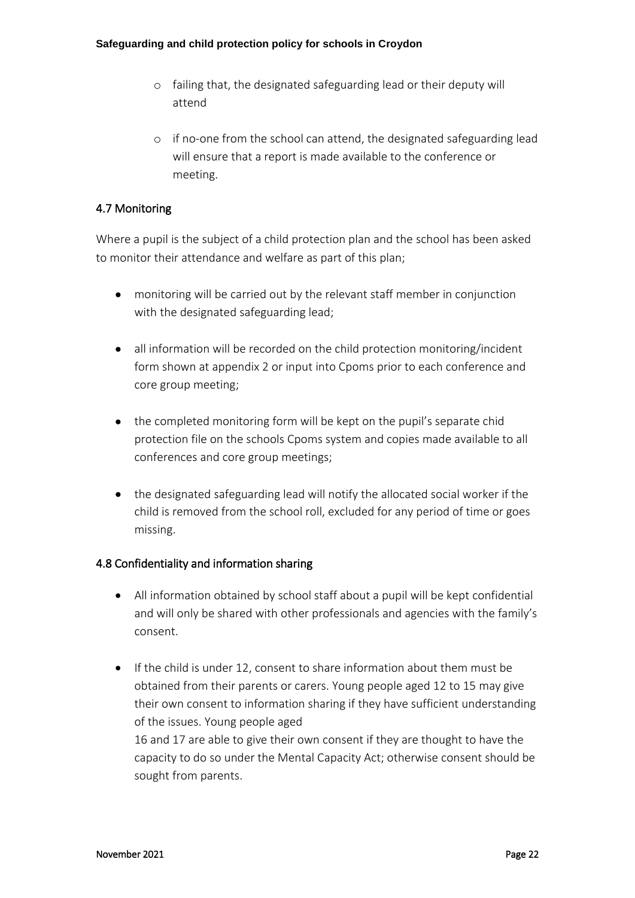- failing that, the designated safeguarding lead or their deputy will attend
- if no-one from the school can attend, the designated safeguarding lead will ensure that a report is made available to the conference or meeting.

### 4.7 Monitoring

Where a pupil is the subject of a child protection plan and the school has been asked to monitor their attendance and welfare as part of this plan;

- monitoring will be carried out by the relevant staff member in conjunction with the designated safeguarding lead;
- all information will be recorded on the child protection monitoring/incident form shown at appendix 2 or input into Cpoms prior to each conference and core group meeting;
- the completed monitoring form will be kept on the pupil's separate chid protection file on the schools Cpoms system and copies made available to all conferences and core group meetings;
- the designated safeguarding lead will notify the allocated social worker if the child is removed from the school roll, excluded for any period of time or goes missing.

### 4.8 Confidentiality and information sharing

- All information obtained by school staff about a pupil will be kept confidential and will only be shared with other professionals and agencies with the family's consent.
- If the child is under 12, consent to share information about them must be obtained from their parents or carers. Young people aged 12 to 15 may give their own consent to information sharing if they have sufficient understanding of the issues. Young people aged
  16 and 17 are able to give their own consent if they are thought to have the capacity to do so under the Mental Capacity Act; otherwise consent should be sought from parents.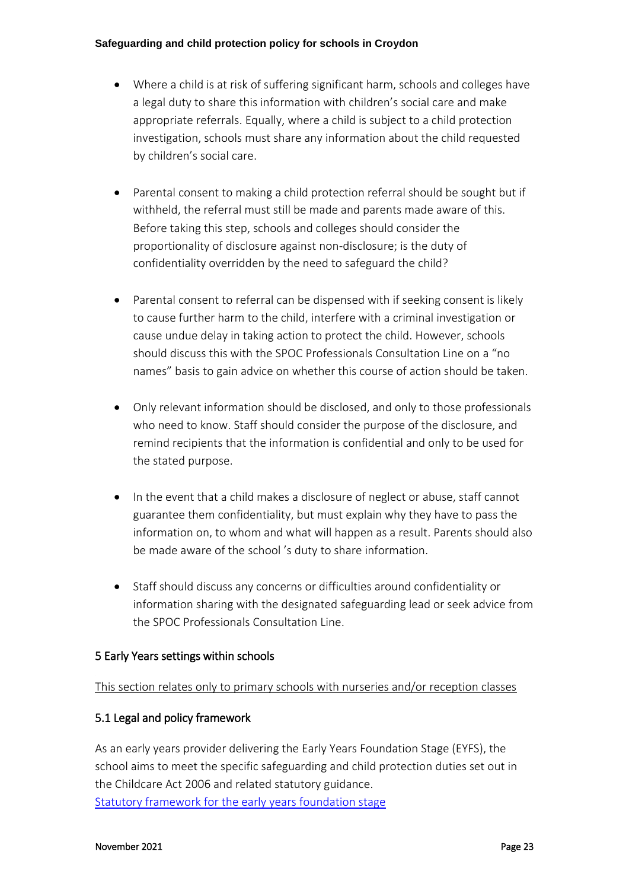- Where a child is at risk of suffering significant harm, schools and colleges have a legal duty to share this information with children's social care and make appropriate referrals. Equally, where a child is subject to a child protection investigation, schools must share any information about the child requested by children's social care.

- Parental consent to making a child protection referral should be sought but if withheld, the referral must still be made and parents made aware of this. Before taking this step, schools and colleges should consider the proportionality of disclosure against non-disclosure; is the duty of confidentiality overridden by the need to safeguard the child?

- Parental consent to referral can be dispensed with if seeking consent is likely to cause further harm to the child, interfere with a criminal investigation or cause undue delay in taking action to protect the child. However, schools should discuss this with the SPOC Professionals Consultation Line on a "no names" basis to gain advice on whether this course of action should be taken.

- Only relevant information should be disclosed, and only to those professionals who need to know. Staff should consider the purpose of the disclosure, and remind recipients that the information is confidential and only to be used for the stated purpose.

- In the event that a child makes a disclosure of neglect or abuse, staff cannot guarantee them confidentiality, but must explain why they have to pass the information on, to whom and what will happen as a result. Parents should also be made aware of the school 's duty to share information.

- Staff should discuss any concerns or difficulties around confidentiality or information sharing with the designated safeguarding lead or seek advice from the SPOC Professionals Consultation Line.

## 5 Early Years settings within schools

<u>This section relates only to primary schools with nurseries and/or reception classes</u>

### 5.1 Legal and policy framework

As an early years provider delivering the Early Years Foundation Stage (EYFS), the school aims to meet the specific safeguarding and child protection duties set out in the Childcare Act 2006 and related statutory guidance.
[Statutory framework for the early years foundation stage]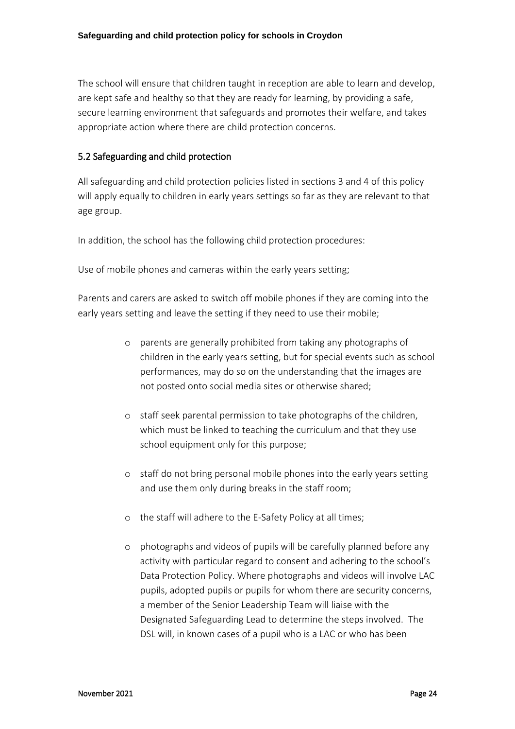The school will ensure that children taught in reception are able to learn and develop, are kept safe and healthy so that they are ready for learning, by providing a safe, secure learning environment that safeguards and promotes their welfare, and takes appropriate action where there are child protection concerns.

### 5.2 Safeguarding and child protection

All safeguarding and child protection policies listed in sections 3 and 4 of this policy will apply equally to children in early years settings so far as they are relevant to that age group.

In addition, the school has the following child protection procedures:

Use of mobile phones and cameras within the early years setting;

Parents and carers are asked to switch off mobile phones if they are coming into the early years setting and leave the setting if they need to use their mobile;

- parents are generally prohibited from taking any photographs of children in the early years setting, but for special events such as school performances, may do so on the understanding that the images are not posted onto social media sites or otherwise shared;
- staff seek parental permission to take photographs of the children, which must be linked to teaching the curriculum and that they use school equipment only for this purpose;
- staff do not bring personal mobile phones into the early years setting and use them only during breaks in the staff room;
- the staff will adhere to the E-Safety Policy at all times;
- photographs and videos of pupils will be carefully planned before any activity with particular regard to consent and adhering to the school's Data Protection Policy. Where photographs and videos will involve LAC pupils, adopted pupils or pupils for whom there are security concerns, a member of the Senior Leadership Team will liaise with the Designated Safeguarding Lead to determine the steps involved. The DSL will, in known cases of a pupil who is a LAC or who has been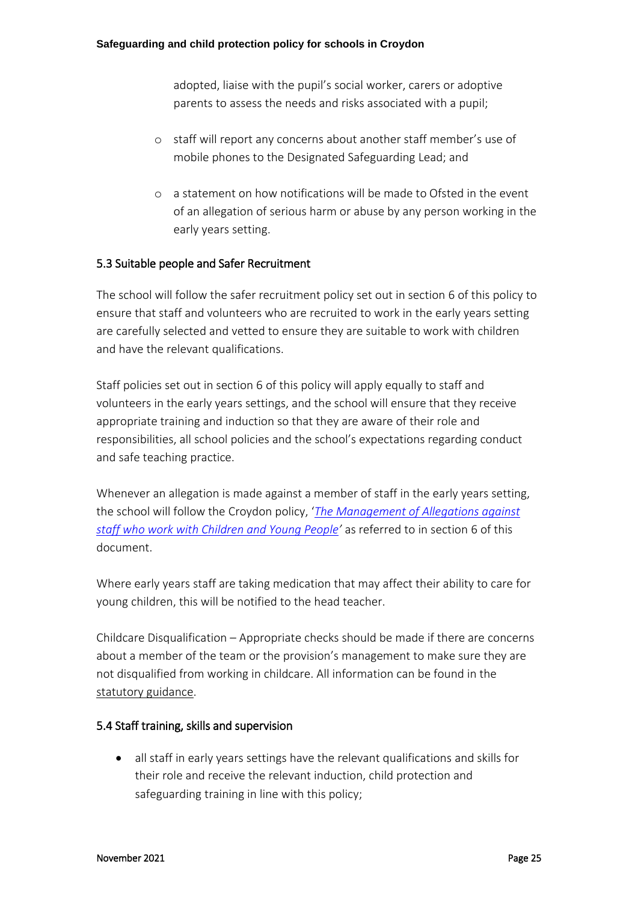adopted, liaise with the pupil's social worker, carers or adoptive parents to assess the needs and risks associated with a pupil;

- staff will report any concerns about another staff member's use of mobile phones to the Designated Safeguarding Lead; and

- a statement on how notifications will be made to Ofsted in the event of an allegation of serious harm or abuse by any person working in the early years setting.

### 5.3 Suitable people and Safer Recruitment

The school will follow the safer recruitment policy set out in section 6 of this policy to ensure that staff and volunteers who are recruited to work in the early years setting are carefully selected and vetted to ensure they are suitable to work with children and have the relevant qualifications.

Staff policies set out in section 6 of this policy will apply equally to staff and volunteers in the early years settings, and the school will ensure that they receive appropriate training and induction so that they are aware of their role and responsibilities, all school policies and the school's expectations regarding conduct and safe teaching practice.

Whenever an allegation is made against a member of staff in the early years setting, the school will follow the Croydon policy, '*The Management of Allegations against staff who work with Children and Young People*' as referred to in section 6 of this document.

Where early years staff are taking medication that may affect their ability to care for young children, this will be notified to the head teacher.

Childcare Disqualification – Appropriate checks should be made if there are concerns about a member of the team or the provision's management to make sure they are not disqualified from working in childcare. All information can be found in the statutory guidance.

### 5.4 Staff training, skills and supervision

- all staff in early years settings have the relevant qualifications and skills for their role and receive the relevant induction, child protection and safeguarding training in line with this policy;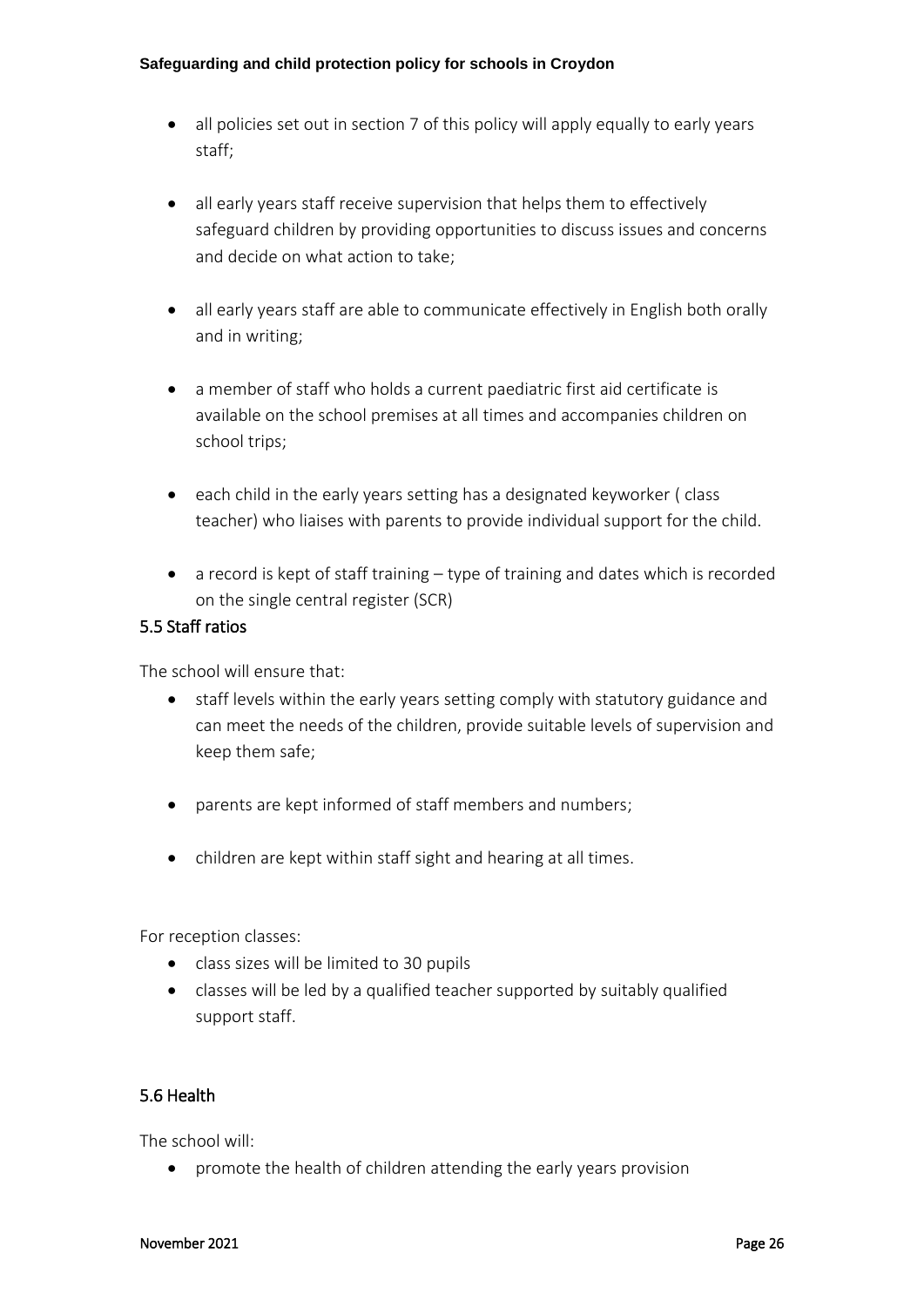- all policies set out in section 7 of this policy will apply equally to early years staff;

- all early years staff receive supervision that helps them to effectively safeguard children by providing opportunities to discuss issues and concerns and decide on what action to take;

- all early years staff are able to communicate effectively in English both orally and in writing;

- a member of staff who holds a current paediatric first aid certificate is available on the school premises at all times and accompanies children on school trips;

- each child in the early years setting has a designated keyworker ( class teacher) who liaises with parents to provide individual support for the child.

- a record is kept of staff training – type of training and dates which is recorded on the single central register (SCR)

### 5.5 Staff ratios

The school will ensure that:

- staff levels within the early years setting comply with statutory guidance and can meet the needs of the children, provide suitable levels of supervision and keep them safe;

- parents are kept informed of staff members and numbers;

- children are kept within staff sight and hearing at all times.

For reception classes:

- class sizes will be limited to 30 pupils
- classes will be led by a qualified teacher supported by suitably qualified support staff.

### 5.6 Health

The school will:

- promote the health of children attending the early years provision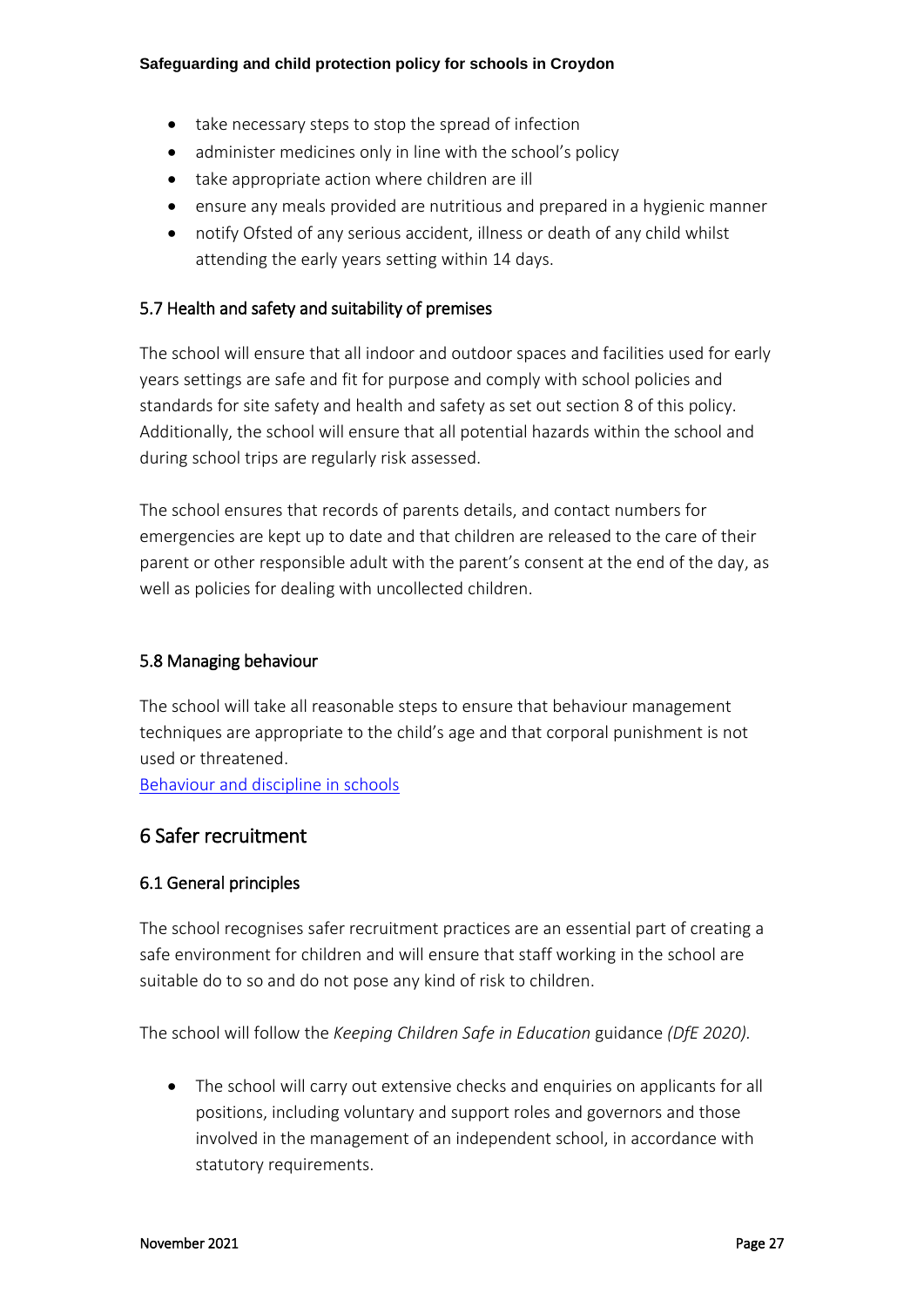- take necessary steps to stop the spread of infection
- administer medicines only in line with the school's policy
- take appropriate action where children are ill
- ensure any meals provided are nutritious and prepared in a hygienic manner
- notify Ofsted of any serious accident, illness or death of any child whilst attending the early years setting within 14 days.

### 5.7 Health and safety and suitability of premises

The school will ensure that all indoor and outdoor spaces and facilities used for early years settings are safe and fit for purpose and comply with school policies and standards for site safety and health and safety as set out section 8 of this policy. Additionally, the school will ensure that all potential hazards within the school and during school trips are regularly risk assessed.

The school ensures that records of parents details, and contact numbers for emergencies are kept up to date and that children are released to the care of their parent or other responsible adult with the parent's consent at the end of the day, as well as policies for dealing with uncollected children.

### 5.8 Managing behaviour

The school will take all reasonable steps to ensure that behaviour management techniques are appropriate to the child's age and that corporal punishment is not used or threatened.
Behaviour and discipline in schools

## 6 Safer recruitment

### 6.1 General principles

The school recognises safer recruitment practices are an essential part of creating a safe environment for children and will ensure that staff working in the school are suitable do to so and do not pose any kind of risk to children.

The school will follow the *Keeping Children Safe in Education* guidance *(DfE 2020).*

- The school will carry out extensive checks and enquiries on applicants for all positions, including voluntary and support roles and governors and those involved in the management of an independent school, in accordance with statutory requirements.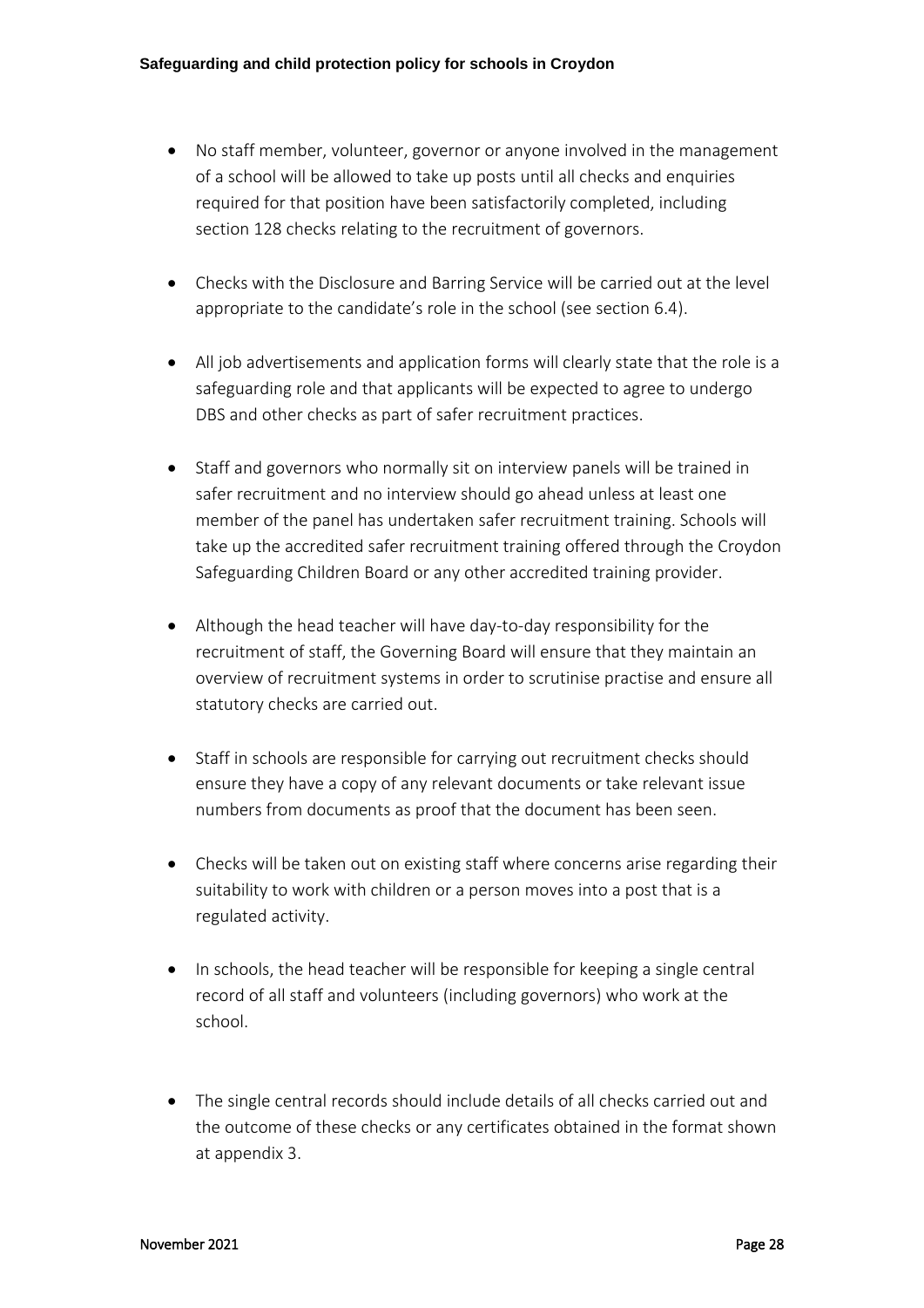- No staff member, volunteer, governor or anyone involved in the management of a school will be allowed to take up posts until all checks and enquiries required for that position have been satisfactorily completed, including section 128 checks relating to the recruitment of governors.

- Checks with the Disclosure and Barring Service will be carried out at the level appropriate to the candidate's role in the school (see section 6.4).

- All job advertisements and application forms will clearly state that the role is a safeguarding role and that applicants will be expected to agree to undergo DBS and other checks as part of safer recruitment practices.

- Staff and governors who normally sit on interview panels will be trained in safer recruitment and no interview should go ahead unless at least one member of the panel has undertaken safer recruitment training. Schools will take up the accredited safer recruitment training offered through the Croydon Safeguarding Children Board or any other accredited training provider.

- Although the head teacher will have day-to-day responsibility for the recruitment of staff, the Governing Board will ensure that they maintain an overview of recruitment systems in order to scrutinise practise and ensure all statutory checks are carried out.

- Staff in schools are responsible for carrying out recruitment checks should ensure they have a copy of any relevant documents or take relevant issue numbers from documents as proof that the document has been seen.

- Checks will be taken out on existing staff where concerns arise regarding their suitability to work with children or a person moves into a post that is a regulated activity.

- In schools, the head teacher will be responsible for keeping a single central record of all staff and volunteers (including governors) who work at the school.

- The single central records should include details of all checks carried out and the outcome of these checks or any certificates obtained in the format shown at appendix 3.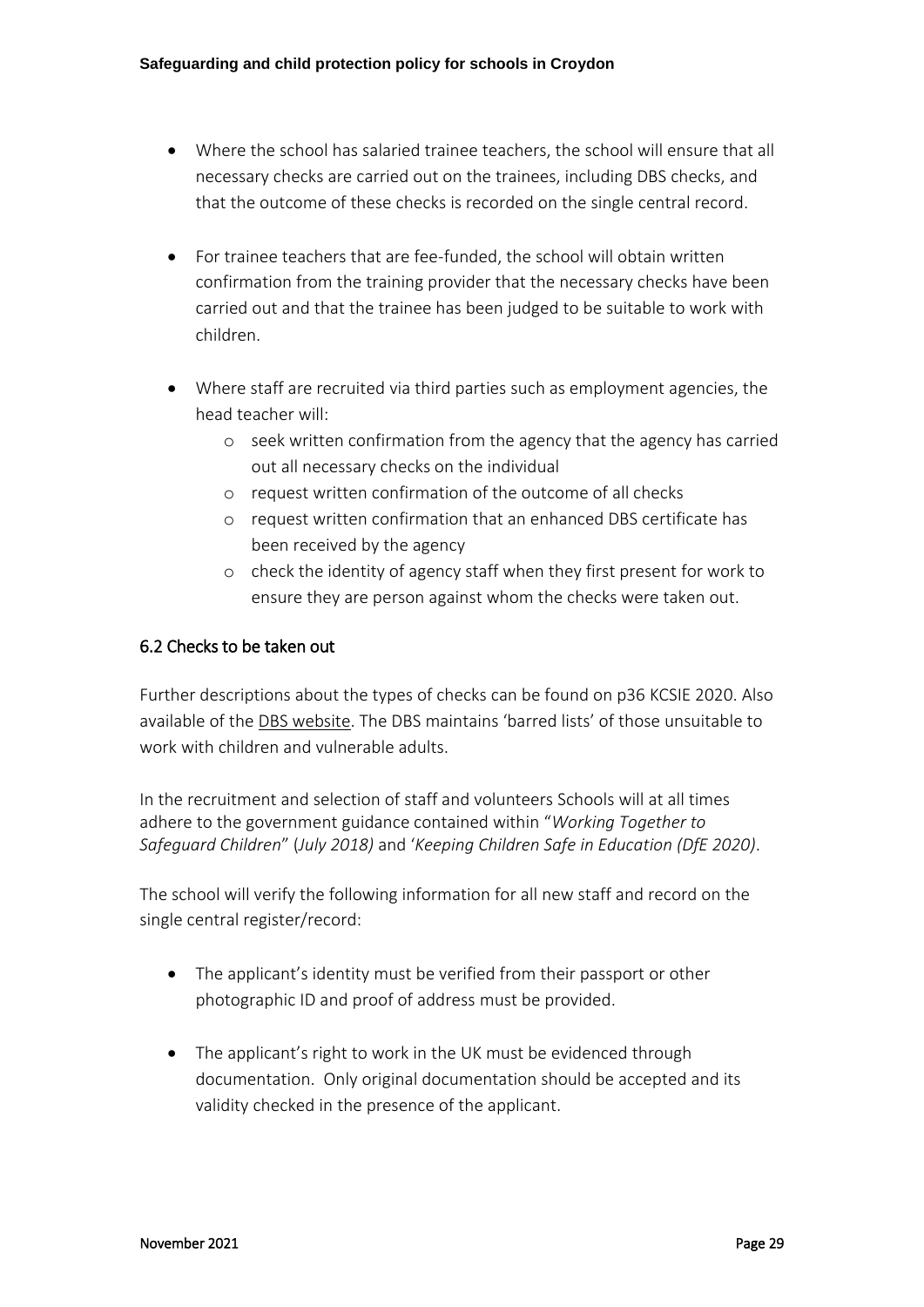- Where the school has salaried trainee teachers, the school will ensure that all necessary checks are carried out on the trainees, including DBS checks, and that the outcome of these checks is recorded on the single central record.

- For trainee teachers that are fee-funded, the school will obtain written confirmation from the training provider that the necessary checks have been carried out and that the trainee has been judged to be suitable to work with children.

- Where staff are recruited via third parties such as employment agencies, the head teacher will:
  - seek written confirmation from the agency that the agency has carried out all necessary checks on the individual
  - request written confirmation of the outcome of all checks
  - request written confirmation that an enhanced DBS certificate has been received by the agency
  - check the identity of agency staff when they first present for work to ensure they are person against whom the checks were taken out.

## 6.2 Checks to be taken out

Further descriptions about the types of checks can be found on p36 KCSIE 2020. Also available of the DBS website. The DBS maintains 'barred lists' of those unsuitable to work with children and vulnerable adults.

In the recruitment and selection of staff and volunteers Schools will at all times adhere to the government guidance contained within "*Working Together to Safeguard Children*" (*July 2018)* and '*Keeping Children Safe in Education (DfE 2020)*.

The school will verify the following information for all new staff and record on the single central register/record:

- The applicant's identity must be verified from their passport or other photographic ID and proof of address must be provided.

- The applicant's right to work in the UK must be evidenced through documentation. Only original documentation should be accepted and its validity checked in the presence of the applicant.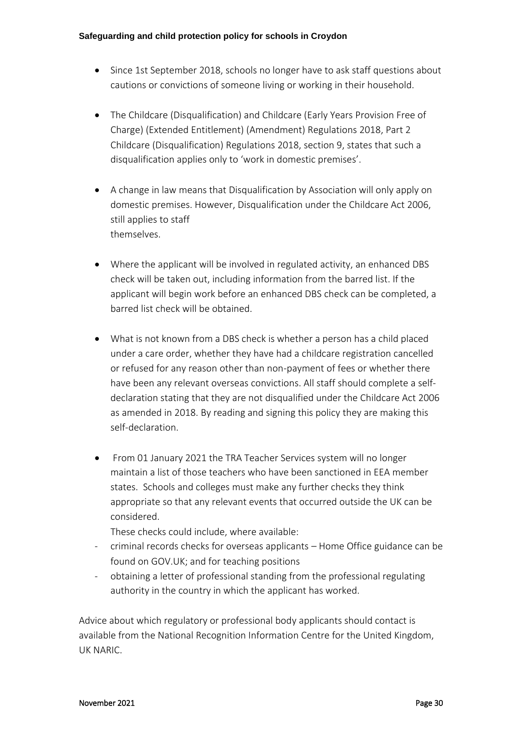- Since 1st September 2018, schools no longer have to ask staff questions about cautions or convictions of someone living or working in their household.

- The Childcare (Disqualification) and Childcare (Early Years Provision Free of Charge) (Extended Entitlement) (Amendment) Regulations 2018, Part 2 Childcare (Disqualification) Regulations 2018, section 9, states that such a disqualification applies only to 'work in domestic premises'.

- A change in law means that Disqualification by Association will only apply on domestic premises. However, Disqualification under the Childcare Act 2006, still applies to staff themselves.

- Where the applicant will be involved in regulated activity, an enhanced DBS check will be taken out, including information from the barred list. If the applicant will begin work before an enhanced DBS check can be completed, a barred list check will be obtained.

- What is not known from a DBS check is whether a person has a child placed under a care order, whether they have had a childcare registration cancelled or refused for any reason other than non-payment of fees or whether there have been any relevant overseas convictions. All staff should complete a self-declaration stating that they are not disqualified under the Childcare Act 2006 as amended in 2018. By reading and signing this policy they are making this self-declaration.

- From 01 January 2021 the TRA Teacher Services system will no longer maintain a list of those teachers who have been sanctioned in EEA member states. Schools and colleges must make any further checks they think appropriate so that any relevant events that occurred outside the UK can be considered.

  These checks could include, where available:

  - criminal records checks for overseas applicants – Home Office guidance can be found on GOV.UK; and for teaching positions
  - obtaining a letter of professional standing from the professional regulating authority in the country in which the applicant has worked.

Advice about which regulatory or professional body applicants should contact is available from the National Recognition Information Centre for the United Kingdom, UK NARIC.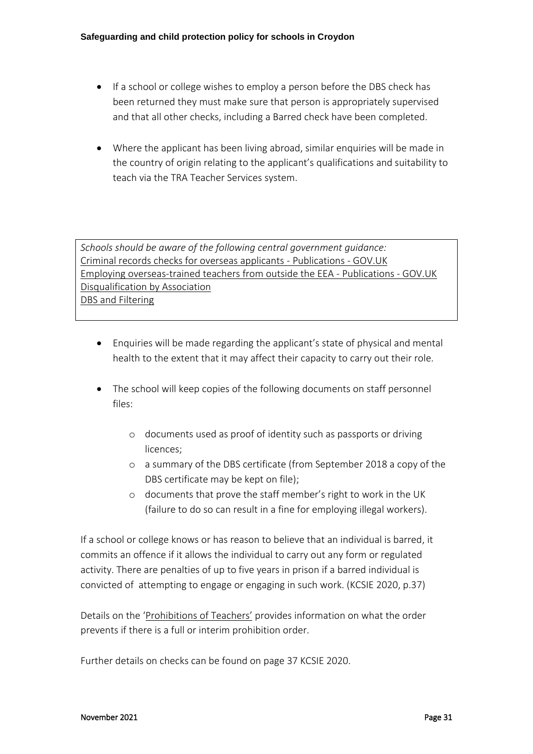- If a school or college wishes to employ a person before the DBS check has been returned they must make sure that person is appropriately supervised and that all other checks, including a Barred check have been completed.

- Where the applicant has been living abroad, similar enquiries will be made in the country of origin relating to the applicant's qualifications and suitability to teach via the TRA Teacher Services system.

*Schools should be aware of the following central government guidance:*
Criminal records checks for overseas applicants - Publications - GOV.UK
Employing overseas-trained teachers from outside the EEA - Publications - GOV.UK
Disqualification by Association
DBS and Filtering

- Enquiries will be made regarding the applicant's state of physical and mental health to the extent that it may affect their capacity to carry out their role.

- The school will keep copies of the following documents on staff personnel files:

    - documents used as proof of identity such as passports or driving licences;
    - a summary of the DBS certificate (from September 2018 a copy of the DBS certificate may be kept on file);
    - documents that prove the staff member's right to work in the UK (failure to do so can result in a fine for employing illegal workers).

If a school or college knows or has reason to believe that an individual is barred, it commits an offence if it allows the individual to carry out any form or regulated activity. There are penalties of up to five years in prison if a barred individual is convicted of attempting to engage or engaging in such work. (KCSIE 2020, p.37)

Details on the 'Prohibitions of Teachers' provides information on what the order prevents if there is a full or interim prohibition order.

Further details on checks can be found on page 37 KCSIE 2020.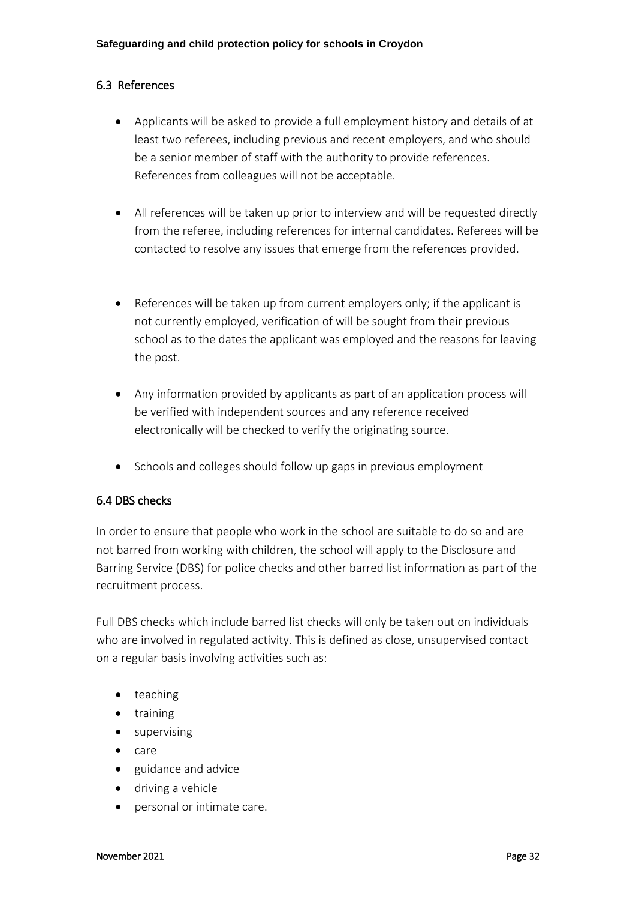## 6.3 References

- Applicants will be asked to provide a full employment history and details of at least two referees, including previous and recent employers, and who should be a senior member of staff with the authority to provide references. References from colleagues will not be acceptable.
- All references will be taken up prior to interview and will be requested directly from the referee, including references for internal candidates. Referees will be contacted to resolve any issues that emerge from the references provided.
- References will be taken up from current employers only; if the applicant is not currently employed, verification of will be sought from their previous school as to the dates the applicant was employed and the reasons for leaving the post.
- Any information provided by applicants as part of an application process will be verified with independent sources and any reference received electronically will be checked to verify the originating source.
- Schools and colleges should follow up gaps in previous employment

## 6.4 DBS checks

In order to ensure that people who work in the school are suitable to do so and are not barred from working with children, the school will apply to the Disclosure and Barring Service (DBS) for police checks and other barred list information as part of the recruitment process.

Full DBS checks which include barred list checks will only be taken out on individuals who are involved in regulated activity. This is defined as close, unsupervised contact on a regular basis involving activities such as:

- teaching
- training
- supervising
- care
- guidance and advice
- driving a vehicle
- personal or intimate care.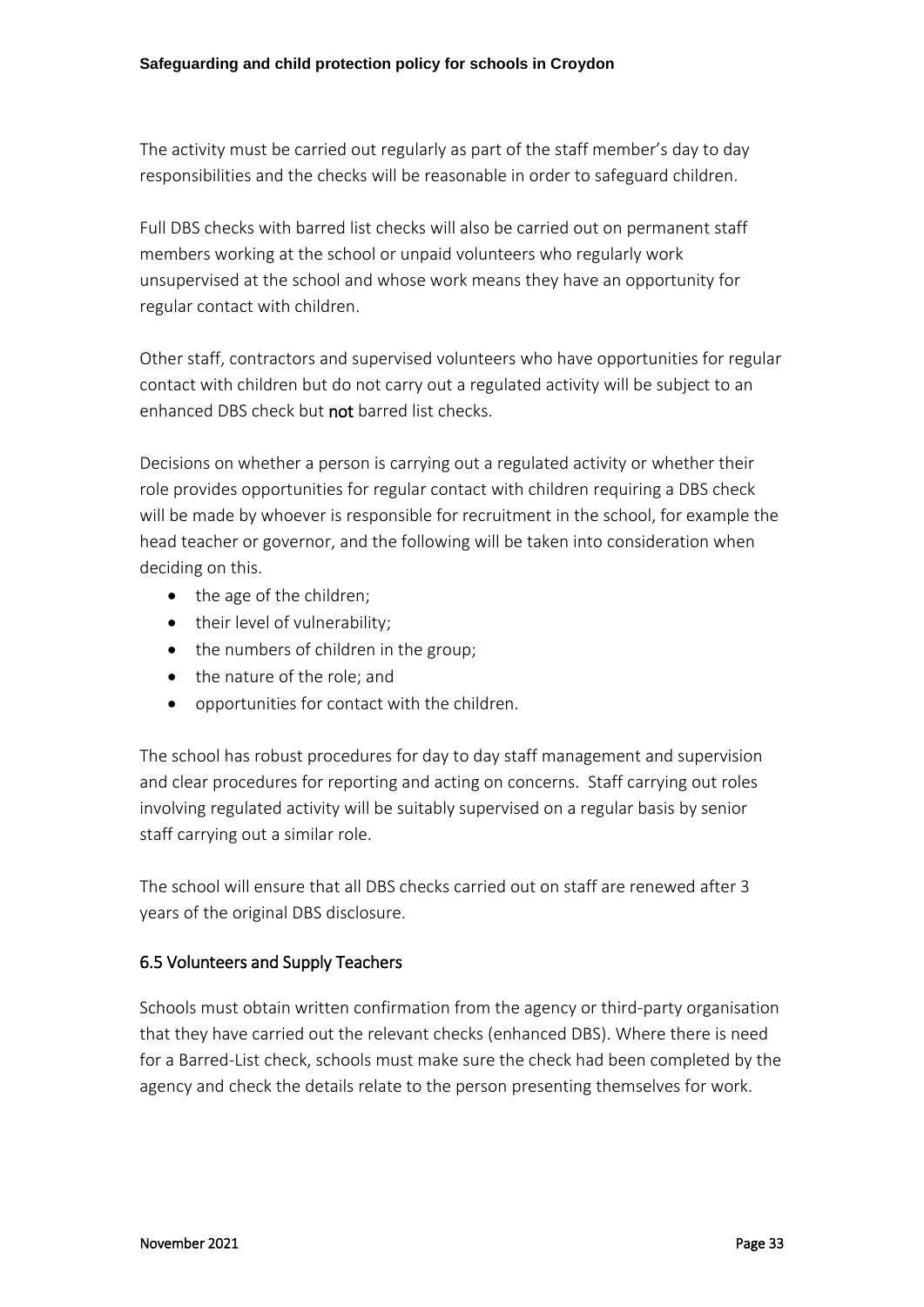The activity must be carried out regularly as part of the staff member's day to day responsibilities and the checks will be reasonable in order to safeguard children.

Full DBS checks with barred list checks will also be carried out on permanent staff members working at the school or unpaid volunteers who regularly work unsupervised at the school and whose work means they have an opportunity for regular contact with children.

Other staff, contractors and supervised volunteers who have opportunities for regular contact with children but do not carry out a regulated activity will be subject to an enhanced DBS check but **not** barred list checks.

Decisions on whether a person is carrying out a regulated activity or whether their role provides opportunities for regular contact with children requiring a DBS check will be made by whoever is responsible for recruitment in the school, for example the head teacher or governor, and the following will be taken into consideration when deciding on this.

- the age of the children;
- their level of vulnerability;
- the numbers of children in the group;
- the nature of the role; and
- opportunities for contact with the children.

The school has robust procedures for day to day staff management and supervision and clear procedures for reporting and acting on concerns. Staff carrying out roles involving regulated activity will be suitably supervised on a regular basis by senior staff carrying out a similar role.

The school will ensure that all DBS checks carried out on staff are renewed after 3 years of the original DBS disclosure.

### 6.5 Volunteers and Supply Teachers

Schools must obtain written confirmation from the agency or third-party organisation that they have carried out the relevant checks (enhanced DBS). Where there is need for a Barred-List check, schools must make sure the check had been completed by the agency and check the details relate to the person presenting themselves for work.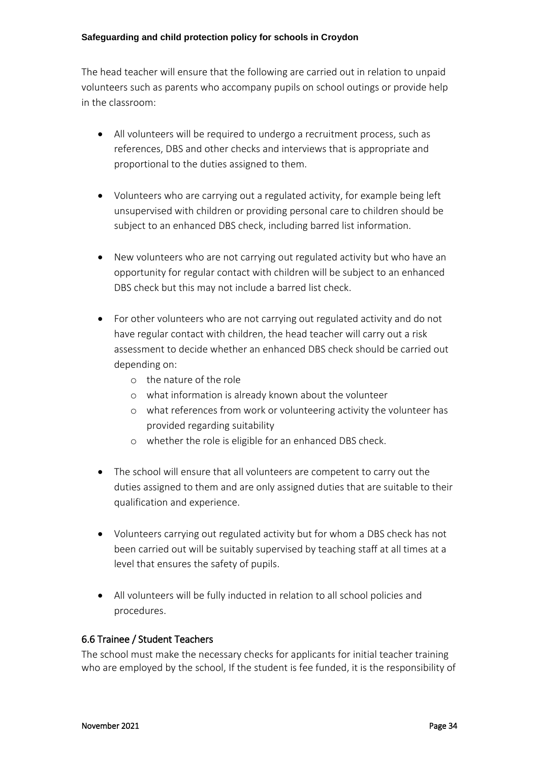The head teacher will ensure that the following are carried out in relation to unpaid volunteers such as parents who accompany pupils on school outings or provide help in the classroom:

- All volunteers will be required to undergo a recruitment process, such as references, DBS and other checks and interviews that is appropriate and proportional to the duties assigned to them.
- Volunteers who are carrying out a regulated activity, for example being left unsupervised with children or providing personal care to children should be subject to an enhanced DBS check, including barred list information.
- New volunteers who are not carrying out regulated activity but who have an opportunity for regular contact with children will be subject to an enhanced DBS check but this may not include a barred list check.
- For other volunteers who are not carrying out regulated activity and do not have regular contact with children, the head teacher will carry out a risk assessment to decide whether an enhanced DBS check should be carried out depending on:
    - the nature of the role
    - what information is already known about the volunteer
    - what references from work or volunteering activity the volunteer has provided regarding suitability
    - whether the role is eligible for an enhanced DBS check.
- The school will ensure that all volunteers are competent to carry out the duties assigned to them and are only assigned duties that are suitable to their qualification and experience.
- Volunteers carrying out regulated activity but for whom a DBS check has not been carried out will be suitably supervised by teaching staff at all times at a level that ensures the safety of pupils.
- All volunteers will be fully inducted in relation to all school policies and procedures.

### 6.6 Trainee / Student Teachers

The school must make the necessary checks for applicants for initial teacher training who are employed by the school, If the student is fee funded, it is the responsibility of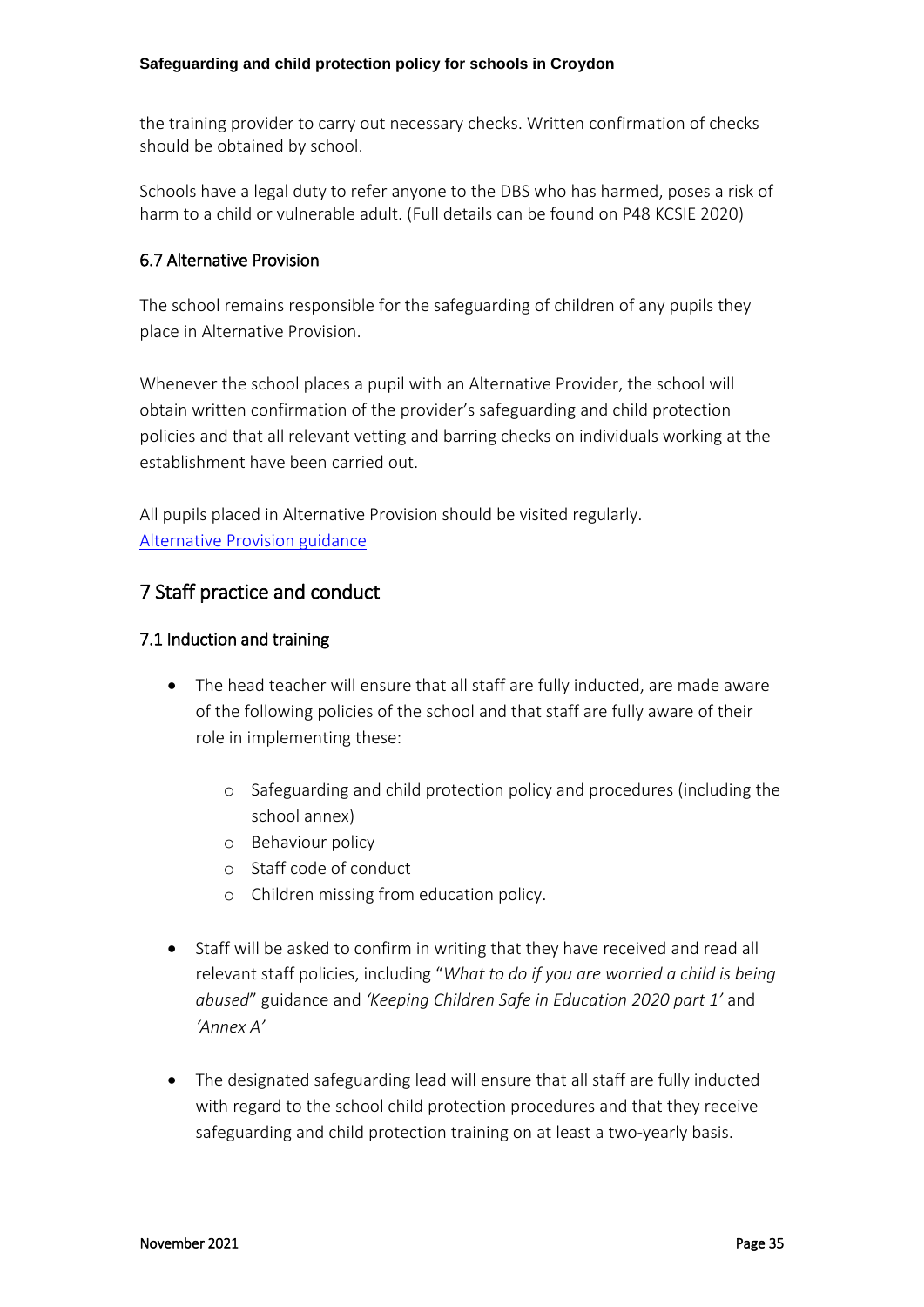the training provider to carry out necessary checks. Written confirmation of checks should be obtained by school.

Schools have a legal duty to refer anyone to the DBS who has harmed, poses a risk of harm to a child or vulnerable adult. (Full details can be found on P48 KCSIE 2020)

### 6.7 Alternative Provision

The school remains responsible for the safeguarding of children of any pupils they place in Alternative Provision.

Whenever the school places a pupil with an Alternative Provider, the school will obtain written confirmation of the provider's safeguarding and child protection policies and that all relevant vetting and barring checks on individuals working at the establishment have been carried out.

All pupils placed in Alternative Provision should be visited regularly.
[Alternative Provision guidance]

## 7 Staff practice and conduct

### 7.1 Induction and training

- The head teacher will ensure that all staff are fully inducted, are made aware of the following policies of the school and that staff are fully aware of their role in implementing these:
  - Safeguarding and child protection policy and procedures (including the school annex)
  - Behaviour policy
  - Staff code of conduct
  - Children missing from education policy.
- Staff will be asked to confirm in writing that they have received and read all relevant staff policies, including "*What to do if you are worried a child is being abused*" guidance and *'Keeping Children Safe in Education 2020 part 1'* and *'Annex A'*
- The designated safeguarding lead will ensure that all staff are fully inducted with regard to the school child protection procedures and that they receive safeguarding and child protection training on at least a two-yearly basis.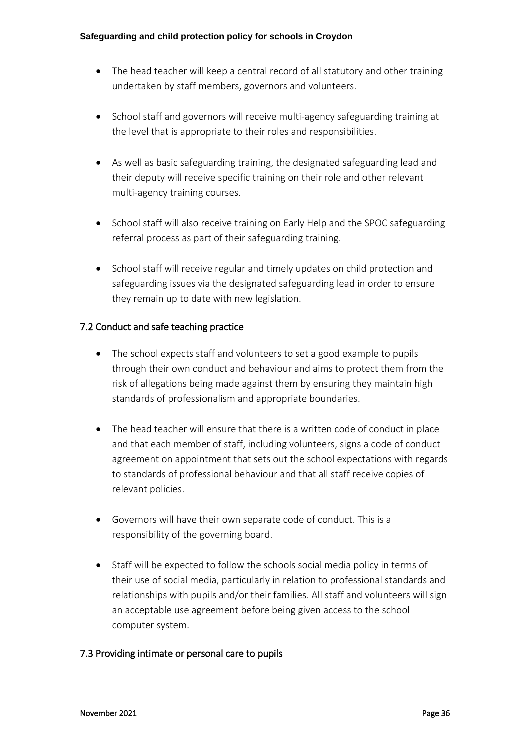- The head teacher will keep a central record of all statutory and other training undertaken by staff members, governors and volunteers.

- School staff and governors will receive multi-agency safeguarding training at the level that is appropriate to their roles and responsibilities.

- As well as basic safeguarding training, the designated safeguarding lead and their deputy will receive specific training on their role and other relevant multi-agency training courses.

- School staff will also receive training on Early Help and the SPOC safeguarding referral process as part of their safeguarding training.

- School staff will receive regular and timely updates on child protection and safeguarding issues via the designated safeguarding lead in order to ensure they remain up to date with new legislation.

### 7.2 Conduct and safe teaching practice

- The school expects staff and volunteers to set a good example to pupils through their own conduct and behaviour and aims to protect them from the risk of allegations being made against them by ensuring they maintain high standards of professionalism and appropriate boundaries.

- The head teacher will ensure that there is a written code of conduct in place and that each member of staff, including volunteers, signs a code of conduct agreement on appointment that sets out the school expectations with regards to standards of professional behaviour and that all staff receive copies of relevant policies.

- Governors will have their own separate code of conduct. This is a responsibility of the governing board.

- Staff will be expected to follow the schools social media policy in terms of their use of social media, particularly in relation to professional standards and relationships with pupils and/or their families. All staff and volunteers will sign an acceptable use agreement before being given access to the school computer system.

### 7.3 Providing intimate or personal care to pupils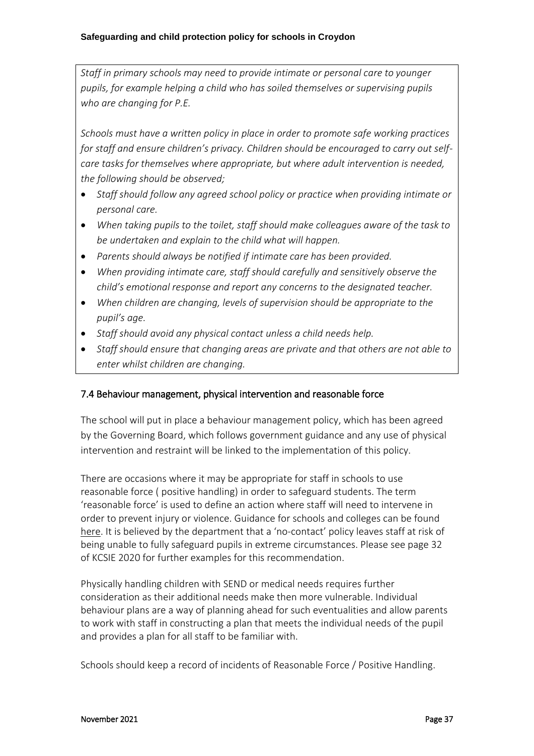*Staff in primary schools may need to provide intimate or personal care to younger pupils, for example helping a child who has soiled themselves or supervising pupils who are changing for P.E.*

*Schools must have a written policy in place in order to promote safe working practices for staff and ensure children's privacy. Children should be encouraged to carry out self-care tasks for themselves where appropriate, but where adult intervention is needed, the following should be observed;*

- *Staff should follow any agreed school policy or practice when providing intimate or personal care.*
- *When taking pupils to the toilet, staff should make colleagues aware of the task to be undertaken and explain to the child what will happen.*
- *Parents should always be notified if intimate care has been provided.*
- *When providing intimate care, staff should carefully and sensitively observe the child's emotional response and report any concerns to the designated teacher.*
- *When children are changing, levels of supervision should be appropriate to the pupil's age.*
- *Staff should avoid any physical contact unless a child needs help.*
- *Staff should ensure that changing areas are private and that others are not able to enter whilst children are changing.*

### 7.4 Behaviour management, physical intervention and reasonable force

The school will put in place a behaviour management policy, which has been agreed by the Governing Board, which follows government guidance and any use of physical intervention and restraint will be linked to the implementation of this policy.

There are occasions where it may be appropriate for staff in schools to use reasonable force ( positive handling) in order to safeguard students. The term 'reasonable force' is used to define an action where staff will need to intervene in order to prevent injury or violence. Guidance for schools and colleges can be found here. It is believed by the department that a 'no-contact' policy leaves staff at risk of being unable to fully safeguard pupils in extreme circumstances. Please see page 32 of KCSIE 2020 for further examples for this recommendation.

Physically handling children with SEND or medical needs requires further consideration as their additional needs make then more vulnerable. Individual behaviour plans are a way of planning ahead for such eventualities and allow parents to work with staff in constructing a plan that meets the individual needs of the pupil and provides a plan for all staff to be familiar with.

Schools should keep a record of incidents of Reasonable Force / Positive Handling.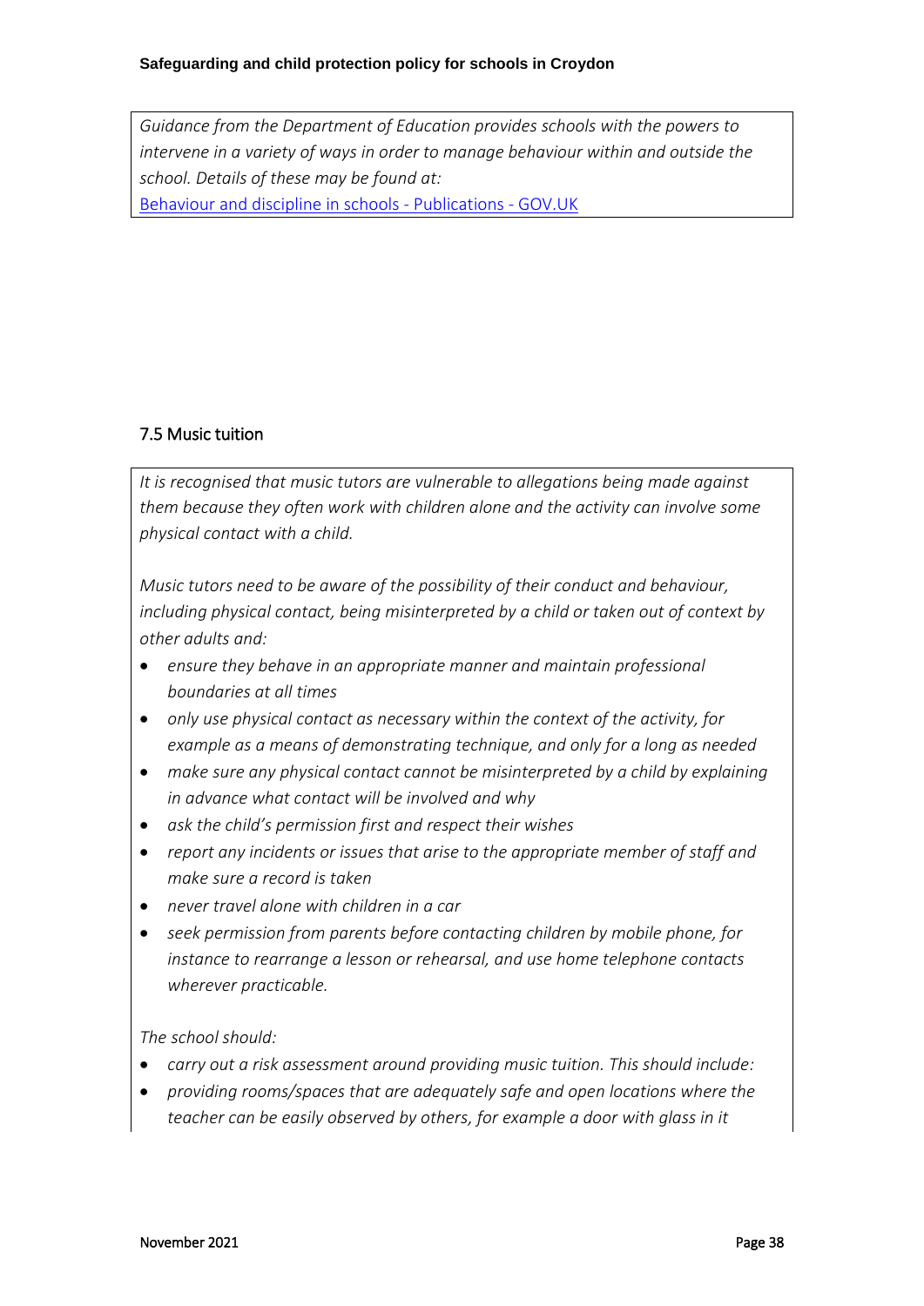*Guidance from the Department of Education provides schools with the powers to intervene in a variety of ways in order to manage behaviour within and outside the school. Details of these may be found at:*
[Behaviour and discipline in schools - Publications - GOV.UK](Behaviour and discipline in schools - Publications - GOV.UK)

### 7.5 Music tuition

*It is recognised that music tutors are vulnerable to allegations being made against them because they often work with children alone and the activity can involve some physical contact with a child.*

*Music tutors need to be aware of the possibility of their conduct and behaviour, including physical contact, being misinterpreted by a child or taken out of context by other adults and:*

- *ensure they behave in an appropriate manner and maintain professional boundaries at all times*
- *only use physical contact as necessary within the context of the activity, for example as a means of demonstrating technique, and only for a long as needed*
- *make sure any physical contact cannot be misinterpreted by a child by explaining in advance what contact will be involved and why*
- *ask the child's permission first and respect their wishes*
- *report any incidents or issues that arise to the appropriate member of staff and make sure a record is taken*
- *never travel alone with children in a car*
- *seek permission from parents before contacting children by mobile phone, for instance to rearrange a lesson or rehearsal, and use home telephone contacts wherever practicable.*

*The school should:*

- *carry out a risk assessment around providing music tuition. This should include:*
- *providing rooms/spaces that are adequately safe and open locations where the teacher can be easily observed by others, for example a door with glass in it*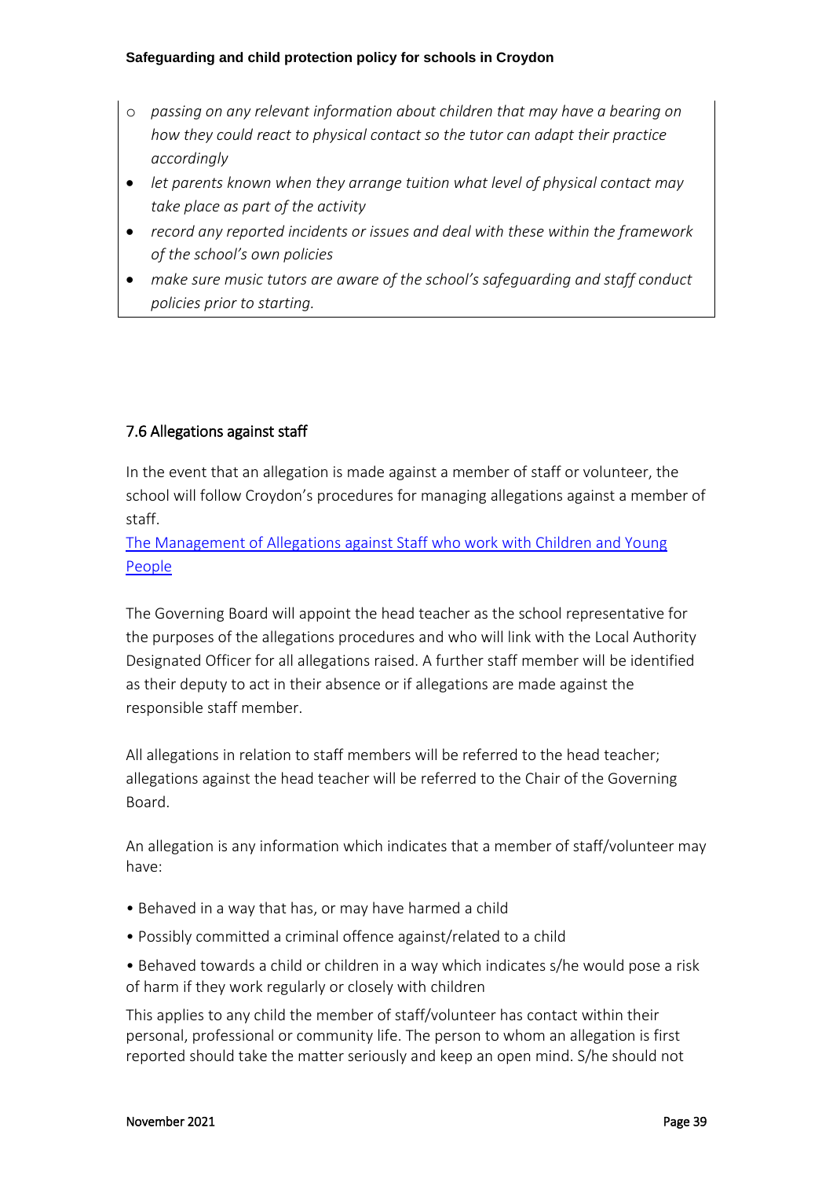- *passing on any relevant information about children that may have a bearing on how they could react to physical contact so the tutor can adapt their practice accordingly*

- *let parents known when they arrange tuition what level of physical contact may take place as part of the activity*
- *record any reported incidents or issues and deal with these within the framework of the school's own policies*
- *make sure music tutors are aware of the school's safeguarding and staff conduct policies prior to starting.*

### 7.6 Allegations against staff

In the event that an allegation is made against a member of staff or volunteer, the school will follow Croydon's procedures for managing allegations against a member of staff.

The Management of Allegations against Staff who work with Children and Young People

The Governing Board will appoint the head teacher as the school representative for the purposes of the allegations procedures and who will link with the Local Authority Designated Officer for all allegations raised. A further staff member will be identified as their deputy to act in their absence or if allegations are made against the responsible staff member.

All allegations in relation to staff members will be referred to the head teacher; allegations against the head teacher will be referred to the Chair of the Governing Board.

An allegation is any information which indicates that a member of staff/volunteer may have:

- Behaved in a way that has, or may have harmed a child
- Possibly committed a criminal offence against/related to a child
- Behaved towards a child or children in a way which indicates s/he would pose a risk of harm if they work regularly or closely with children

This applies to any child the member of staff/volunteer has contact within their personal, professional or community life. The person to whom an allegation is first reported should take the matter seriously and keep an open mind. S/he should not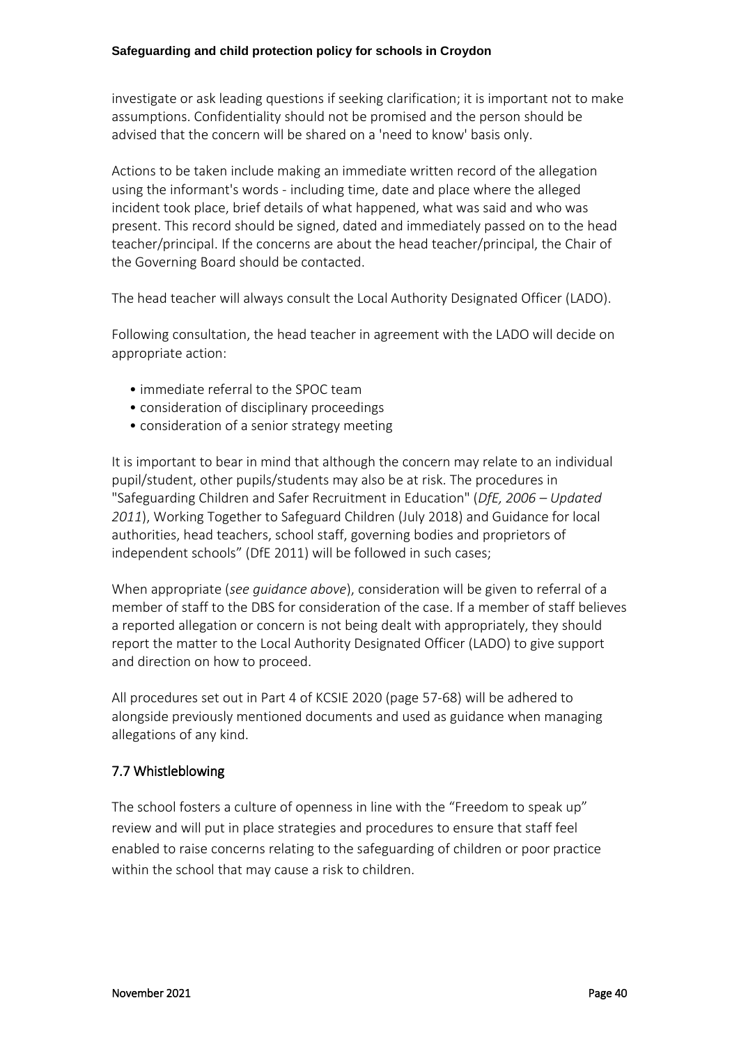investigate or ask leading questions if seeking clarification; it is important not to make assumptions. Confidentiality should not be promised and the person should be advised that the concern will be shared on a 'need to know' basis only.

Actions to be taken include making an immediate written record of the allegation using the informant's words - including time, date and place where the alleged incident took place, brief details of what happened, what was said and who was present. This record should be signed, dated and immediately passed on to the head teacher/principal. If the concerns are about the head teacher/principal, the Chair of the Governing Board should be contacted.

The head teacher will always consult the Local Authority Designated Officer (LADO).

Following consultation, the head teacher in agreement with the LADO will decide on appropriate action:

- immediate referral to the SPOC team
- consideration of disciplinary proceedings
- consideration of a senior strategy meeting

It is important to bear in mind that although the concern may relate to an individual pupil/student, other pupils/students may also be at risk. The procedures in "Safeguarding Children and Safer Recruitment in Education" (*DfE, 2006 – Updated 2011*), Working Together to Safeguard Children (July 2018) and Guidance for local authorities, head teachers, school staff, governing bodies and proprietors of independent schools" (DfE 2011) will be followed in such cases;

When appropriate (*see guidance above*), consideration will be given to referral of a member of staff to the DBS for consideration of the case. If a member of staff believes a reported allegation or concern is not being dealt with appropriately, they should report the matter to the Local Authority Designated Officer (LADO) to give support and direction on how to proceed.

All procedures set out in Part 4 of KCSIE 2020 (page 57-68) will be adhered to alongside previously mentioned documents and used as guidance when managing allegations of any kind.

### 7.7 Whistleblowing

The school fosters a culture of openness in line with the "Freedom to speak up" review and will put in place strategies and procedures to ensure that staff feel enabled to raise concerns relating to the safeguarding of children or poor practice within the school that may cause a risk to children.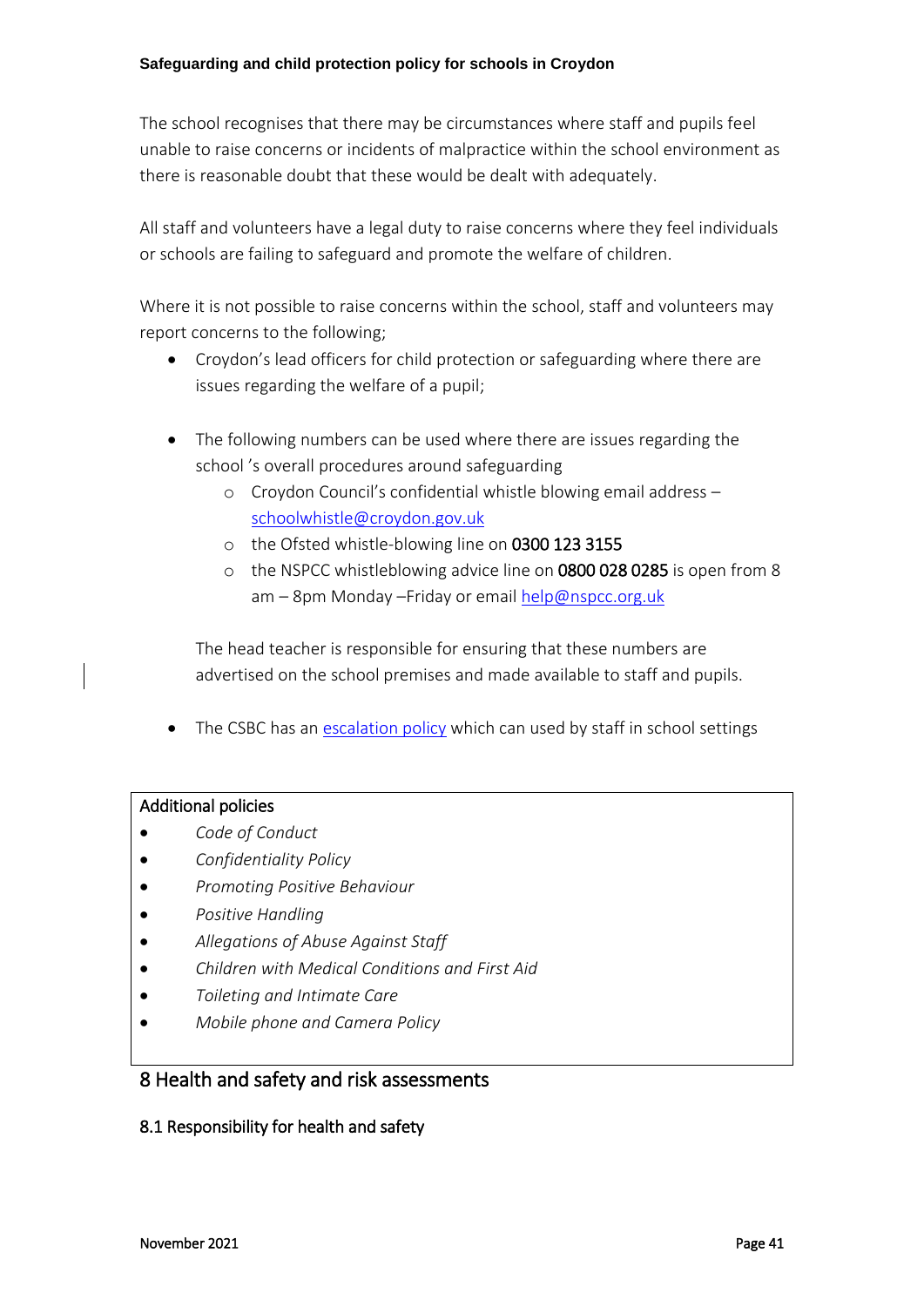The school recognises that there may be circumstances where staff and pupils feel unable to raise concerns or incidents of malpractice within the school environment as there is reasonable doubt that these would be dealt with adequately.

All staff and volunteers have a legal duty to raise concerns where they feel individuals or schools are failing to safeguard and promote the welfare of children.

Where it is not possible to raise concerns within the school, staff and volunteers may report concerns to the following;

- Croydon's lead officers for child protection or safeguarding where there are issues regarding the welfare of a pupil;

- The following numbers can be used where there are issues regarding the school 's overall procedures around safeguarding
  - Croydon Council's confidential whistle blowing email address – schoolwhistle@croydon.gov.uk
  - the Ofsted whistle-blowing line on **0300 123 3155**
  - the NSPCC whistleblowing advice line on **0800 028 0285** is open from 8 am – 8pm Monday –Friday or email help@nspcc.org.uk

  The head teacher is responsible for ensuring that these numbers are advertised on the school premises and made available to staff and pupils.

- The CSBC has an escalation policy which can used by staff in school settings

**Additional policies**

- *Code of Conduct*
- *Confidentiality Policy*
- *Promoting Positive Behaviour*
- *Positive Handling*
- *Allegations of Abuse Against Staff*
- *Children with Medical Conditions and First Aid*
- *Toileting and Intimate Care*
- *Mobile phone and Camera Policy*

## 8 Health and safety and risk assessments

### 8.1 Responsibility for health and safety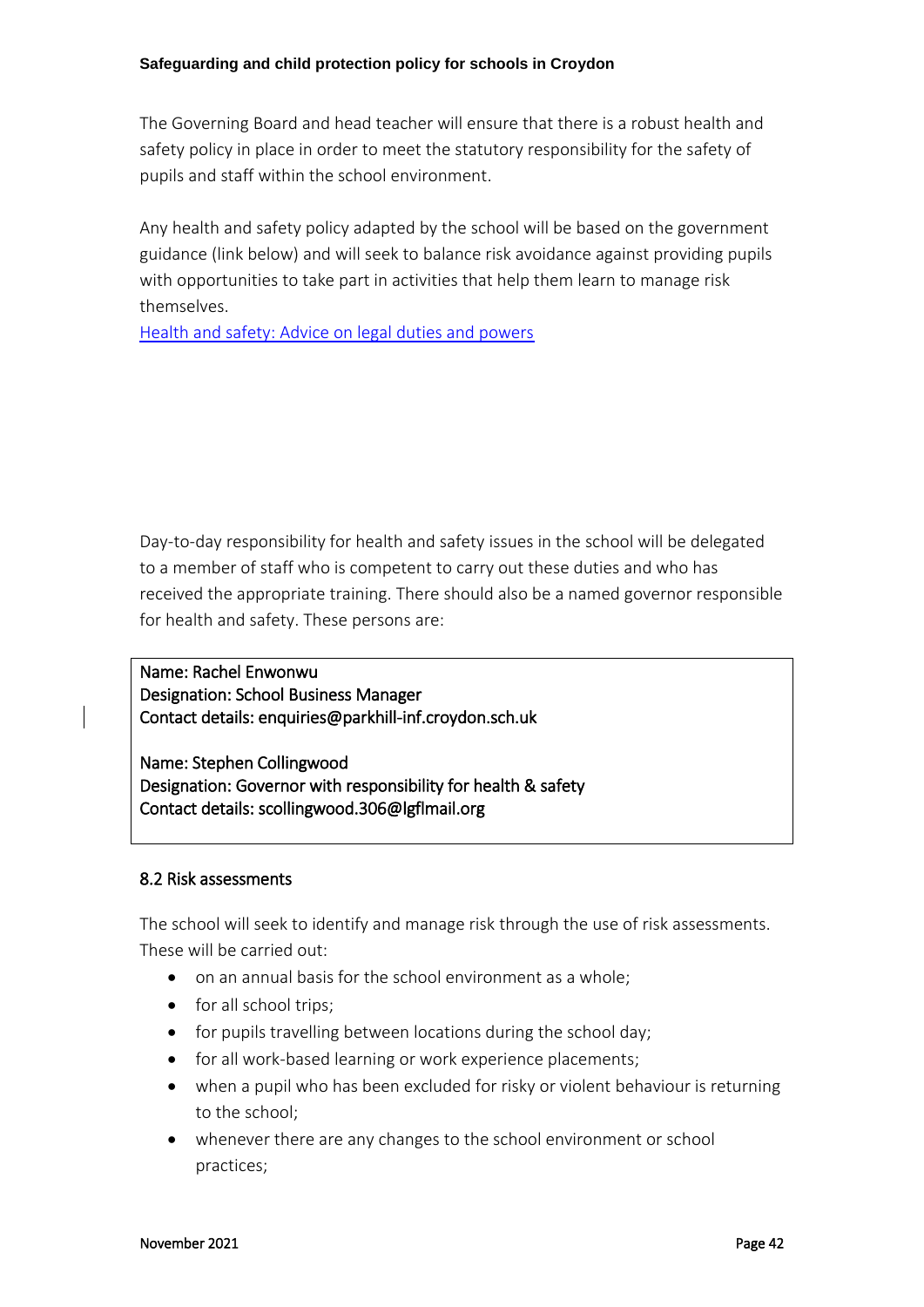The Governing Board and head teacher will ensure that there is a robust health and safety policy in place in order to meet the statutory responsibility for the safety of pupils and staff within the school environment.

Any health and safety policy adapted by the school will be based on the government guidance (link below) and will seek to balance risk avoidance against providing pupils with opportunities to take part in activities that help them learn to manage risk themselves.

[Health and safety: Advice on legal duties and powers]

Day-to-day responsibility for health and safety issues in the school will be delegated to a member of staff who is competent to carry out these duties and who has received the appropriate training. There should also be a named governor responsible for health and safety. These persons are:

Name: Rachel Enwonwu
Designation: School Business Manager
Contact details: enquiries@parkhill-inf.croydon.sch.uk

Name: Stephen Collingwood
Designation: Governor with responsibility for health & safety
Contact details: scollingwood.306@lgflmail.org

### 8.2 Risk assessments

The school will seek to identify and manage risk through the use of risk assessments. These will be carried out:

- on an annual basis for the school environment as a whole;
- for all school trips;
- for pupils travelling between locations during the school day;
- for all work-based learning or work experience placements;
- when a pupil who has been excluded for risky or violent behaviour is returning to the school;
- whenever there are any changes to the school environment or school practices;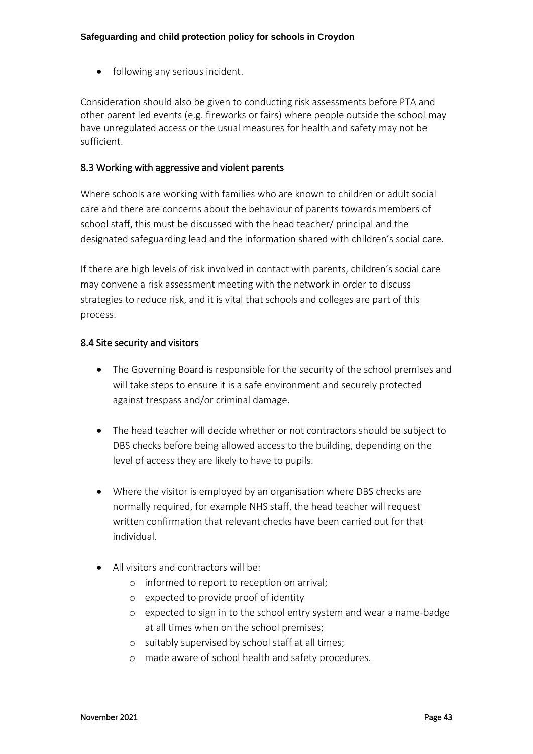- following any serious incident.

Consideration should also be given to conducting risk assessments before PTA and other parent led events (e.g. fireworks or fairs) where people outside the school may have unregulated access or the usual measures for health and safety may not be sufficient.

### 8.3 Working with aggressive and violent parents

Where schools are working with families who are known to children or adult social care and there are concerns about the behaviour of parents towards members of school staff, this must be discussed with the head teacher/ principal and the designated safeguarding lead and the information shared with children's social care.

If there are high levels of risk involved in contact with parents, children's social care may convene a risk assessment meeting with the network in order to discuss strategies to reduce risk, and it is vital that schools and colleges are part of this process.

### 8.4 Site security and visitors

- The Governing Board is responsible for the security of the school premises and will take steps to ensure it is a safe environment and securely protected against trespass and/or criminal damage.

- The head teacher will decide whether or not contractors should be subject to DBS checks before being allowed access to the building, depending on the level of access they are likely to have to pupils.

- Where the visitor is employed by an organisation where DBS checks are normally required, for example NHS staff, the head teacher will request written confirmation that relevant checks have been carried out for that individual.

- All visitors and contractors will be:
  - informed to report to reception on arrival;
  - expected to provide proof of identity
  - expected to sign in to the school entry system and wear a name-badge at all times when on the school premises;
  - suitably supervised by school staff at all times;
  - made aware of school health and safety procedures.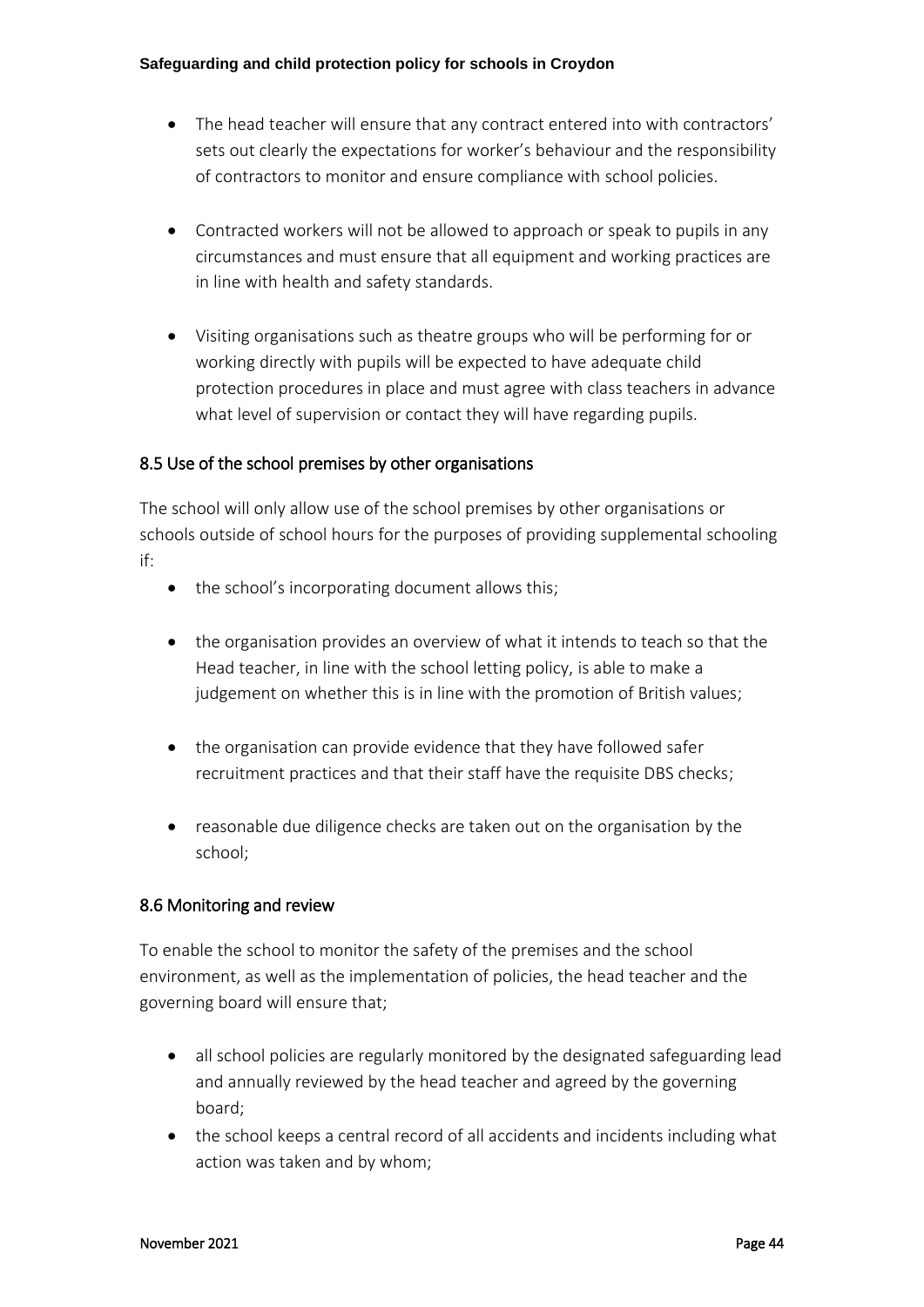- The head teacher will ensure that any contract entered into with contractors' sets out clearly the expectations for worker's behaviour and the responsibility of contractors to monitor and ensure compliance with school policies.

- Contracted workers will not be allowed to approach or speak to pupils in any circumstances and must ensure that all equipment and working practices are in line with health and safety standards.

- Visiting organisations such as theatre groups who will be performing for or working directly with pupils will be expected to have adequate child protection procedures in place and must agree with class teachers in advance what level of supervision or contact they will have regarding pupils.

### 8.5 Use of the school premises by other organisations

The school will only allow use of the school premises by other organisations or schools outside of school hours for the purposes of providing supplemental schooling if:

- the school's incorporating document allows this;

- the organisation provides an overview of what it intends to teach so that the Head teacher, in line with the school letting policy, is able to make a judgement on whether this is in line with the promotion of British values;

- the organisation can provide evidence that they have followed safer recruitment practices and that their staff have the requisite DBS checks;

- reasonable due diligence checks are taken out on the organisation by the school;

### 8.6 Monitoring and review

To enable the school to monitor the safety of the premises and the school environment, as well as the implementation of policies, the head teacher and the governing board will ensure that;

- all school policies are regularly monitored by the designated safeguarding lead and annually reviewed by the head teacher and agreed by the governing board;
- the school keeps a central record of all accidents and incidents including what action was taken and by whom;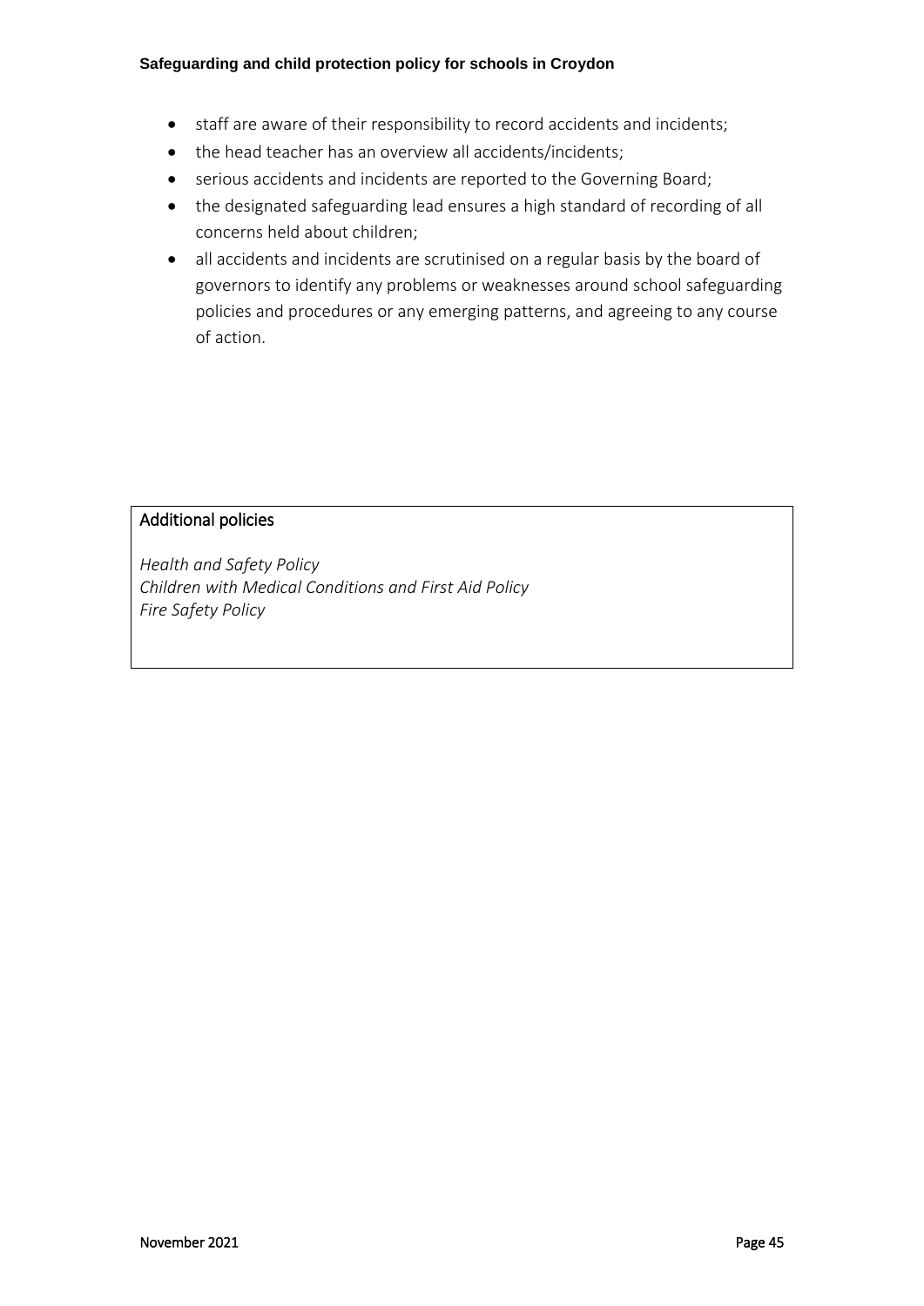- staff are aware of their responsibility to record accidents and incidents;
- the head teacher has an overview all accidents/incidents;
- serious accidents and incidents are reported to the Governing Board;
- the designated safeguarding lead ensures a high standard of recording of all concerns held about children;
- all accidents and incidents are scrutinised on a regular basis by the board of governors to identify any problems or weaknesses around school safeguarding policies and procedures or any emerging patterns, and agreeing to any course of action.

| Additional policies |
| --- |
| *Health and Safety Policy*<br>*Children with Medical Conditions and First Aid Policy*<br>*Fire Safety Policy* |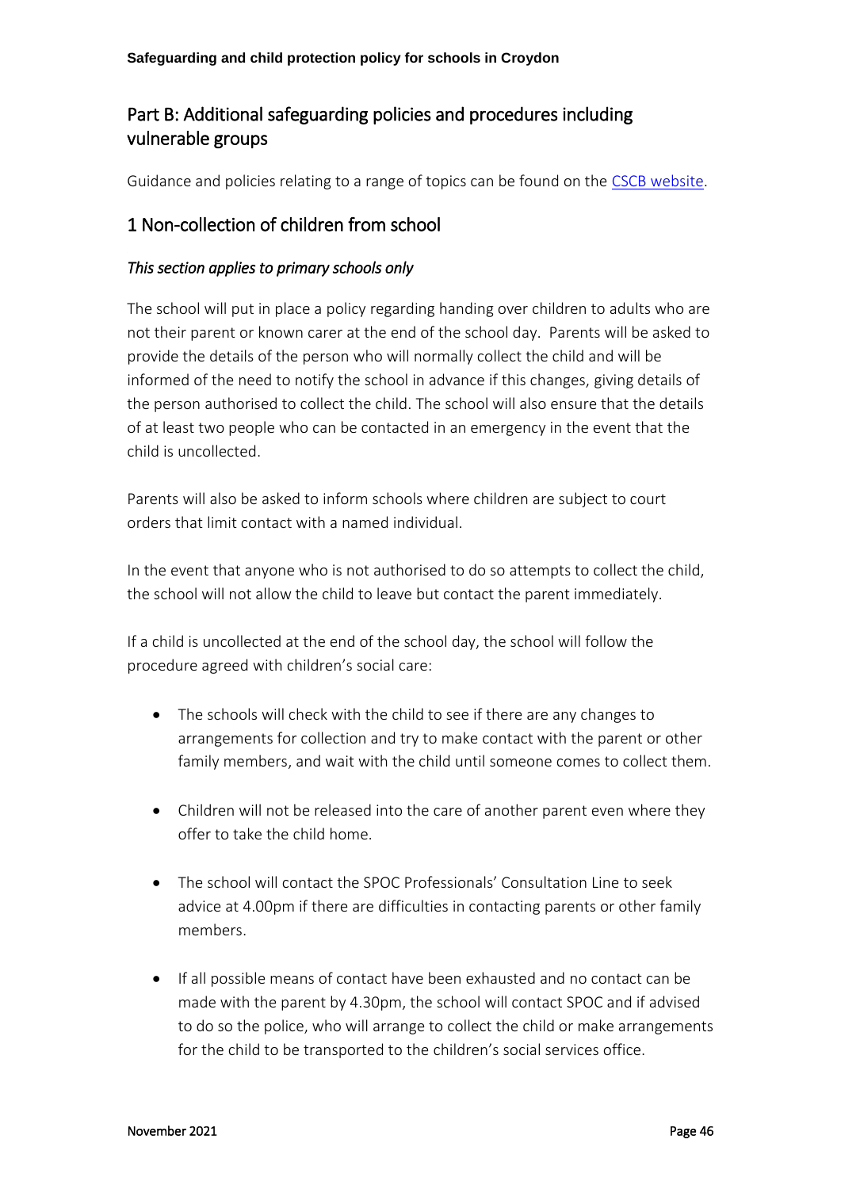## Part B: Additional safeguarding policies and procedures including vulnerable groups

Guidance and policies relating to a range of topics can be found on the [CSCB website](#).

## 1 Non-collection of children from school

*This section applies to primary schools only*

The school will put in place a policy regarding handing over children to adults who are not their parent or known carer at the end of the school day. Parents will be asked to provide the details of the person who will normally collect the child and will be informed of the need to notify the school in advance if this changes, giving details of the person authorised to collect the child. The school will also ensure that the details of at least two people who can be contacted in an emergency in the event that the child is uncollected.

Parents will also be asked to inform schools where children are subject to court orders that limit contact with a named individual.

In the event that anyone who is not authorised to do so attempts to collect the child, the school will not allow the child to leave but contact the parent immediately.

If a child is uncollected at the end of the school day, the school will follow the procedure agreed with children's social care:

- The schools will check with the child to see if there are any changes to arrangements for collection and try to make contact with the parent or other family members, and wait with the child until someone comes to collect them.

- Children will not be released into the care of another parent even where they offer to take the child home.

- The school will contact the SPOC Professionals' Consultation Line to seek advice at 4.00pm if there are difficulties in contacting parents or other family members.

- If all possible means of contact have been exhausted and no contact can be made with the parent by 4.30pm, the school will contact SPOC and if advised to do so the police, who will arrange to collect the child or make arrangements for the child to be transported to the children's social services office.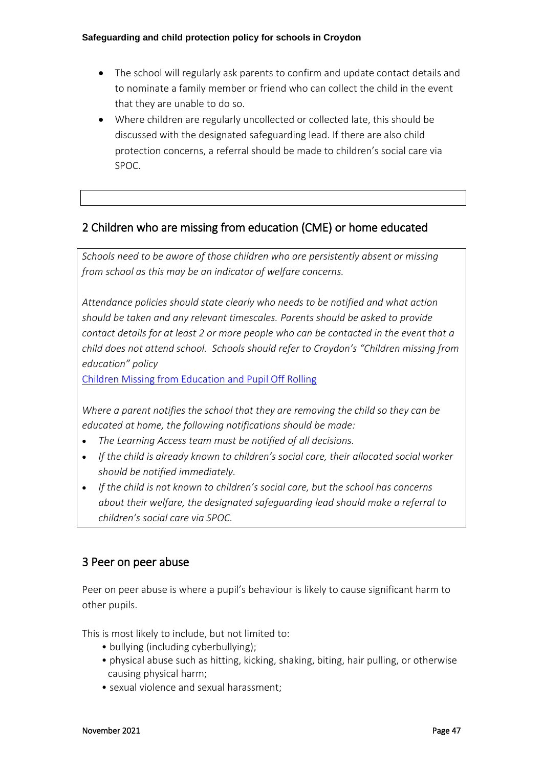- The school will regularly ask parents to confirm and update contact details and to nominate a family member or friend who can collect the child in the event that they are unable to do so.
- Where children are regularly uncollected or collected late, this should be discussed with the designated safeguarding lead. If there are also child protection concerns, a referral should be made to children's social care via SPOC.

## 2 Children who are missing from education (CME) or home educated

*Schools need to be aware of those children who are persistently absent or missing from school as this may be an indicator of welfare concerns.*

*Attendance policies should state clearly who needs to be notified and what action should be taken and any relevant timescales. Parents should be asked to provide contact details for at least 2 or more people who can be contacted in the event that a child does not attend school. Schools should refer to Croydon's "Children missing from education" policy*

[Children Missing from Education and Pupil Off Rolling]

*Where a parent notifies the school that they are removing the child so they can be educated at home, the following notifications should be made:*

- *The Learning Access team must be notified of all decisions.*
- *If the child is already known to children's social care, their allocated social worker should be notified immediately.*
- *If the child is not known to children's social care, but the school has concerns about their welfare, the designated safeguarding lead should make a referral to children's social care via SPOC.*

## 3 Peer on peer abuse

Peer on peer abuse is where a pupil's behaviour is likely to cause significant harm to other pupils.

This is most likely to include, but not limited to:

- bullying (including cyberbullying);
- physical abuse such as hitting, kicking, shaking, biting, hair pulling, or otherwise causing physical harm;
- sexual violence and sexual harassment;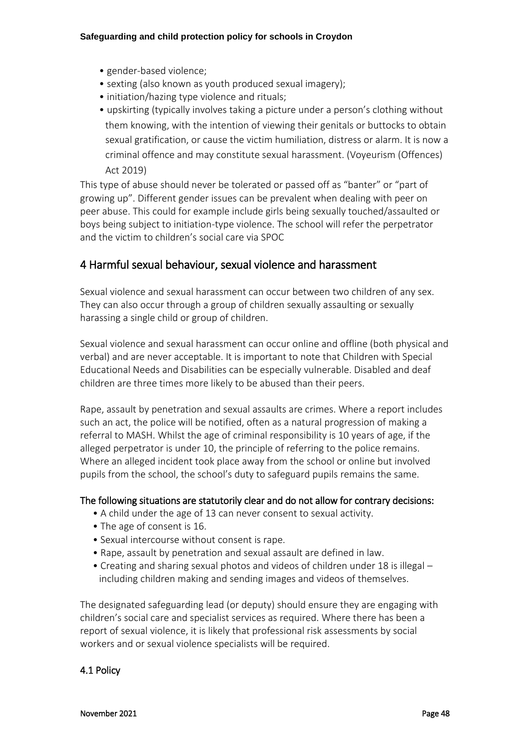- gender-based violence;
- sexting (also known as youth produced sexual imagery);
- initiation/hazing type violence and rituals;
- upskirting (typically involves taking a picture under a person's clothing without them knowing, with the intention of viewing their genitals or buttocks to obtain sexual gratification, or cause the victim humiliation, distress or alarm. It is now a criminal offence and may constitute sexual harassment. (Voyeurism (Offences) Act 2019)

This type of abuse should never be tolerated or passed off as "banter" or "part of growing up". Different gender issues can be prevalent when dealing with peer on peer abuse. This could for example include girls being sexually touched/assaulted or boys being subject to initiation-type violence. The school will refer the perpetrator and the victim to children's social care via SPOC

## 4 Harmful sexual behaviour, sexual violence and harassment

Sexual violence and sexual harassment can occur between two children of any sex. They can also occur through a group of children sexually assaulting or sexually harassing a single child or group of children.

Sexual violence and sexual harassment can occur online and offline (both physical and verbal) and are never acceptable. It is important to note that Children with Special Educational Needs and Disabilities can be especially vulnerable. Disabled and deaf children are three times more likely to be abused than their peers.

Rape, assault by penetration and sexual assaults are crimes. Where a report includes such an act, the police will be notified, often as a natural progression of making a referral to MASH. Whilst the age of criminal responsibility is 10 years of age, if the alleged perpetrator is under 10, the principle of referring to the police remains. Where an alleged incident took place away from the school or online but involved pupils from the school, the school's duty to safeguard pupils remains the same.

**The following situations are statutorily clear and do not allow for contrary decisions:**

- A child under the age of 13 can never consent to sexual activity.
- The age of consent is 16.
- Sexual intercourse without consent is rape.
- Rape, assault by penetration and sexual assault are defined in law.
- Creating and sharing sexual photos and videos of children under 18 is illegal – including children making and sending images and videos of themselves.

The designated safeguarding lead (or deputy) should ensure they are engaging with children's social care and specialist services as required. Where there has been a report of sexual violence, it is likely that professional risk assessments by social workers and or sexual violence specialists will be required.

### 4.1 Policy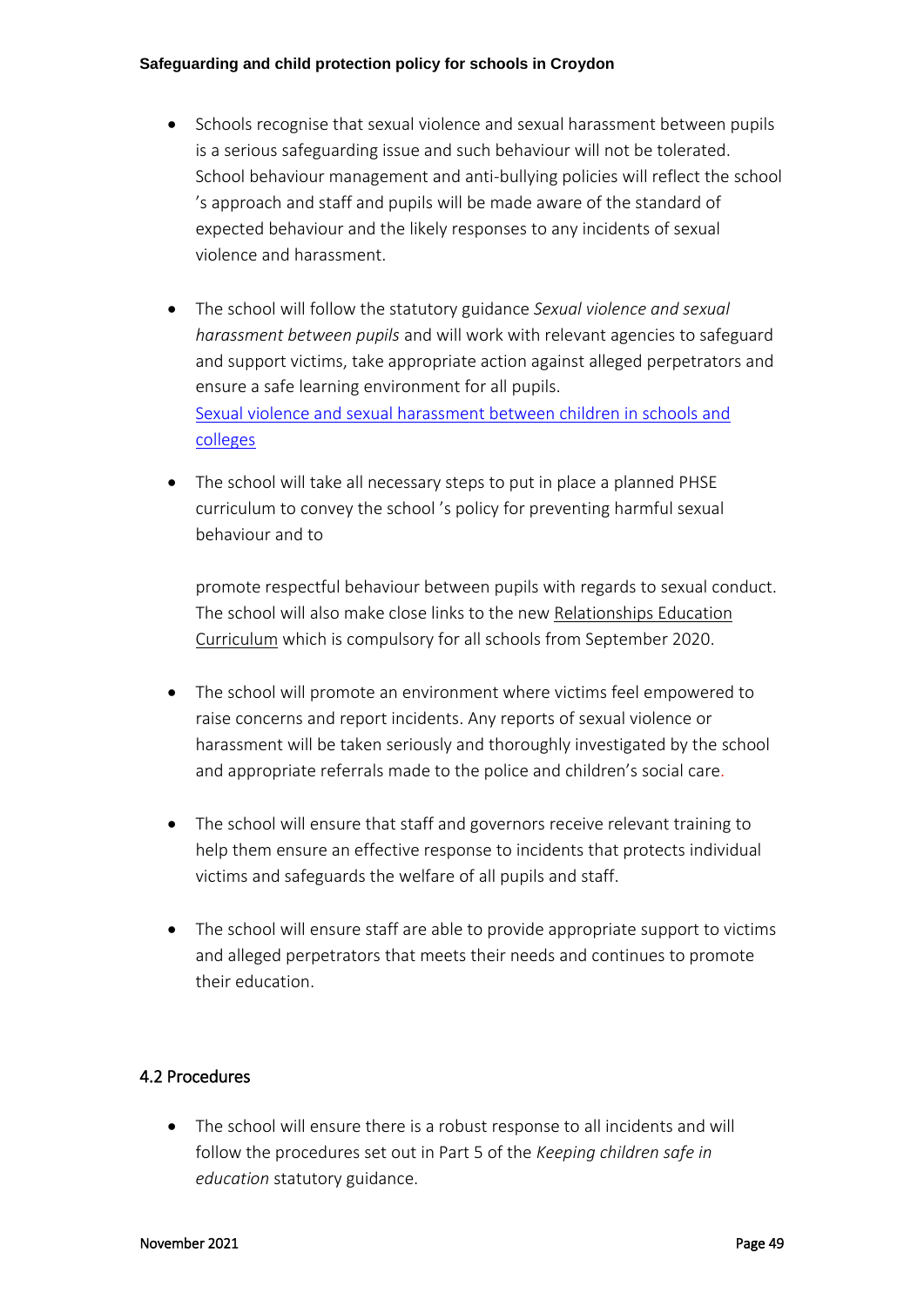- Schools recognise that sexual violence and sexual harassment between pupils is a serious safeguarding issue and such behaviour will not be tolerated. School behaviour management and anti-bullying policies will reflect the school 's approach and staff and pupils will be made aware of the standard of expected behaviour and the likely responses to any incidents of sexual violence and harassment.

- The school will follow the statutory guidance *Sexual violence and sexual harassment between pupils* and will work with relevant agencies to safeguard and support victims, take appropriate action against alleged perpetrators and ensure a safe learning environment for all pupils.
  [Sexual violence and sexual harassment between children in schools and colleges]

- The school will take all necessary steps to put in place a planned PHSE curriculum to convey the school 's policy for preventing harmful sexual behaviour and to

  promote respectful behaviour between pupils with regards to sexual conduct. The school will also make close links to the new Relationships Education Curriculum which is compulsory for all schools from September 2020.

- The school will promote an environment where victims feel empowered to raise concerns and report incidents. Any reports of sexual violence or harassment will be taken seriously and thoroughly investigated by the school and appropriate referrals made to the police and children's social care.

- The school will ensure that staff and governors receive relevant training to help them ensure an effective response to incidents that protects individual victims and safeguards the welfare of all pupils and staff.

- The school will ensure staff are able to provide appropriate support to victims and alleged perpetrators that meets their needs and continues to promote their education.

## 4.2 Procedures

- The school will ensure there is a robust response to all incidents and will follow the procedures set out in Part 5 of the *Keeping children safe in education* statutory guidance.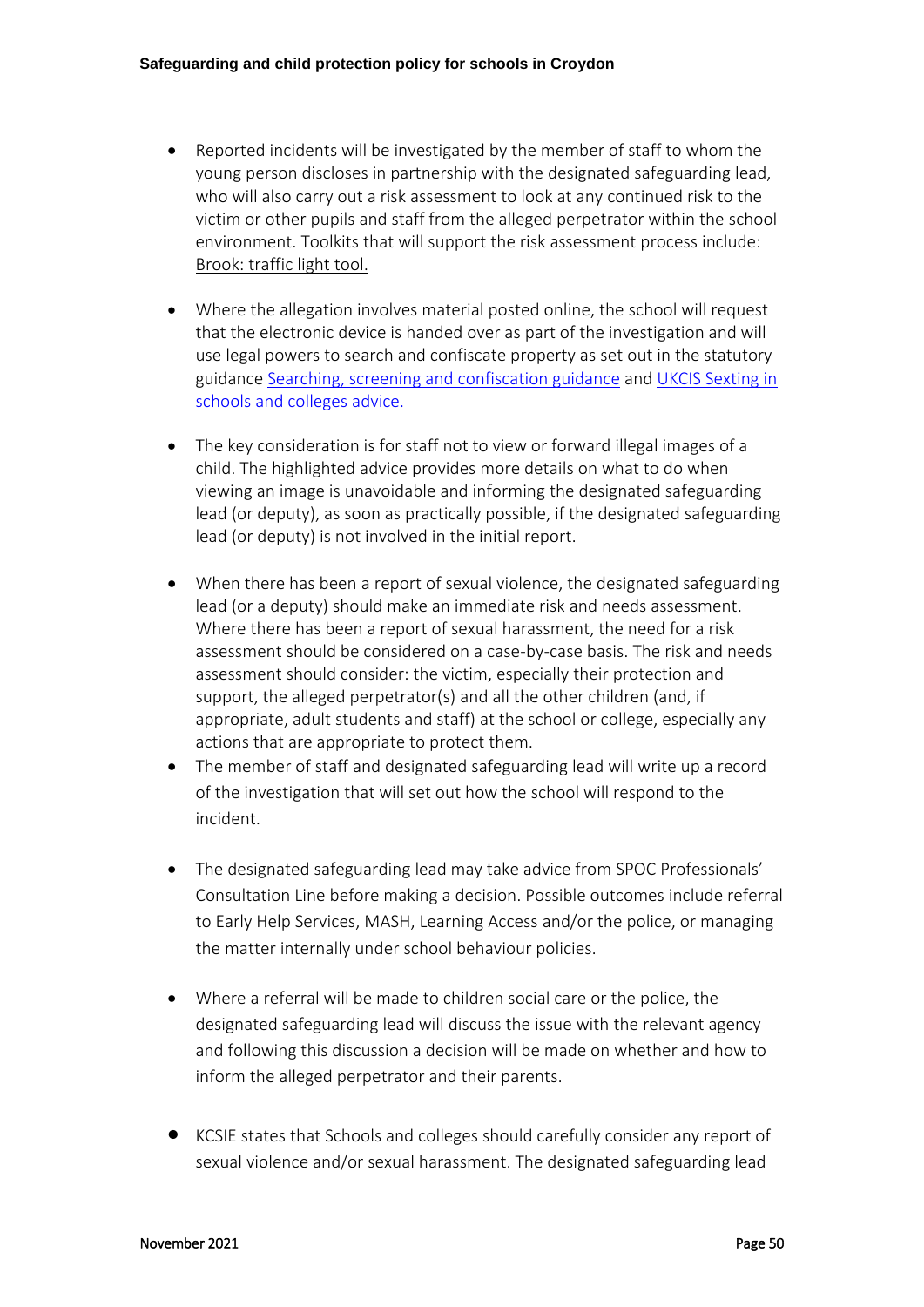- Reported incidents will be investigated by the member of staff to whom the young person discloses in partnership with the designated safeguarding lead, who will also carry out a risk assessment to look at any continued risk to the victim or other pupils and staff from the alleged perpetrator within the school environment. Toolkits that will support the risk assessment process include: Brook: traffic light tool.

- Where the allegation involves material posted online, the school will request that the electronic device is handed over as part of the investigation and will use legal powers to search and confiscate property as set out in the statutory guidance Searching, screening and confiscation guidance and UKCIS Sexting in schools and colleges advice.

- The key consideration is for staff not to view or forward illegal images of a child. The highlighted advice provides more details on what to do when viewing an image is unavoidable and informing the designated safeguarding lead (or deputy), as soon as practically possible, if the designated safeguarding lead (or deputy) is not involved in the initial report.

- When there has been a report of sexual violence, the designated safeguarding lead (or a deputy) should make an immediate risk and needs assessment. Where there has been a report of sexual harassment, the need for a risk assessment should be considered on a case-by-case basis. The risk and needs assessment should consider: the victim, especially their protection and support, the alleged perpetrator(s) and all the other children (and, if appropriate, adult students and staff) at the school or college, especially any actions that are appropriate to protect them.
- The member of staff and designated safeguarding lead will write up a record of the investigation that will set out how the school will respond to the incident.

- The designated safeguarding lead may take advice from SPOC Professionals' Consultation Line before making a decision. Possible outcomes include referral to Early Help Services, MASH, Learning Access and/or the police, or managing the matter internally under school behaviour policies.

- Where a referral will be made to children social care or the police, the designated safeguarding lead will discuss the issue with the relevant agency and following this discussion a decision will be made on whether and how to inform the alleged perpetrator and their parents.

- KCSIE states that Schools and colleges should carefully consider any report of sexual violence and/or sexual harassment. The designated safeguarding lead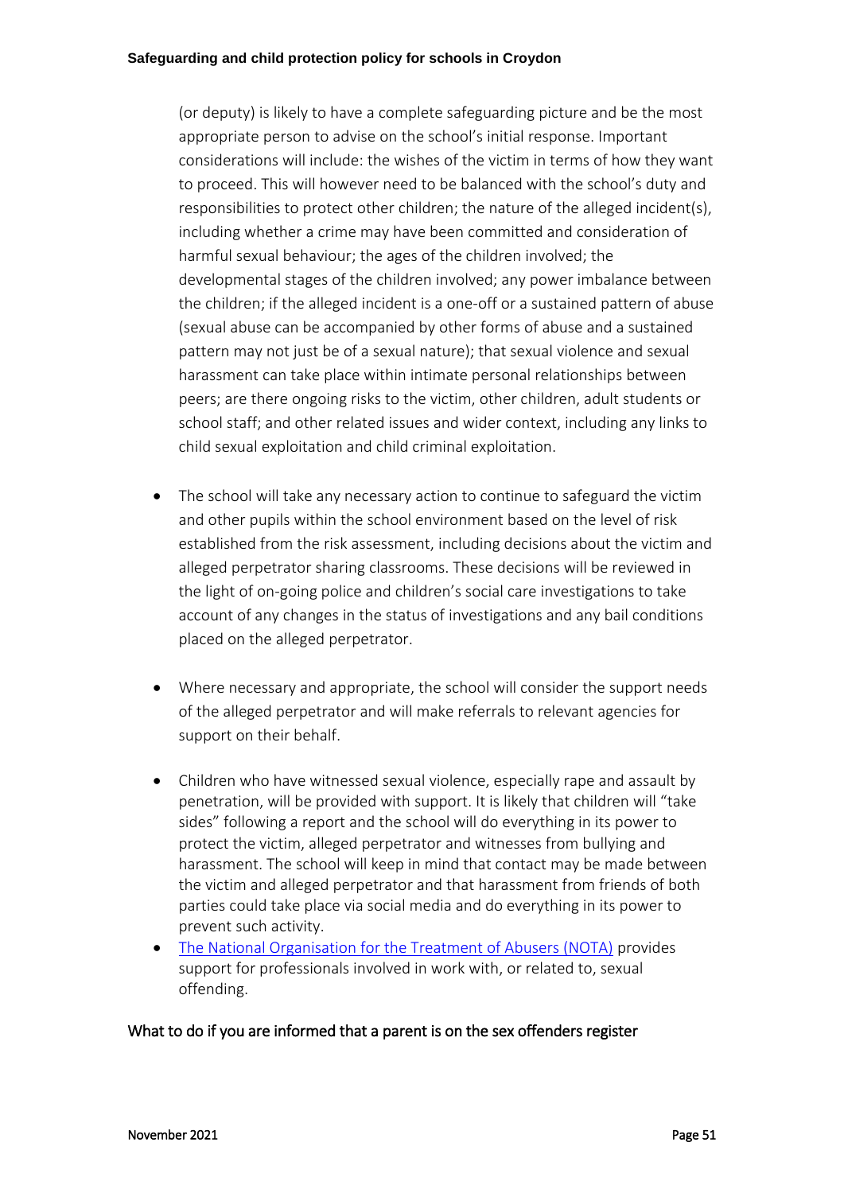(or deputy) is likely to have a complete safeguarding picture and be the most appropriate person to advise on the school's initial response. Important considerations will include: the wishes of the victim in terms of how they want to proceed. This will however need to be balanced with the school's duty and responsibilities to protect other children; the nature of the alleged incident(s), including whether a crime may have been committed and consideration of harmful sexual behaviour; the ages of the children involved; the developmental stages of the children involved; any power imbalance between the children; if the alleged incident is a one-off or a sustained pattern of abuse (sexual abuse can be accompanied by other forms of abuse and a sustained pattern may not just be of a sexual nature); that sexual violence and sexual harassment can take place within intimate personal relationships between peers; are there ongoing risks to the victim, other children, adult students or school staff; and other related issues and wider context, including any links to child sexual exploitation and child criminal exploitation.

- The school will take any necessary action to continue to safeguard the victim and other pupils within the school environment based on the level of risk established from the risk assessment, including decisions about the victim and alleged perpetrator sharing classrooms. These decisions will be reviewed in the light of on-going police and children's social care investigations to take account of any changes in the status of investigations and any bail conditions placed on the alleged perpetrator.

- Where necessary and appropriate, the school will consider the support needs of the alleged perpetrator and will make referrals to relevant agencies for support on their behalf.

- Children who have witnessed sexual violence, especially rape and assault by penetration, will be provided with support. It is likely that children will "take sides" following a report and the school will do everything in its power to protect the victim, alleged perpetrator and witnesses from bullying and harassment. The school will keep in mind that contact may be made between the victim and alleged perpetrator and that harassment from friends of both parties could take place via social media and do everything in its power to prevent such activity.
- The National Organisation for the Treatment of Abusers (NOTA) provides support for professionals involved in work with, or related to, sexual offending.

### What to do if you are informed that a parent is on the sex offenders register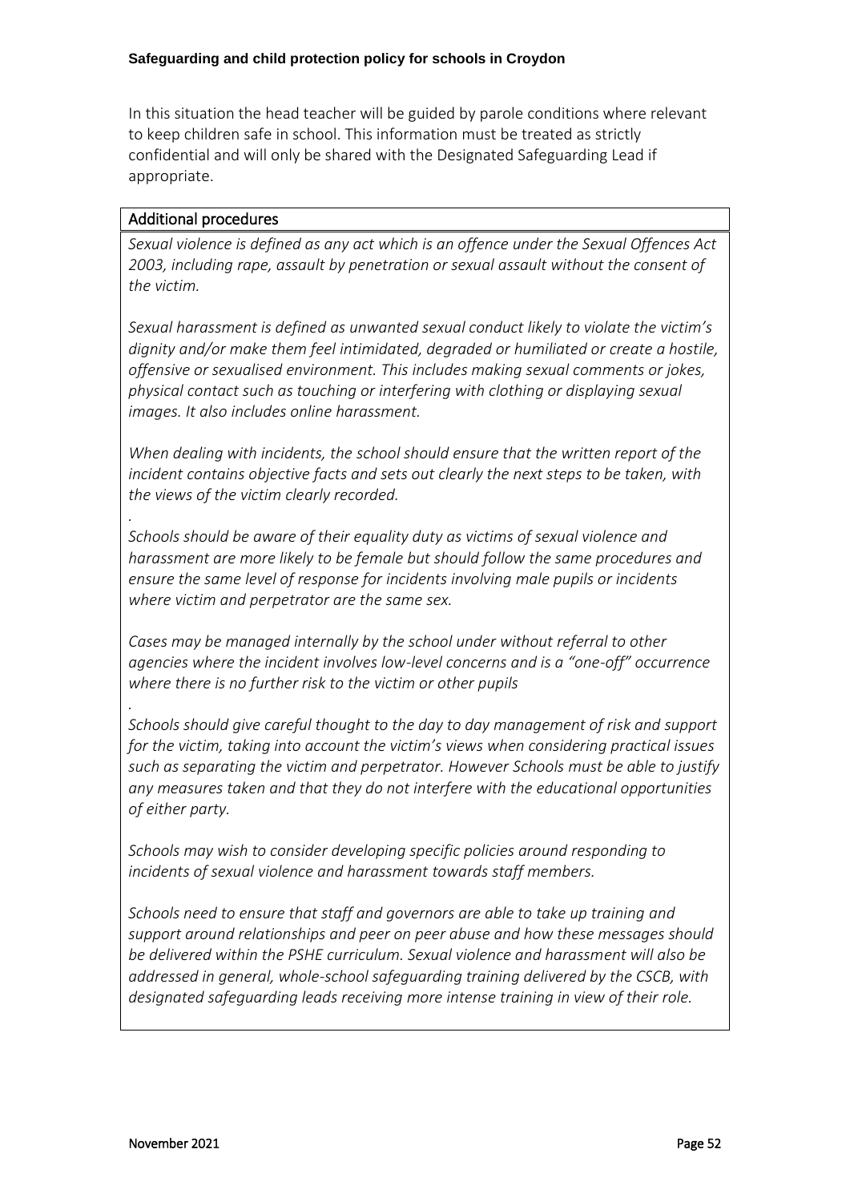In this situation the head teacher will be guided by parole conditions where relevant to keep children safe in school. This information must be treated as strictly confidential and will only be shared with the Designated Safeguarding Lead if appropriate.

| Additional procedures |
| --- |
| *Sexual violence is defined as any act which is an offence under the Sexual Offences Act 2003, including rape, assault by penetration or sexual assault without the consent of the victim.*<br><br>*Sexual harassment is defined as unwanted sexual conduct likely to violate the victim's dignity and/or make them feel intimidated, degraded or humiliated or create a hostile, offensive or sexualised environment. This includes making sexual comments or jokes, physical contact such as touching or interfering with clothing or displaying sexual images. It also includes online harassment.*<br><br>*When dealing with incidents, the school should ensure that the written report of the incident contains objective facts and sets out clearly the next steps to be taken, with the views of the victim clearly recorded.*<br><br>*.*<br>*Schools should be aware of their equality duty as victims of sexual violence and harassment are more likely to be female but should follow the same procedures and ensure the same level of response for incidents involving male pupils or incidents where victim and perpetrator are the same sex.*<br><br>*Cases may be managed internally by the school under without referral to other agencies where the incident involves low-level concerns and is a "one-off" occurrence where there is no further risk to the victim or other pupils*<br><br>*.*<br>*Schools should give careful thought to the day to day management of risk and support for the victim, taking into account the victim's views when considering practical issues such as separating the victim and perpetrator. However Schools must be able to justify any measures taken and that they do not interfere with the educational opportunities of either party.*<br><br>*Schools may wish to consider developing specific policies around responding to incidents of sexual violence and harassment towards staff members.*<br><br>*Schools need to ensure that staff and governors are able to take up training and support around relationships and peer on peer abuse and how these messages should be delivered within the PSHE curriculum. Sexual violence and harassment will also be addressed in general, whole-school safeguarding training delivered by the CSCB, with designated safeguarding leads receiving more intense training in view of their role.* |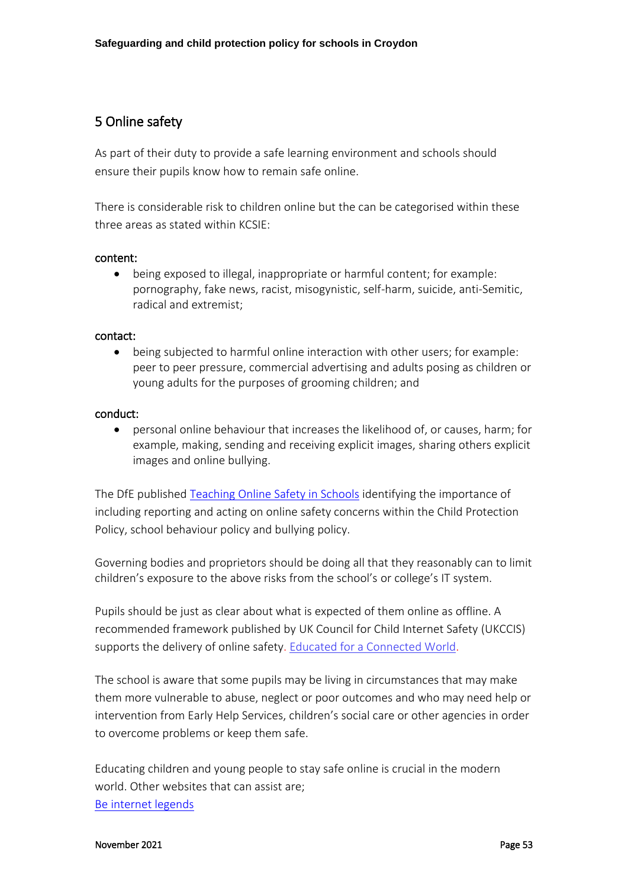## 5 Online safety

As part of their duty to provide a safe learning environment and schools should ensure their pupils know how to remain safe online.

There is considerable risk to children online but the can be categorised within these three areas as stated within KCSIE:

content:

- being exposed to illegal, inappropriate or harmful content; for example: pornography, fake news, racist, misogynistic, self-harm, suicide, anti-Semitic, radical and extremist;

contact:

- being subjected to harmful online interaction with other users; for example: peer to peer pressure, commercial advertising and adults posing as children or young adults for the purposes of grooming children; and

conduct:

- personal online behaviour that increases the likelihood of, or causes, harm; for example, making, sending and receiving explicit images, sharing others explicit images and online bullying.

The DfE published [Teaching Online Safety in Schools]() identifying the importance of including reporting and acting on online safety concerns within the Child Protection Policy, school behaviour policy and bullying policy.

Governing bodies and proprietors should be doing all that they reasonably can to limit children's exposure to the above risks from the school's or college's IT system.

Pupils should be just as clear about what is expected of them online as offline. A recommended framework published by UK Council for Child Internet Safety (UKCCIS) supports the delivery of online safety. [Educated for a Connected World]().

The school is aware that some pupils may be living in circumstances that may make them more vulnerable to abuse, neglect or poor outcomes and who may need help or intervention from Early Help Services, children's social care or other agencies in order to overcome problems or keep them safe.

Educating children and young people to stay safe online is crucial in the modern world. Other websites that can assist are;
[Be internet legends]()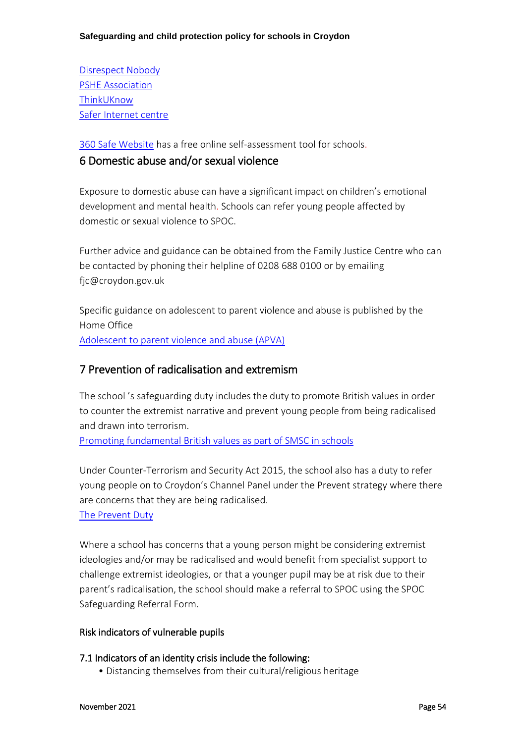Disrespect Nobody
PSHE Association
ThinkUKnow
Safer Internet centre

360 Safe Website has a free online self-assessment tool for schools.

## 6 Domestic abuse and/or sexual violence

Exposure to domestic abuse can have a significant impact on children's emotional development and mental health. Schools can refer young people affected by domestic or sexual violence to SPOC.

Further advice and guidance can be obtained from the Family Justice Centre who can be contacted by phoning their helpline of 0208 688 0100 or by emailing fjc@croydon.gov.uk

Specific guidance on adolescent to parent violence and abuse is published by the Home Office
Adolescent to parent violence and abuse (APVA)

## 7 Prevention of radicalisation and extremism

The school 's safeguarding duty includes the duty to promote British values in order to counter the extremist narrative and prevent young people from being radicalised and drawn into terrorism.
Promoting fundamental British values as part of SMSC in schools

Under Counter-Terrorism and Security Act 2015, the school also has a duty to refer young people on to Croydon's Channel Panel under the Prevent strategy where there are concerns that they are being radicalised.
The Prevent Duty

Where a school has concerns that a young person might be considering extremist ideologies and/or may be radicalised and would benefit from specialist support to challenge extremist ideologies, or that a younger pupil may be at risk due to their parent's radicalisation, the school should make a referral to SPOC using the SPOC Safeguarding Referral Form.

### Risk indicators of vulnerable pupils

### 7.1 Indicators of an identity crisis include the following:

- Distancing themselves from their cultural/religious heritage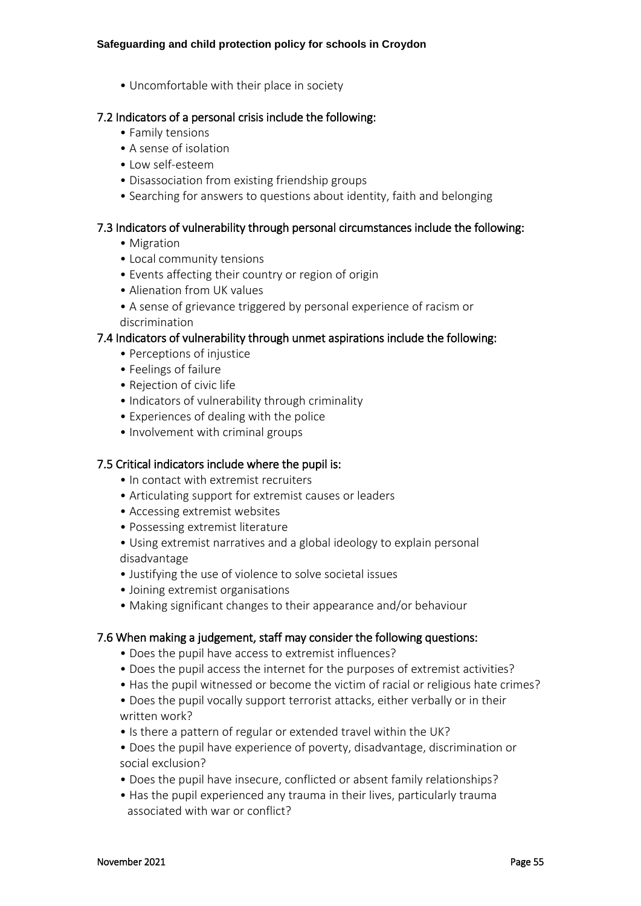- Uncomfortable with their place in society

### 7.2 Indicators of a personal crisis include the following:

- Family tensions
- A sense of isolation
- Low self-esteem
- Disassociation from existing friendship groups
- Searching for answers to questions about identity, faith and belonging

### 7.3 Indicators of vulnerability through personal circumstances include the following:

- Migration
- Local community tensions
- Events affecting their country or region of origin
- Alienation from UK values
- A sense of grievance triggered by personal experience of racism or discrimination

### 7.4 Indicators of vulnerability through unmet aspirations include the following:

- Perceptions of injustice
- Feelings of failure
- Rejection of civic life
- Indicators of vulnerability through criminality
- Experiences of dealing with the police
- Involvement with criminal groups

### 7.5 Critical indicators include where the pupil is:

- In contact with extremist recruiters
- Articulating support for extremist causes or leaders
- Accessing extremist websites
- Possessing extremist literature
- Using extremist narratives and a global ideology to explain personal disadvantage
- Justifying the use of violence to solve societal issues
- Joining extremist organisations
- Making significant changes to their appearance and/or behaviour

### 7.6 When making a judgement, staff may consider the following questions:

- Does the pupil have access to extremist influences?
- Does the pupil access the internet for the purposes of extremist activities?
- Has the pupil witnessed or become the victim of racial or religious hate crimes?
- Does the pupil vocally support terrorist attacks, either verbally or in their written work?
- Is there a pattern of regular or extended travel within the UK?
- Does the pupil have experience of poverty, disadvantage, discrimination or social exclusion?
- Does the pupil have insecure, conflicted or absent family relationships?
- Has the pupil experienced any trauma in their lives, particularly trauma associated with war or conflict?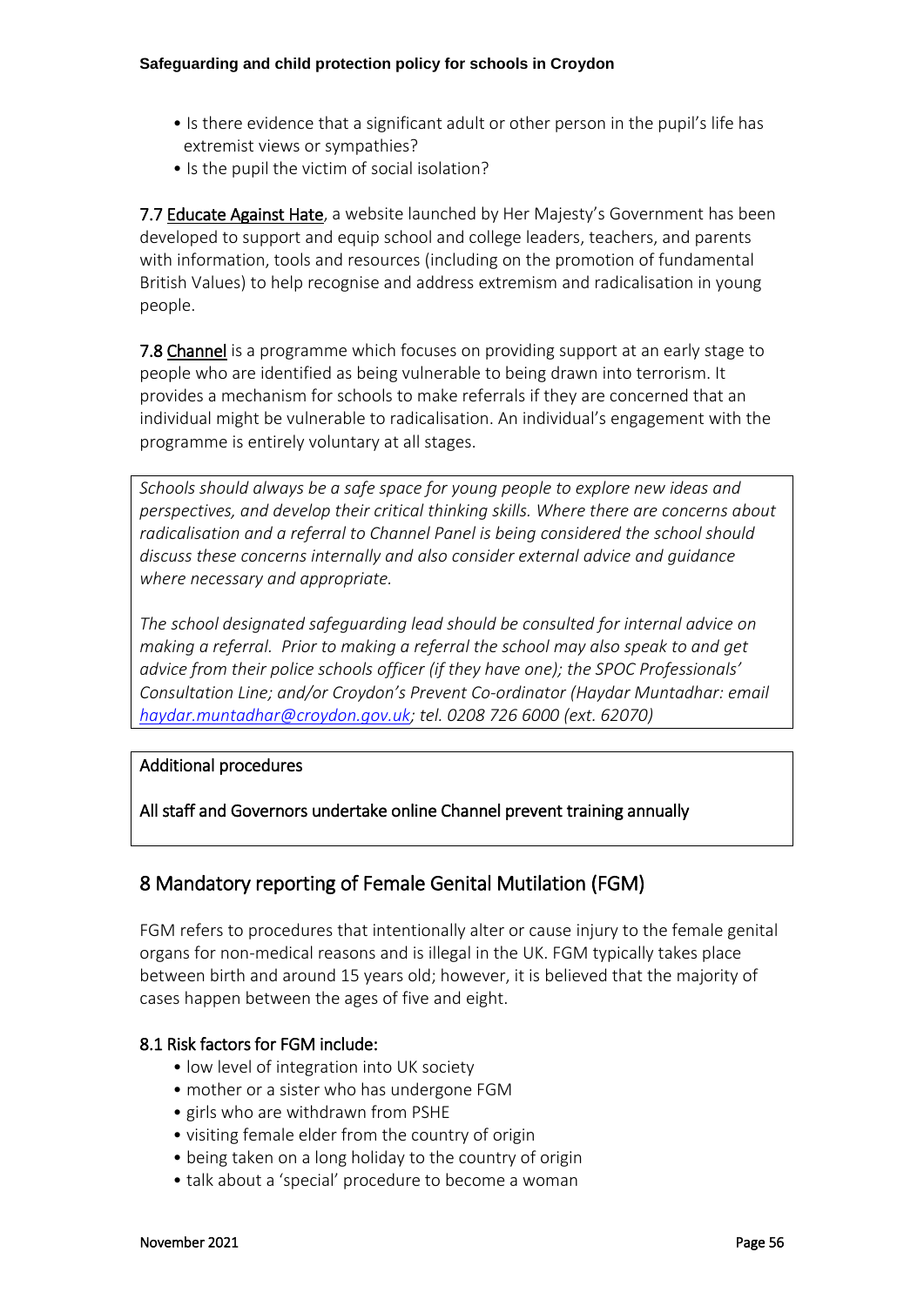- Is there evidence that a significant adult or other person in the pupil's life has extremist views or sympathies?
- Is the pupil the victim of social isolation?

**7.7** [Educate Against Hate], a website launched by Her Majesty's Government has been developed to support and equip school and college leaders, teachers, and parents with information, tools and resources (including on the promotion of fundamental British Values) to help recognise and address extremism and radicalisation in young people.

**7.8** [Channel] is a programme which focuses on providing support at an early stage to people who are identified as being vulnerable to being drawn into terrorism. It provides a mechanism for schools to make referrals if they are concerned that an individual might be vulnerable to radicalisation. An individual's engagement with the programme is entirely voluntary at all stages.

*Schools should always be a safe space for young people to explore new ideas and perspectives, and develop their critical thinking skills. Where there are concerns about radicalisation and a referral to Channel Panel is being considered the school should discuss these concerns internally and also consider external advice and guidance where necessary and appropriate.*

*The school designated safeguarding lead should be consulted for internal advice on making a referral. Prior to making a referral the school may also speak to and get advice from their police schools officer (if they have one); the SPOC Professionals' Consultation Line; and/or Croydon's Prevent Co-ordinator (Haydar Muntadhar: email haydar.muntadhar@croydon.gov.uk; tel. 0208 726 6000 (ext. 62070)*

Additional procedures

All staff and Governors undertake online Channel prevent training annually

## 8 Mandatory reporting of Female Genital Mutilation (FGM)

FGM refers to procedures that intentionally alter or cause injury to the female genital organs for non-medical reasons and is illegal in the UK. FGM typically takes place between birth and around 15 years old; however, it is believed that the majority of cases happen between the ages of five and eight.

### 8.1 Risk factors for FGM include:

- low level of integration into UK society
- mother or a sister who has undergone FGM
- girls who are withdrawn from PSHE
- visiting female elder from the country of origin
- being taken on a long holiday to the country of origin
- talk about a 'special' procedure to become a woman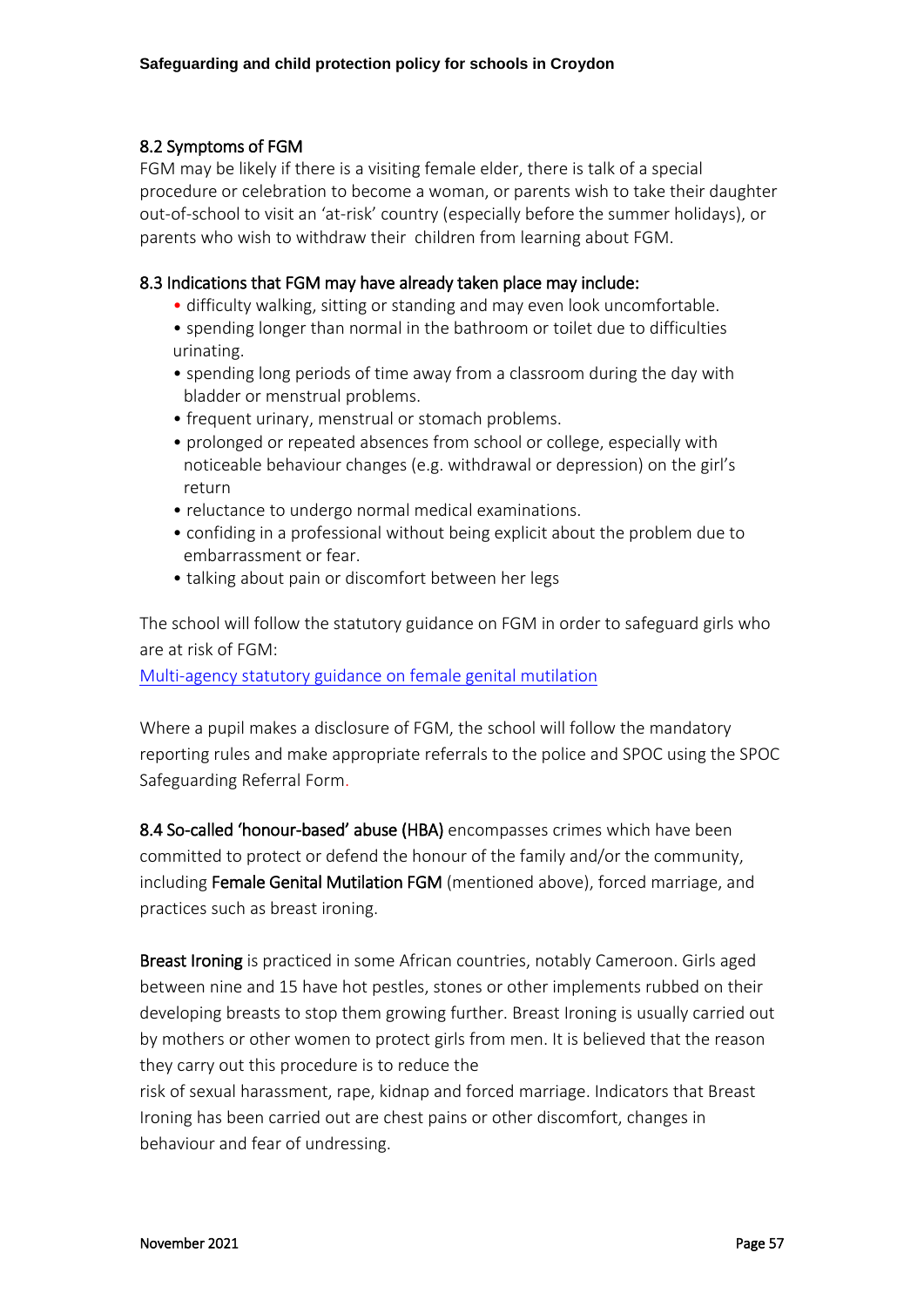### 8.2 Symptoms of FGM

FGM may be likely if there is a visiting female elder, there is talk of a special procedure or celebration to become a woman, or parents wish to take their daughter out-of-school to visit an 'at-risk' country (especially before the summer holidays), or parents who wish to withdraw their children from learning about FGM.

### 8.3 Indications that FGM may have already taken place may include:

- difficulty walking, sitting or standing and may even look uncomfortable.
- spending longer than normal in the bathroom or toilet due to difficulties urinating.
- spending long periods of time away from a classroom during the day with bladder or menstrual problems.
- frequent urinary, menstrual or stomach problems.
- prolonged or repeated absences from school or college, especially with noticeable behaviour changes (e.g. withdrawal or depression) on the girl's return
- reluctance to undergo normal medical examinations.
- confiding in a professional without being explicit about the problem due to embarrassment or fear.
- talking about pain or discomfort between her legs

The school will follow the statutory guidance on FGM in order to safeguard girls who are at risk of FGM:

[Multi-agency statutory guidance on female genital mutilation]

Where a pupil makes a disclosure of FGM, the school will follow the mandatory reporting rules and make appropriate referrals to the police and SPOC using the SPOC Safeguarding Referral Form.

**8.4 So-called 'honour-based' abuse (HBA)** encompasses crimes which have been committed to protect or defend the honour of the family and/or the community, including **Female Genital Mutilation FGM** (mentioned above), forced marriage, and practices such as breast ironing.

**Breast Ironing** is practiced in some African countries, notably Cameroon. Girls aged between nine and 15 have hot pestles, stones or other implements rubbed on their developing breasts to stop them growing further. Breast Ironing is usually carried out by mothers or other women to protect girls from men. It is believed that the reason they carry out this procedure is to reduce the risk of sexual harassment, rape, kidnap and forced marriage. Indicators that Breast Ironing has been carried out are chest pains or other discomfort, changes in behaviour and fear of undressing.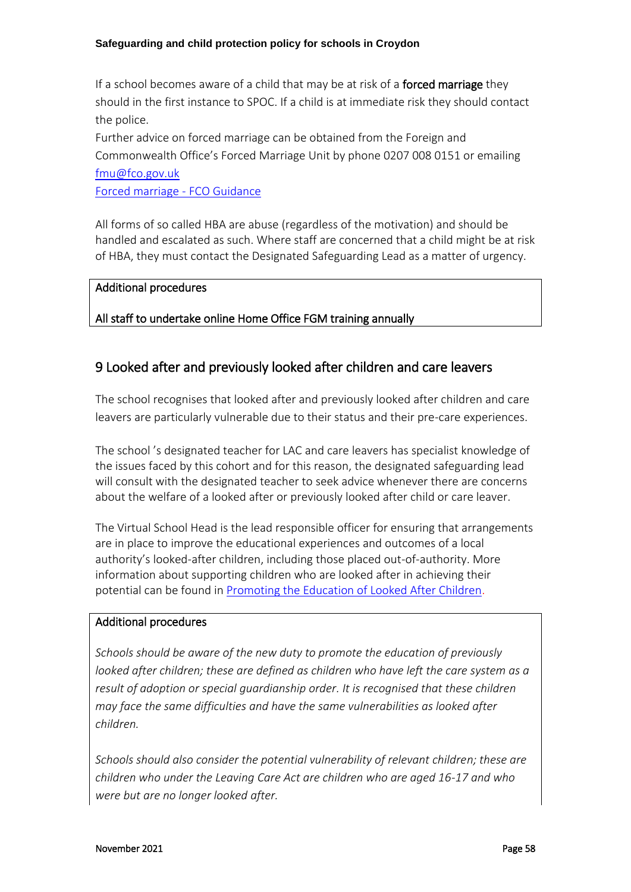If a school becomes aware of a child that may be at risk of a **forced marriage** they should in the first instance to SPOC. If a child is at immediate risk they should contact the police.

Further advice on forced marriage can be obtained from the Foreign and Commonwealth Office's Forced Marriage Unit by phone 0207 008 0151 or emailing [fmu@fco.gov.uk](mailto:fmu@fco.gov.uk)

[Forced marriage - FCO Guidance]()

All forms of so called HBA are abuse (regardless of the motivation) and should be handled and escalated as such. Where staff are concerned that a child might be at risk of HBA, they must contact the Designated Safeguarding Lead as a matter of urgency.

| Additional procedures |
| --- |
| All staff to undertake online Home Office FGM training annually |

## 9 Looked after and previously looked after children and care leavers

The school recognises that looked after and previously looked after children and care leavers are particularly vulnerable due to their status and their pre-care experiences.

The school 's designated teacher for LAC and care leavers has specialist knowledge of the issues faced by this cohort and for this reason, the designated safeguarding lead will consult with the designated teacher to seek advice whenever there are concerns about the welfare of a looked after or previously looked after child or care leaver.

The Virtual School Head is the lead responsible officer for ensuring that arrangements are in place to improve the educational experiences and outcomes of a local authority's looked-after children, including those placed out-of-authority. More information about supporting children who are looked after in achieving their potential can be found in [Promoting the Education of Looked After Children]().

**Additional procedures**

*Schools should be aware of the new duty to promote the education of previously looked after children; these are defined as children who have left the care system as a result of adoption or special guardianship order. It is recognised that these children may face the same difficulties and have the same vulnerabilities as looked after children.*

*Schools should also consider the potential vulnerability of relevant children; these are children who under the Leaving Care Act are children who are aged 16-17 and who were but are no longer looked after.*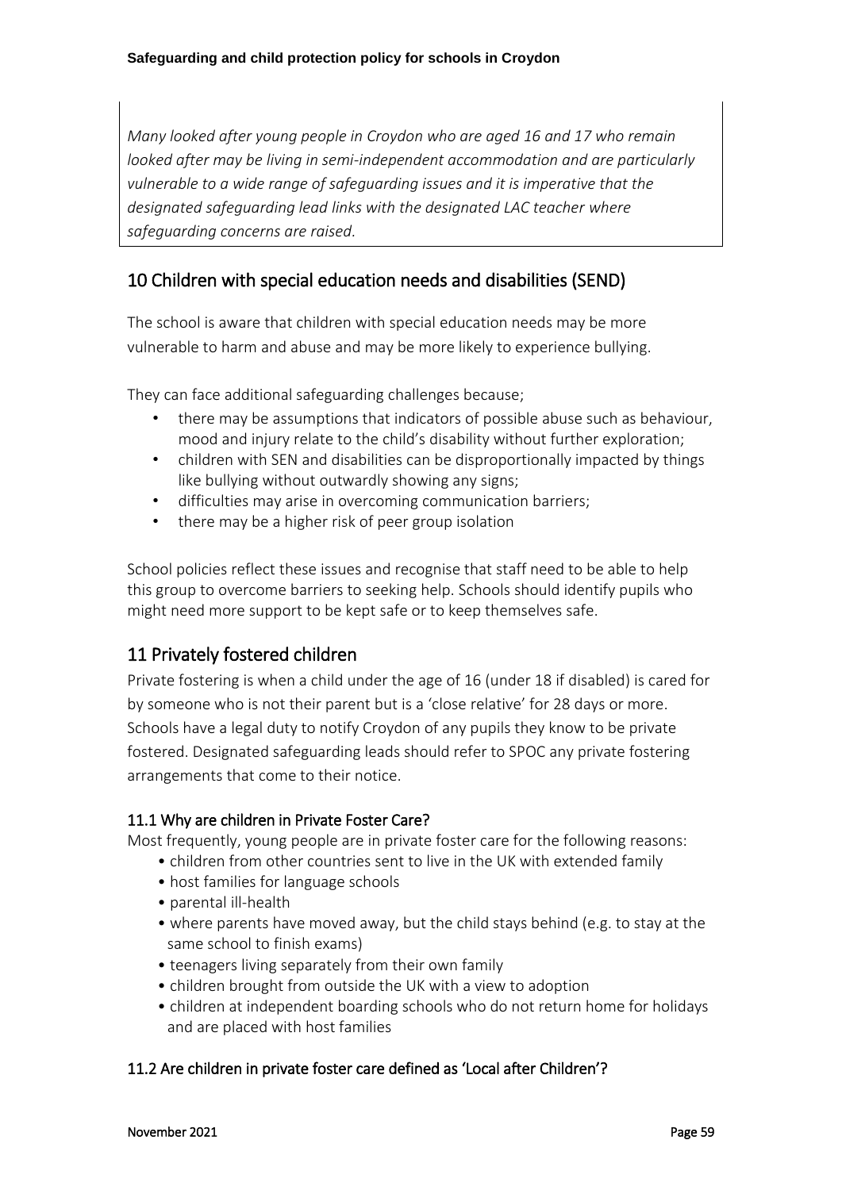*Many looked after young people in Croydon who are aged 16 and 17 who remain looked after may be living in semi-independent accommodation and are particularly vulnerable to a wide range of safeguarding issues and it is imperative that the designated safeguarding lead links with the designated LAC teacher where safeguarding concerns are raised.*

## 10 Children with special education needs and disabilities (SEND)

The school is aware that children with special education needs may be more vulnerable to harm and abuse and may be more likely to experience bullying.

They can face additional safeguarding challenges because;

- there may be assumptions that indicators of possible abuse such as behaviour, mood and injury relate to the child's disability without further exploration;
- children with SEN and disabilities can be disproportionally impacted by things like bullying without outwardly showing any signs;
- difficulties may arise in overcoming communication barriers;
- there may be a higher risk of peer group isolation

School policies reflect these issues and recognise that staff need to be able to help this group to overcome barriers to seeking help. Schools should identify pupils who might need more support to be kept safe or to keep themselves safe.

## 11 Privately fostered children

Private fostering is when a child under the age of 16 (under 18 if disabled) is cared for by someone who is not their parent but is a 'close relative' for 28 days or more. Schools have a legal duty to notify Croydon of any pupils they know to be private fostered. Designated safeguarding leads should refer to SPOC any private fostering arrangements that come to their notice.

### 11.1 Why are children in Private Foster Care?

Most frequently, young people are in private foster care for the following reasons:

- children from other countries sent to live in the UK with extended family
- host families for language schools
- parental ill-health
- where parents have moved away, but the child stays behind (e.g. to stay at the same school to finish exams)
- teenagers living separately from their own family
- children brought from outside the UK with a view to adoption
- children at independent boarding schools who do not return home for holidays and are placed with host families

### 11.2 Are children in private foster care defined as 'Local after Children'?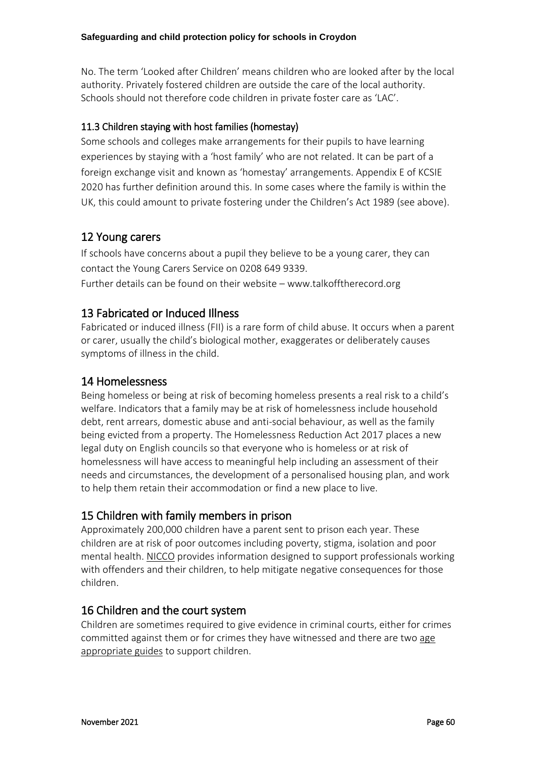No. The term 'Looked after Children' means children who are looked after by the local authority. Privately fostered children are outside the care of the local authority. Schools should not therefore code children in private foster care as 'LAC'.

### 11.3 Children staying with host families (homestay)

Some schools and colleges make arrangements for their pupils to have learning experiences by staying with a 'host family' who are not related. It can be part of a foreign exchange visit and known as 'homestay' arrangements. Appendix E of KCSIE 2020 has further definition around this. In some cases where the family is within the UK, this could amount to private fostering under the Children's Act 1989 (see above).

## 12 Young carers

If schools have concerns about a pupil they believe to be a young carer, they can contact the Young Carers Service on 0208 649 9339.

Further details can be found on their website – www.talkofftherecord.org

## 13 Fabricated or Induced Illness

Fabricated or induced illness (FII) is a rare form of child abuse. It occurs when a parent or carer, usually the child's biological mother, exaggerates or deliberately causes symptoms of illness in the child.

## 14 Homelessness

Being homeless or being at risk of becoming homeless presents a real risk to a child's welfare. Indicators that a family may be at risk of homelessness include household debt, rent arrears, domestic abuse and anti-social behaviour, as well as the family being evicted from a property. The Homelessness Reduction Act 2017 places a new legal duty on English councils so that everyone who is homeless or at risk of homelessness will have access to meaningful help including an assessment of their needs and circumstances, the development of a personalised housing plan, and work to help them retain their accommodation or find a new place to live.

## 15 Children with family members in prison

Approximately 200,000 children have a parent sent to prison each year. These children are at risk of poor outcomes including poverty, stigma, isolation and poor mental health. NICCO provides information designed to support professionals working with offenders and their children, to help mitigate negative consequences for those children.

## 16 Children and the court system

Children are sometimes required to give evidence in criminal courts, either for crimes committed against them or for crimes they have witnessed and there are two age appropriate guides to support children.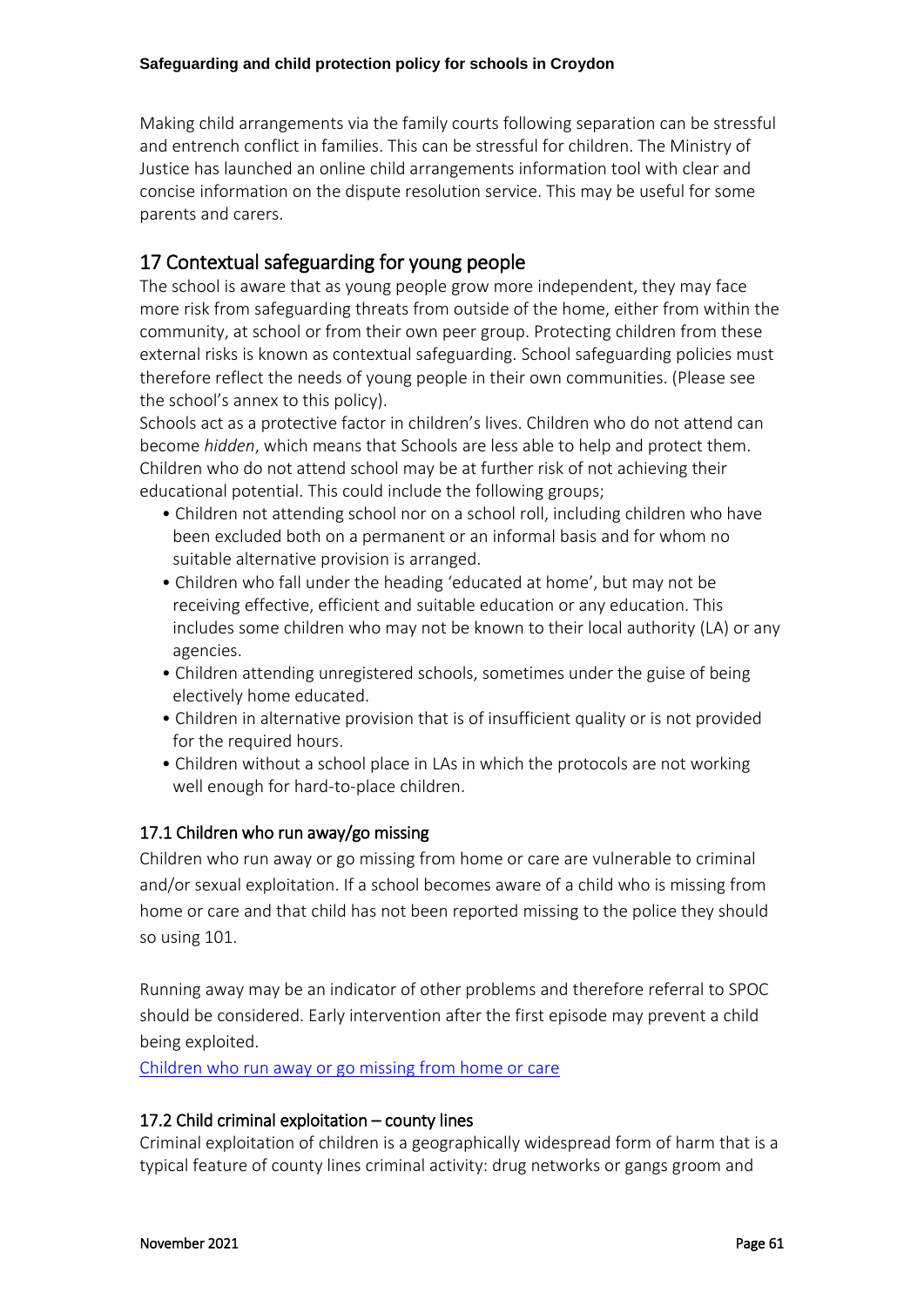Making child arrangements via the family courts following separation can be stressful and entrench conflict in families. This can be stressful for children. The Ministry of Justice has launched an online child arrangements information tool with clear and concise information on the dispute resolution service. This may be useful for some parents and carers.

## 17 Contextual safeguarding for young people

The school is aware that as young people grow more independent, they may face more risk from safeguarding threats from outside of the home, either from within the community, at school or from their own peer group. Protecting children from these external risks is known as contextual safeguarding. School safeguarding policies must therefore reflect the needs of young people in their own communities. (Please see the school's annex to this policy).

Schools act as a protective factor in children's lives. Children who do not attend can become *hidden*, which means that Schools are less able to help and protect them. Children who do not attend school may be at further risk of not achieving their educational potential. This could include the following groups;

- Children not attending school nor on a school roll, including children who have been excluded both on a permanent or an informal basis and for whom no suitable alternative provision is arranged.
- Children who fall under the heading 'educated at home', but may not be receiving effective, efficient and suitable education or any education. This includes some children who may not be known to their local authority (LA) or any agencies.
- Children attending unregistered schools, sometimes under the guise of being electively home educated.
- Children in alternative provision that is of insufficient quality or is not provided for the required hours.
- Children without a school place in LAs in which the protocols are not working well enough for hard-to-place children.

### 17.1 Children who run away/go missing

Children who run away or go missing from home or care are vulnerable to criminal and/or sexual exploitation. If a school becomes aware of a child who is missing from home or care and that child has not been reported missing to the police they should so using 101.

Running away may be an indicator of other problems and therefore referral to SPOC should be considered. Early intervention after the first episode may prevent a child being exploited.

[Children who run away or go missing from home or care]

### 17.2 Child criminal exploitation – county lines

Criminal exploitation of children is a geographically widespread form of harm that is a typical feature of county lines criminal activity: drug networks or gangs groom and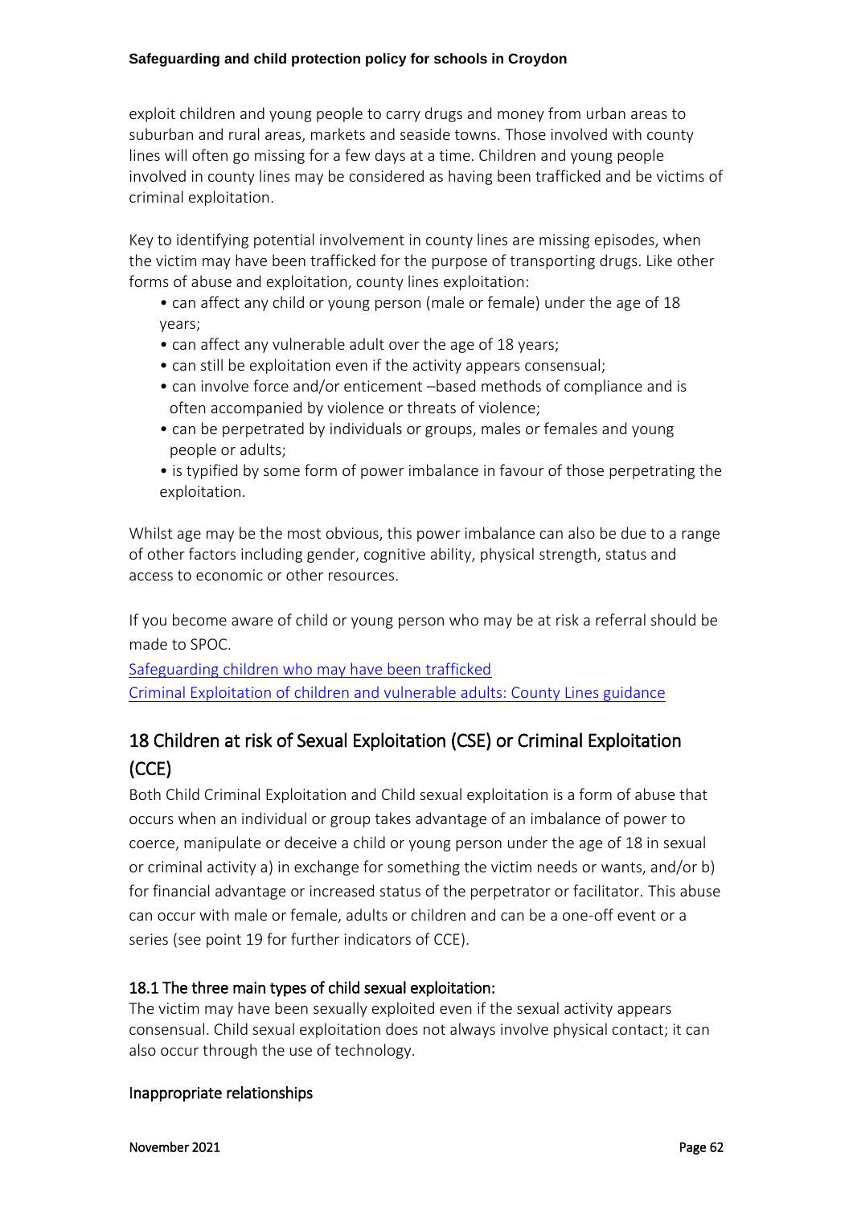exploit children and young people to carry drugs and money from urban areas to suburban and rural areas, markets and seaside towns. Those involved with county lines will often go missing for a few days at a time. Children and young people involved in county lines may be considered as having been trafficked and be victims of criminal exploitation.

Key to identifying potential involvement in county lines are missing episodes, when the victim may have been trafficked for the purpose of transporting drugs. Like other forms of abuse and exploitation, county lines exploitation:

- can affect any child or young person (male or female) under the age of 18 years;
- can affect any vulnerable adult over the age of 18 years;
- can still be exploitation even if the activity appears consensual;
- can involve force and/or enticement –based methods of compliance and is often accompanied by violence or threats of violence;
- can be perpetrated by individuals or groups, males or females and young people or adults;
- is typified by some form of power imbalance in favour of those perpetrating the exploitation.

Whilst age may be the most obvious, this power imbalance can also be due to a range of other factors including gender, cognitive ability, physical strength, status and access to economic or other resources.

If you become aware of child or young person who may be at risk a referral should be made to SPOC.

[Safeguarding children who may have been trafficked](#)
[Criminal Exploitation of children and vulnerable adults: County Lines guidance](#)

## 18 Children at risk of Sexual Exploitation (CSE) or Criminal Exploitation (CCE)

Both Child Criminal Exploitation and Child sexual exploitation is a form of abuse that occurs when an individual or group takes advantage of an imbalance of power to coerce, manipulate or deceive a child or young person under the age of 18 in sexual or criminal activity a) in exchange for something the victim needs or wants, and/or b) for financial advantage or increased status of the perpetrator or facilitator. This abuse can occur with male or female, adults or children and can be a one-off event or a series (see point 19 for further indicators of CCE).

### 18.1 The three main types of child sexual exploitation:

The victim may have been sexually exploited even if the sexual activity appears consensual. Child sexual exploitation does not always involve physical contact; it can also occur through the use of technology.

#### Inappropriate relationships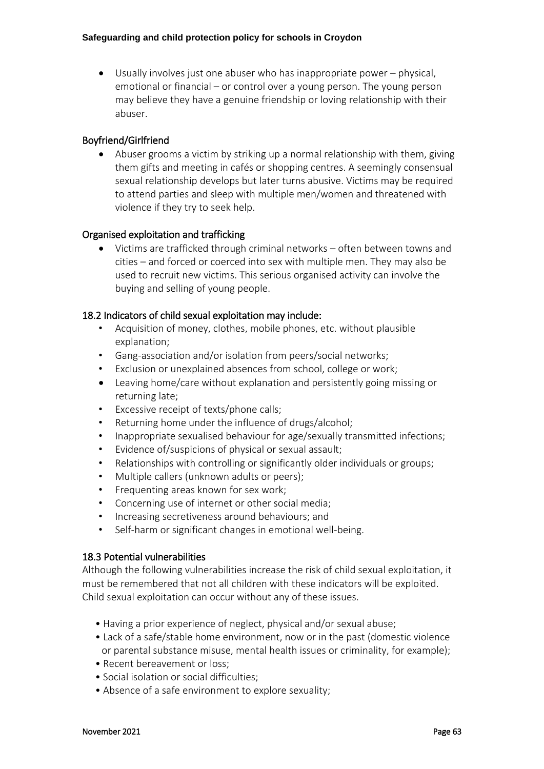- Usually involves just one abuser who has inappropriate power – physical, emotional or financial – or control over a young person. The young person may believe they have a genuine friendship or loving relationship with their abuser.

### Boyfriend/Girlfriend

- Abuser grooms a victim by striking up a normal relationship with them, giving them gifts and meeting in cafés or shopping centres. A seemingly consensual sexual relationship develops but later turns abusive. Victims may be required to attend parties and sleep with multiple men/women and threatened with violence if they try to seek help.

### Organised exploitation and trafficking

- Victims are trafficked through criminal networks – often between towns and cities – and forced or coerced into sex with multiple men. They may also be used to recruit new victims. This serious organised activity can involve the buying and selling of young people.

### 18.2 Indicators of child sexual exploitation may include:

- Acquisition of money, clothes, mobile phones, etc. without plausible explanation;
- Gang-association and/or isolation from peers/social networks;
- Exclusion or unexplained absences from school, college or work;
- Leaving home/care without explanation and persistently going missing or returning late;
- Excessive receipt of texts/phone calls;
- Returning home under the influence of drugs/alcohol;
- Inappropriate sexualised behaviour for age/sexually transmitted infections;
- Evidence of/suspicions of physical or sexual assault;
- Relationships with controlling or significantly older individuals or groups;
- Multiple callers (unknown adults or peers);
- Frequenting areas known for sex work;
- Concerning use of internet or other social media;
- Increasing secretiveness around behaviours; and
- Self-harm or significant changes in emotional well-being.

### 18.3 Potential vulnerabilities

Although the following vulnerabilities increase the risk of child sexual exploitation, it must be remembered that not all children with these indicators will be exploited. Child sexual exploitation can occur without any of these issues.

- Having a prior experience of neglect, physical and/or sexual abuse;
- Lack of a safe/stable home environment, now or in the past (domestic violence or parental substance misuse, mental health issues or criminality, for example);
- Recent bereavement or loss;
- Social isolation or social difficulties;
- Absence of a safe environment to explore sexuality;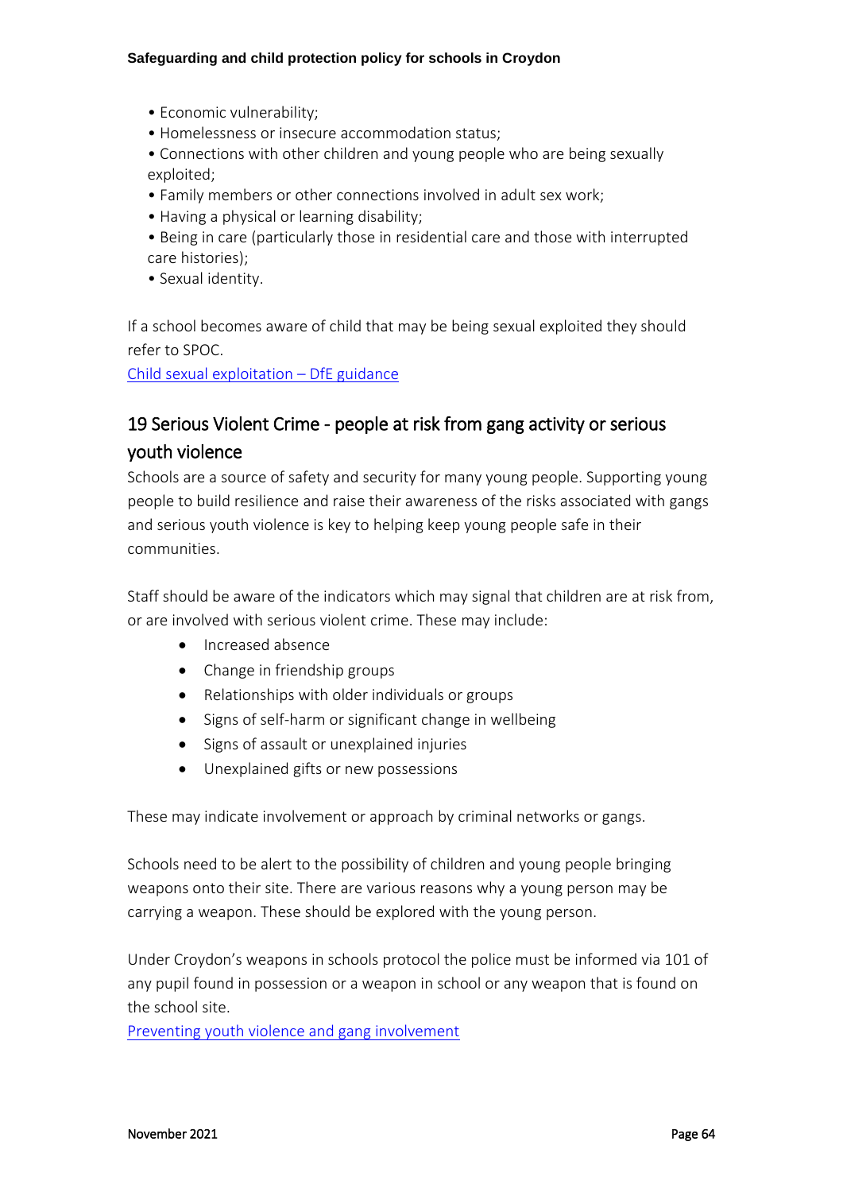- Economic vulnerability;
- Homelessness or insecure accommodation status;
- Connections with other children and young people who are being sexually exploited;
- Family members or other connections involved in adult sex work;
- Having a physical or learning disability;
- Being in care (particularly those in residential care and those with interrupted care histories);
- Sexual identity.

If a school becomes aware of child that may be being sexual exploited they should refer to SPOC.

[Child sexual exploitation – DfE guidance]

## 19 Serious Violent Crime - people at risk from gang activity or serious youth violence

Schools are a source of safety and security for many young people. Supporting young people to build resilience and raise their awareness of the risks associated with gangs and serious youth violence is key to helping keep young people safe in their communities.

Staff should be aware of the indicators which may signal that children are at risk from, or are involved with serious violent crime. These may include:

- Increased absence
- Change in friendship groups
- Relationships with older individuals or groups
- Signs of self-harm or significant change in wellbeing
- Signs of assault or unexplained injuries
- Unexplained gifts or new possessions

These may indicate involvement or approach by criminal networks or gangs.

Schools need to be alert to the possibility of children and young people bringing weapons onto their site. There are various reasons why a young person may be carrying a weapon. These should be explored with the young person.

Under Croydon's weapons in schools protocol the police must be informed via 101 of any pupil found in possession or a weapon in school or any weapon that is found on the school site.

[Preventing youth violence and gang involvement]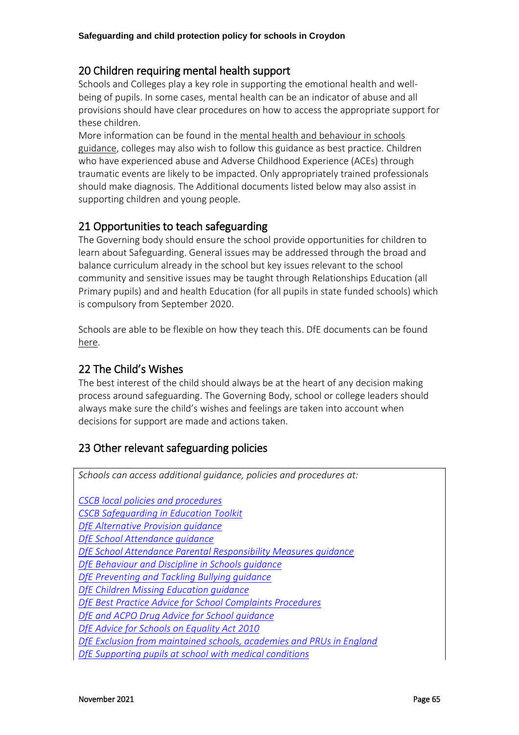## 20 Children requiring mental health support

Schools and Colleges play a key role in supporting the emotional health and well-being of pupils. In some cases, mental health can be an indicator of abuse and all provisions should have clear procedures on how to access the appropriate support for these children.

More information can be found in the mental health and behaviour in schools guidance, colleges may also wish to follow this guidance as best practice. Children who have experienced abuse and Adverse Childhood Experience (ACEs) through traumatic events are likely to be impacted. Only appropriately trained professionals should make diagnosis. The Additional documents listed below may also assist in supporting children and young people.

## 21 Opportunities to teach safeguarding

The Governing body should ensure the school provide opportunities for children to learn about Safeguarding. General issues may be addressed through the broad and balance curriculum already in the school but key issues relevant to the school community and sensitive issues may be taught through Relationships Education (all Primary pupils) and and health Education (for all pupils in state funded schools) which is compulsory from September 2020.

Schools are able to be flexible on how they teach this. DfE documents can be found here.

## 22 The Child's Wishes

The best interest of the child should always be at the heart of any decision making process around safeguarding. The Governing Body, school or college leaders should always make sure the child's wishes and feelings are taken into account when decisions for support are made and actions taken.

## 23 Other relevant safeguarding policies

*Schools can access additional guidance, policies and procedures at:*

*CSCB local policies and procedures*
*CSCB Safeguarding in Education Toolkit*
*DfE Alternative Provision guidance*
*DfE School Attendance guidance*
*DfE School Attendance Parental Responsibility Measures guidance*
*DfE Behaviour and Discipline in Schools guidance*
*DfE Preventing and Tackling Bullying guidance*
*DfE Children Missing Education guidance*
*DfE Best Practice Advice for School Complaints Procedures*
*DfE and ACPO Drug Advice for School guidance*
*DfE Advice for Schools on Equality Act 2010*
*DfE Exclusion from maintained schools, academies and PRUs in England*
*DfE Supporting pupils at school with medical conditions*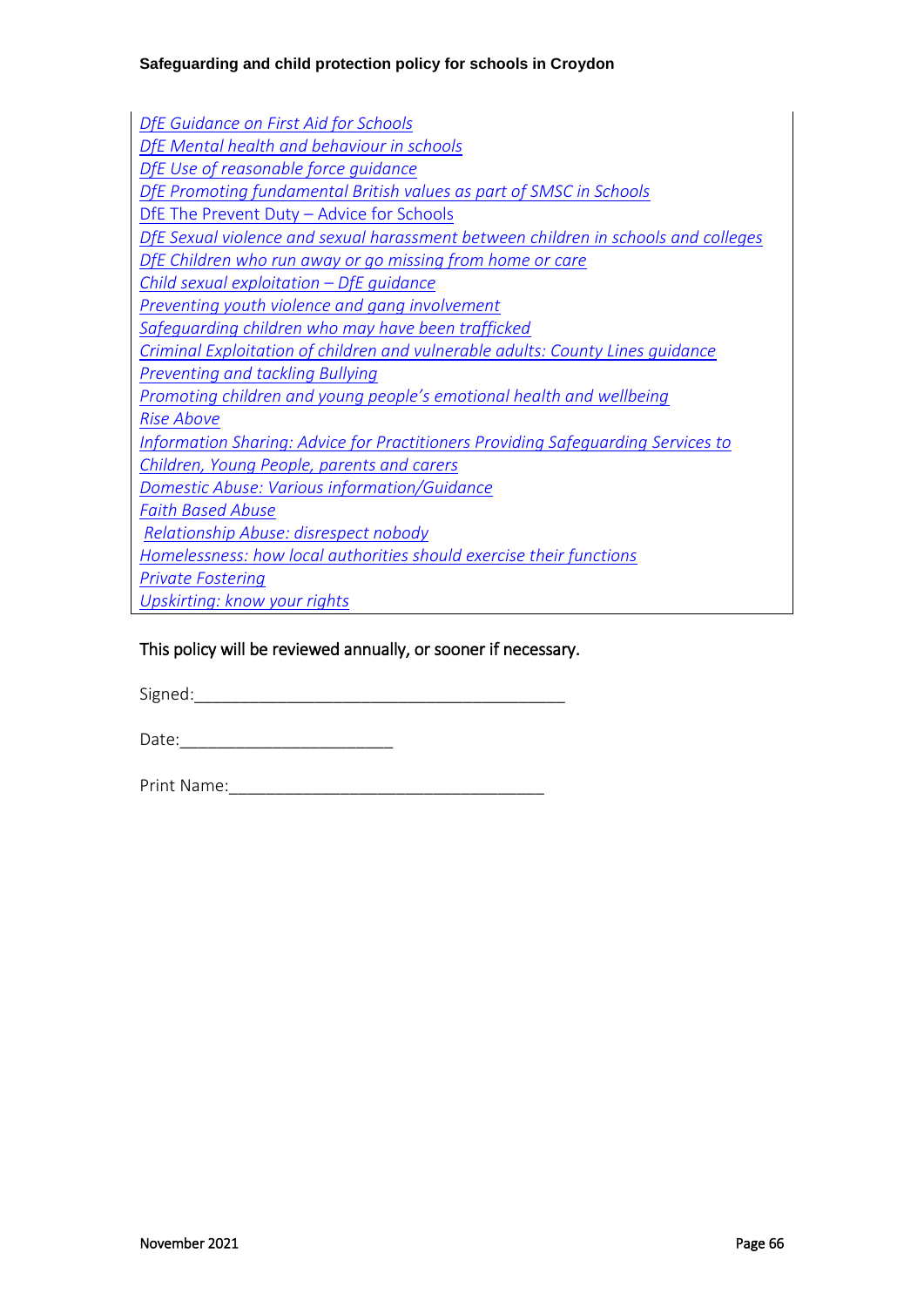*DfE Guidance on First Aid for Schools*
*DfE Mental health and behaviour in schools*
*DfE Use of reasonable force guidance*
*DfE Promoting fundamental British values as part of SMSC in Schools*
DfE The Prevent Duty – Advice for Schools
*DfE Sexual violence and sexual harassment between children in schools and colleges*
*DfE Children who run away or go missing from home or care*
*Child sexual exploitation – DfE guidance*
*Preventing youth violence and gang involvement*
*Safeguarding children who may have been trafficked*
*Criminal Exploitation of children and vulnerable adults: County Lines guidance*
*Preventing and tackling Bullying*
*Promoting children and young people's emotional health and wellbeing*
*Rise Above*
*Information Sharing: Advice for Practitioners Providing Safeguarding Services to Children, Young People, parents and carers*
*Domestic Abuse: Various information/Guidance*
*Faith Based Abuse*
*Relationship Abuse: disrespect nobody*
*Homelessness: how local authorities should exercise their functions*
*Private Fostering*
*Upskirting: know your rights*

This policy will be reviewed annually, or sooner if necessary.

Signed:_______________________________________

Date:______________________

Print Name:_________________________________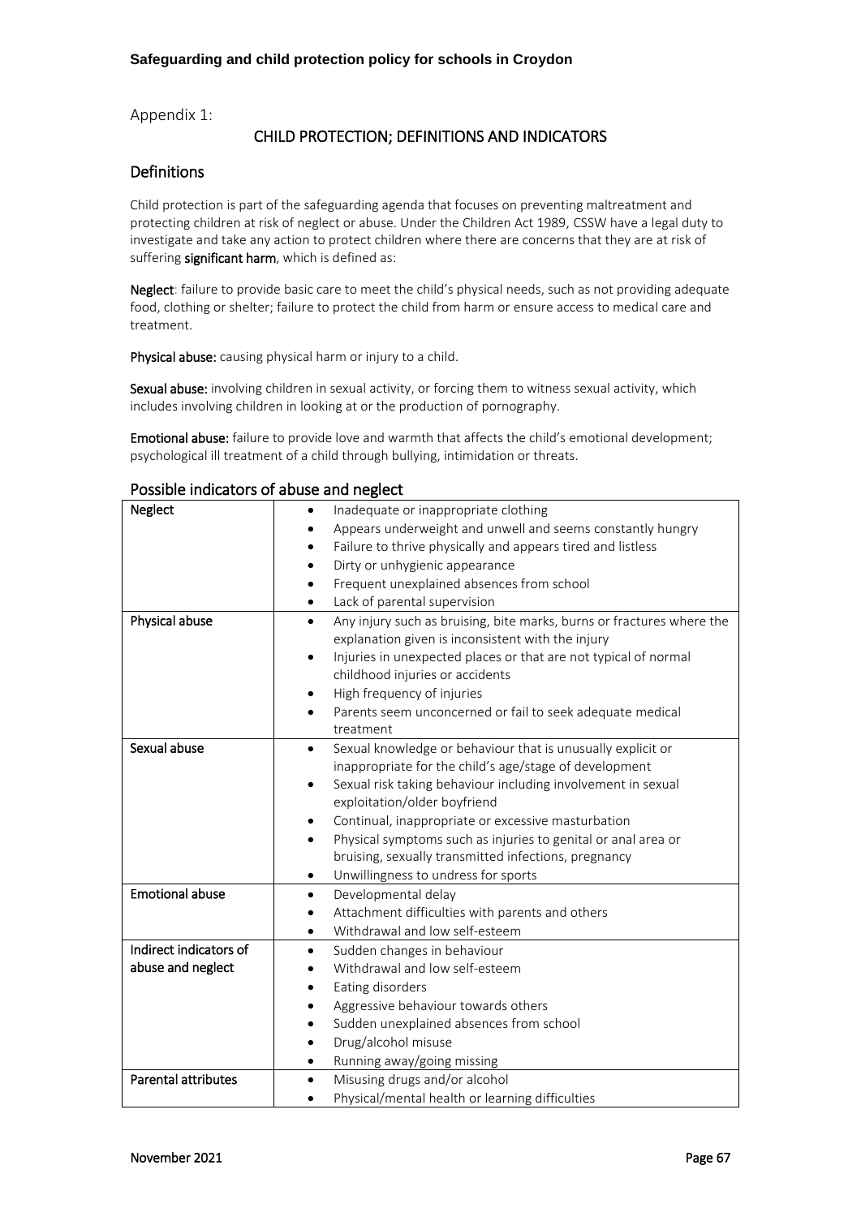Appendix 1:

## CHILD PROTECTION; DEFINITIONS AND INDICATORS

### Definitions

Child protection is part of the safeguarding agenda that focuses on preventing maltreatment and protecting children at risk of neglect or abuse. Under the Children Act 1989, CSSW have a legal duty to investigate and take any action to protect children where there are concerns that they are at risk of suffering **significant harm**, which is defined as:

**Neglect**: failure to provide basic care to meet the child's physical needs, such as not providing adequate food, clothing or shelter; failure to protect the child from harm or ensure access to medical care and treatment.

**Physical abuse:** causing physical harm or injury to a child.

**Sexual abuse:** involving children in sexual activity, or forcing them to witness sexual activity, which includes involving children in looking at or the production of pornography.

**Emotional abuse:** failure to provide love and warmth that affects the child's emotional development; psychological ill treatment of a child through bullying, intimidation or threats.

### Possible indicators of abuse and neglect

| | |
|---|---|
| **Neglect** | • Inadequate or inappropriate clothing<br>• Appears underweight and unwell and seems constantly hungry<br>• Failure to thrive physically and appears tired and listless<br>• Dirty or unhygienic appearance<br>• Frequent unexplained absences from school<br>• Lack of parental supervision |
| **Physical abuse** | • Any injury such as bruising, bite marks, burns or fractures where the explanation given is inconsistent with the injury<br>• Injuries in unexpected places or that are not typical of normal childhood injuries or accidents<br>• High frequency of injuries<br>• Parents seem unconcerned or fail to seek adequate medical treatment |
| **Sexual abuse** | • Sexual knowledge or behaviour that is unusually explicit or inappropriate for the child's age/stage of development<br>• Sexual risk taking behaviour including involvement in sexual exploitation/older boyfriend<br>• Continual, inappropriate or excessive masturbation<br>• Physical symptoms such as injuries to genital or anal area or bruising, sexually transmitted infections, pregnancy<br>• Unwillingness to undress for sports |
| **Emotional abuse** | • Developmental delay<br>• Attachment difficulties with parents and others<br>• Withdrawal and low self-esteem |
| **Indirect indicators of abuse and neglect** | • Sudden changes in behaviour<br>• Withdrawal and low self-esteem<br>• Eating disorders<br>• Aggressive behaviour towards others<br>• Sudden unexplained absences from school<br>• Drug/alcohol misuse<br>• Running away/going missing |
| **Parental attributes** | • Misusing drugs and/or alcohol<br>• Physical/mental health or learning difficulties |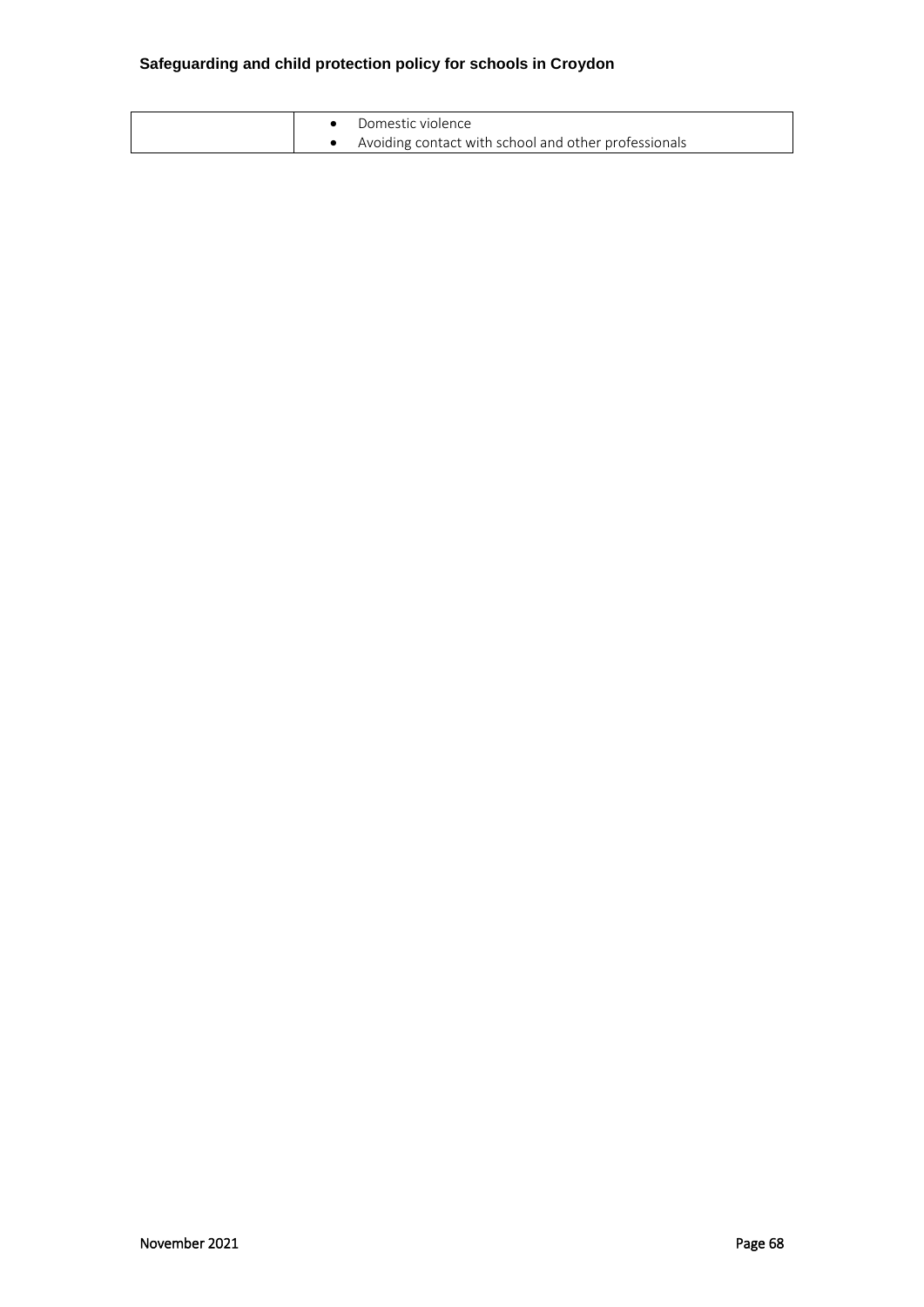| | |
|---|---|
| | • Domestic violence<br>• Avoiding contact with school and other professionals |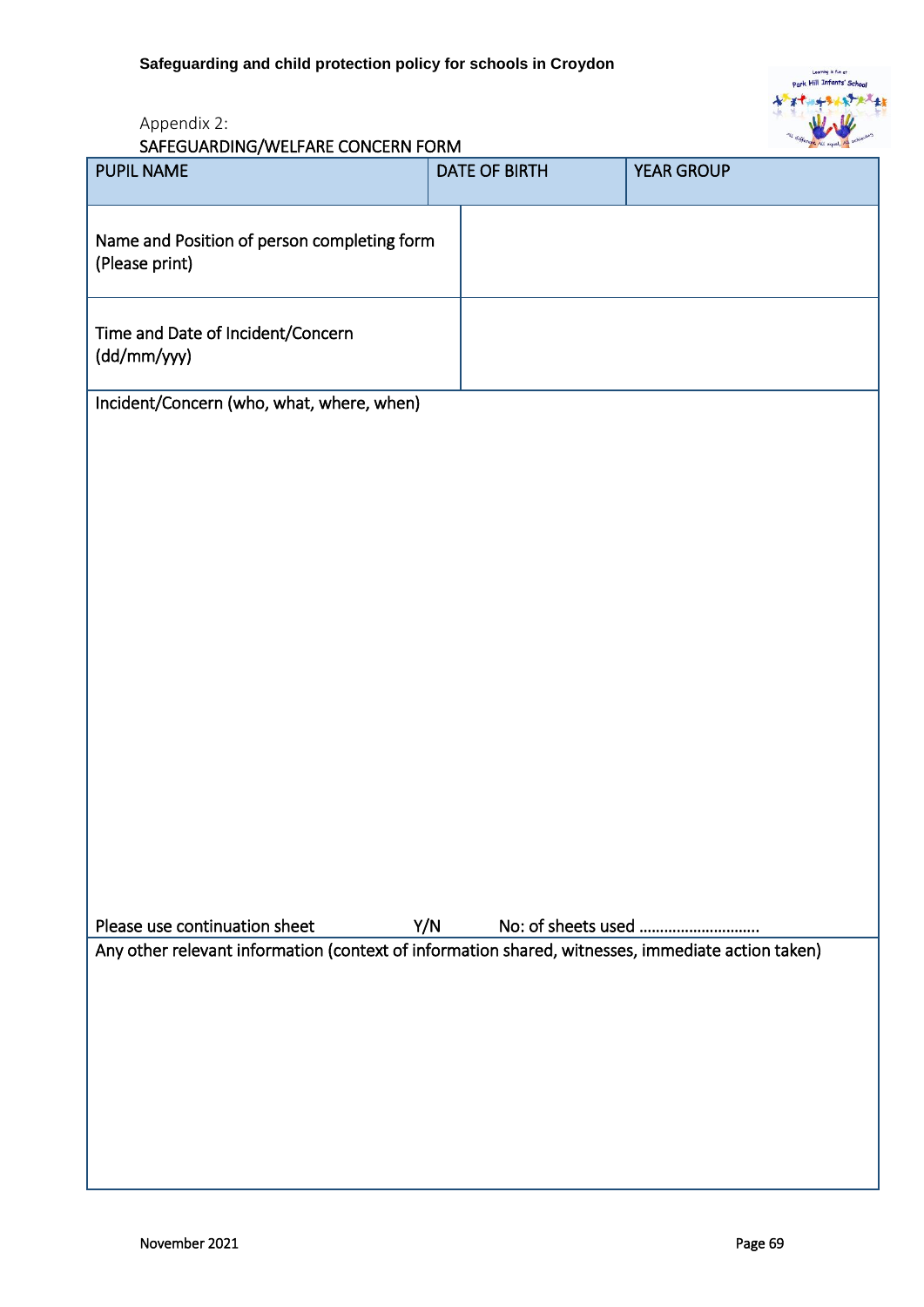Appendix 2:

## SAFEGUARDING/WELFARE CONCERN FORM

| PUPIL NAME | DATE OF BIRTH | YEAR GROUP |
|---|---|---|
| Name and Position of person completing form (Please print) | | |
| Time and Date of Incident/Concern (dd/mm/yyy) | | |

| Incident/Concern (who, what, where, when) |
|---|
| Please use continuation sheet Y/N No: of sheets used ……………………….. |
| Any other relevant information (context of information shared, witnesses, immediate action taken) |

November 2021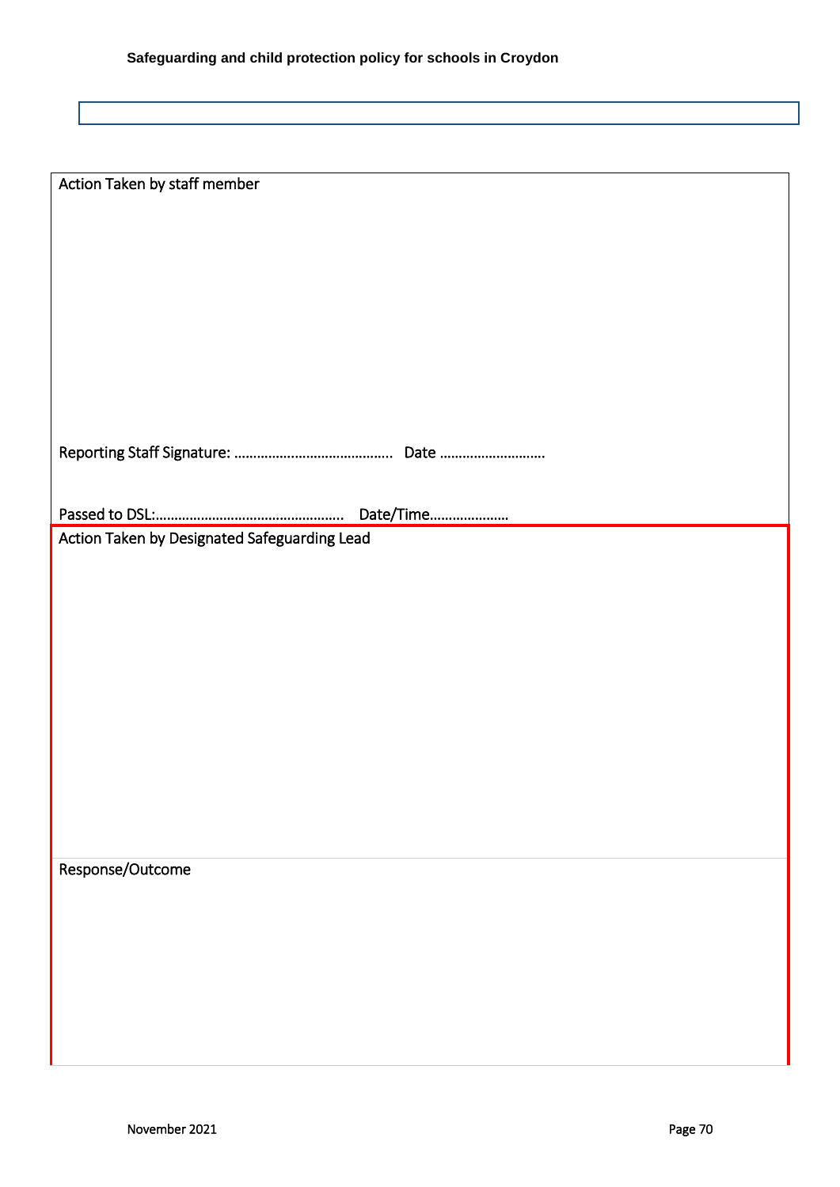Action Taken by staff member

Reporting Staff Signature: ……………………………………. Date ……………………….

Passed to DSL:…………………………………………… Date/Time…………………

Action Taken by Designated Safeguarding Lead

Response/Outcome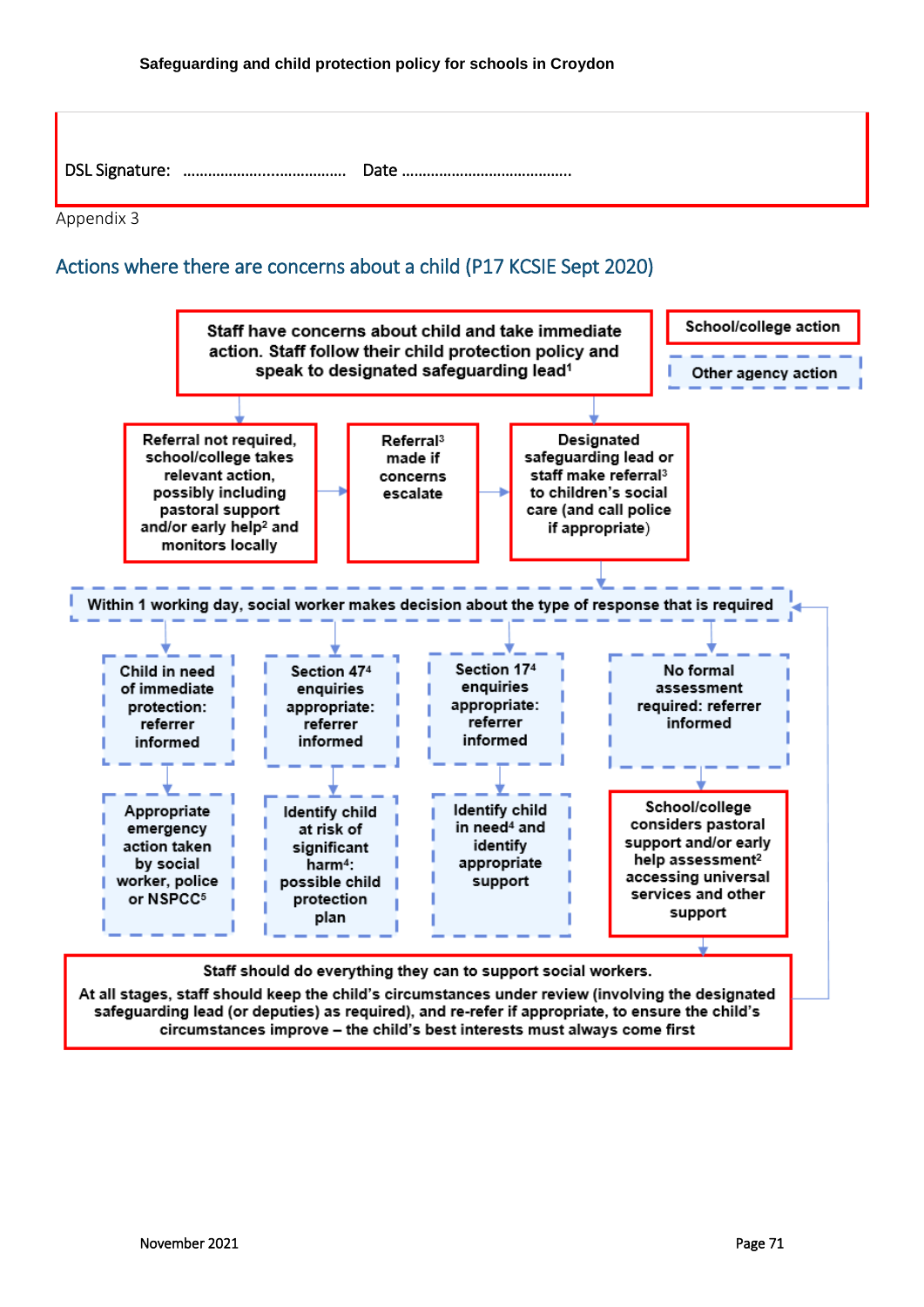DSL Signature: …………………………………… Date …………………………………….

Appendix 3

## Actions where there are concerns about a child (P17 KCSIE Sept 2020)

**Staff have concerns about child and take immediate action. Staff follow their child protection policy and speak to designated safeguarding lead[1]**

School/college action

Other agency action

**Referral not required, school/college takes relevant action, possibly including pastoral support and/or early help[2] and monitors locally**

**Referral[3] made if concerns escalate**

**Designated safeguarding lead or staff make referral[3] to children's social care (and call police if appropriate)**

**Within 1 working day, social worker makes decision about the type of response that is required**

**Child in need of immediate protection: referrer informed**

**Section 47[4] enquiries appropriate: referrer informed**

**Section 17[4] enquiries appropriate: referrer informed**

**No formal assessment required: referrer informed**

**Appropriate emergency action taken by social worker, police or NSPCC[5]**

**Identify child at risk of significant harm[4]: possible child protection plan**

**Identify child in need[4] and identify appropriate support**

**School/college considers pastoral support and/or early help assessment[2] accessing universal services and other support**

**Staff should do everything they can to support social workers.**

**At all stages, staff should keep the child's circumstances under review (involving the designated safeguarding lead (or deputies) as required), and re-refer if appropriate, to ensure the child's circumstances improve – the child's best interests must always come first**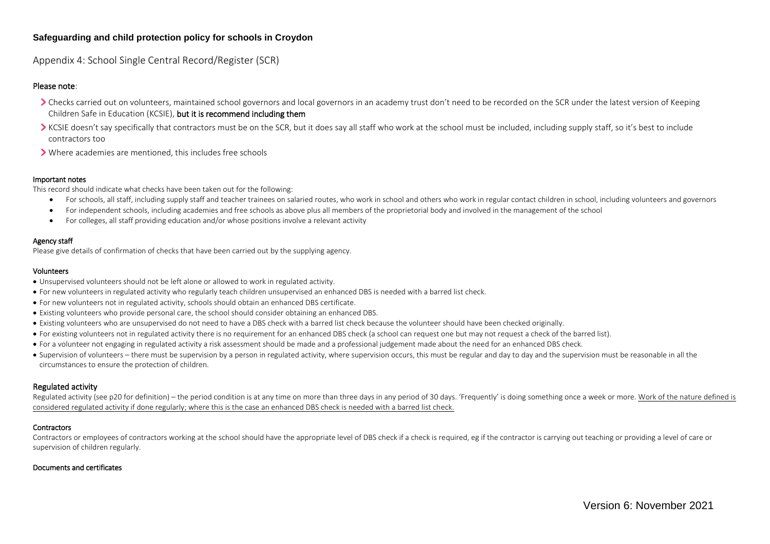## Appendix 4: School Single Central Record/Register (SCR)

### Please note:

- Checks carried out on volunteers, maintained school governors and local governors in an academy trust don't need to be recorded on the SCR under the latest version of Keeping Children Safe in Education (KCSIE), **but it is recommend including them**
- KCSIE doesn't say specifically that contractors must be on the SCR, but it does say all staff who work at the school must be included, including supply staff, so it's best to include contractors too
- Where academies are mentioned, this includes free schools

#### Important notes

This record should indicate what checks have been taken out for the following:

- For schools, all staff, including supply staff and teacher trainees on salaried routes, who work in school and others who work in regular contact children in school, including volunteers and governors
- For independent schools, including academies and free schools as above plus all members of the proprietorial body and involved in the management of the school
- For colleges, all staff providing education and/or whose positions involve a relevant activity

#### Agency staff

Please give details of confirmation of checks that have been carried out by the supplying agency.

#### Volunteers

- Unsupervised volunteers should not be left alone or allowed to work in regulated activity.
- For new volunteers in regulated activity who regularly teach children unsupervised an enhanced DBS is needed with a barred list check.
- For new volunteers not in regulated activity, schools should obtain an enhanced DBS certificate.
- Existing volunteers who provide personal care, the school should consider obtaining an enhanced DBS.
- Existing volunteers who are unsupervised do not need to have a DBS check with a barred list check because the volunteer should have been checked originally.
- For existing volunteers not in regulated activity there is no requirement for an enhanced DBS check (a school can request one but may not request a check of the barred list).
- For a volunteer not engaging in regulated activity a risk assessment should be made and a professional judgement made about the need for an enhanced DBS check.
- Supervision of volunteers – there must be supervision by a person in regulated activity, where supervision occurs, this must be regular and day to day and the supervision must be reasonable in all the circumstances to ensure the protection of children.

### Regulated activity

Regulated activity (see p20 for definition) – the period condition is at any time on more than three days in any period of 30 days. 'Frequently' is doing something once a week or more. Work of the nature defined is considered regulated activity if done regularly; where this is the case an enhanced DBS check is needed with a barred list check.

#### Contractors

Contractors or employees of contractors working at the school should have the appropriate level of DBS check if a check is required, eg if the contractor is carrying out teaching or providing a level of care or supervision of children regularly.

#### Documents and certificates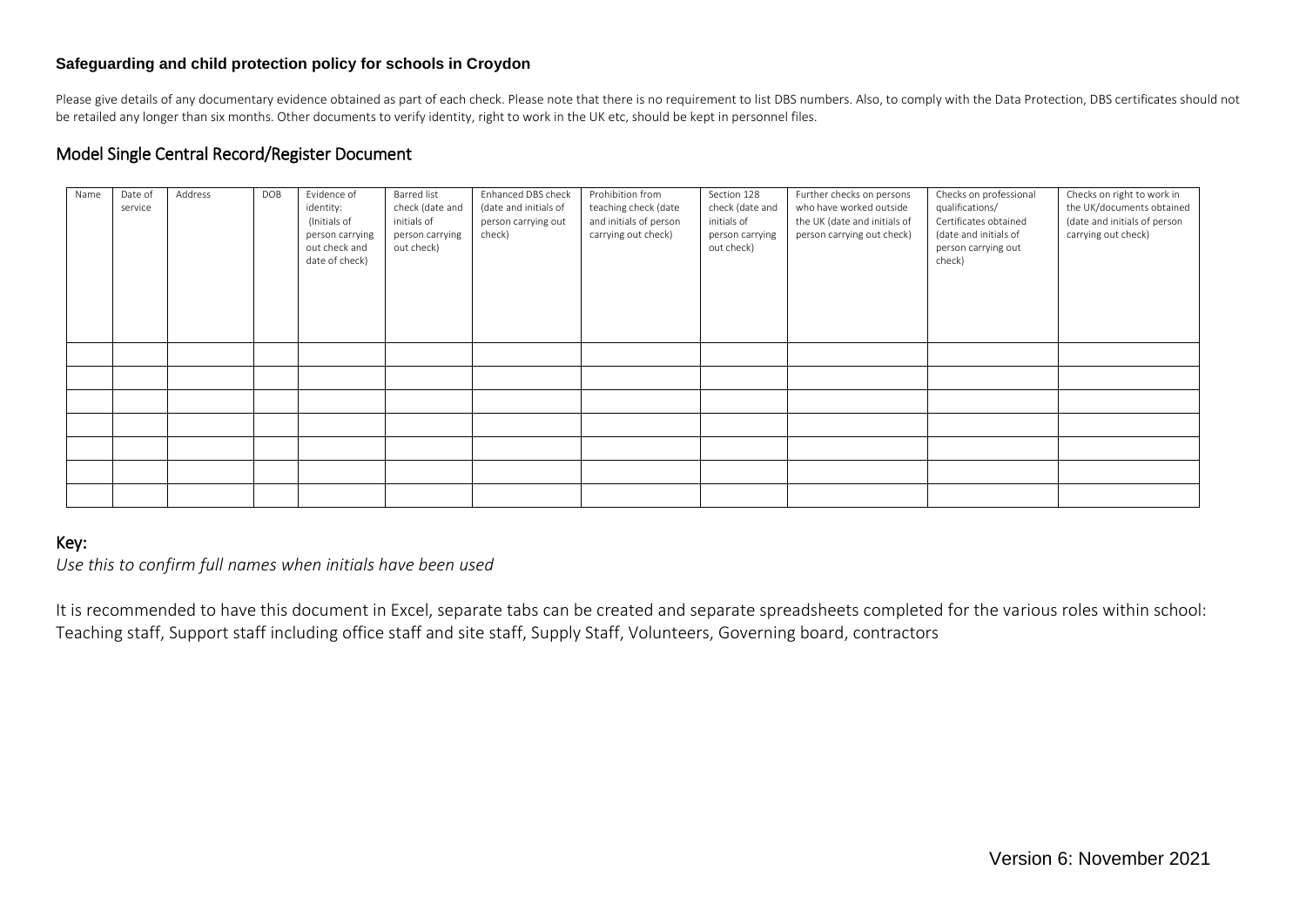**Safeguarding and child protection policy for schools in Croydon**

Please give details of any documentary evidence obtained as part of each check. Please note that there is no requirement to list DBS numbers. Also, to comply with the Data Protection, DBS certificates should not be retailed any longer than six months. Other documents to verify identity, right to work in the UK etc, should be kept in personnel files.

## Model Single Central Record/Register Document

| Name | Date of service | Address | DOB | Evidence of identity: (Initials of person carrying out check and date of check) | Barred list check (date and initials of person carrying out check) | Enhanced DBS check (date and initials of person carrying out check) | Prohibition from teaching check (date and initials of person carrying out check) | Section 128 check (date and initials of person carrying out check) | Further checks on persons who have worked outside the UK (date and initials of person carrying out check) | Checks on professional qualifications/ Certificates obtained (date and initials of person carrying out check) | Checks on right to work in the UK/documents obtained (date and initials of person carrying out check) |
|---|---|---|---|---|---|---|---|---|---|---|---|
| | | | | | | | | | | | |
| | | | | | | | | | | | |
| | | | | | | | | | | | |
| | | | | | | | | | | | |
| | | | | | | | | | | | |
| | | | | | | | | | | | |
| | | | | | | | | | | | |

## Key:

*Use this to confirm full names when initials have been used*

It is recommended to have this document in Excel, separate tabs can be created and separate spreadsheets completed for the various roles within school: Teaching staff, Support staff including office staff and site staff, Supply Staff, Volunteers, Governing board, contractors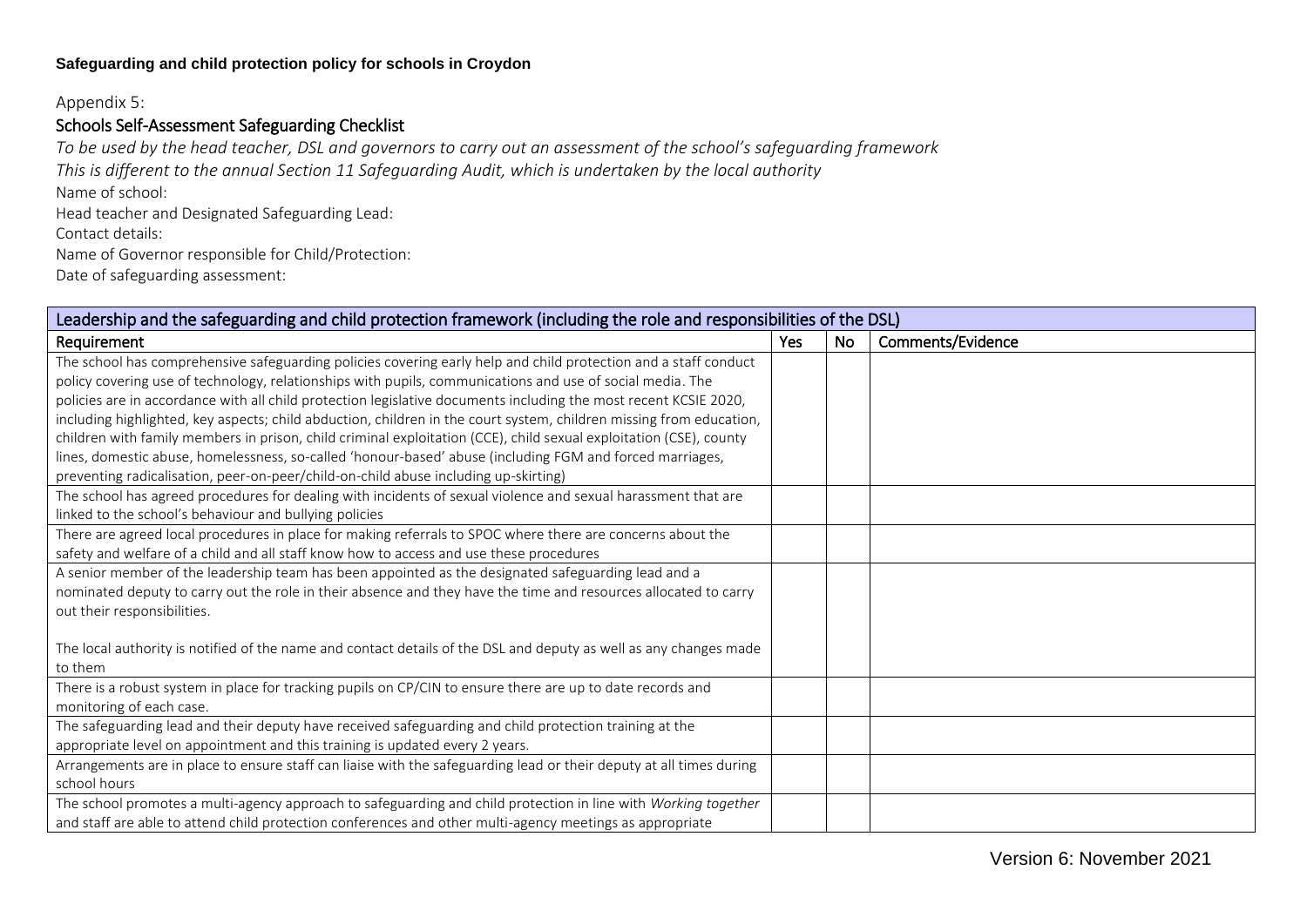**Safeguarding and child protection policy for schools in Croydon**

Appendix 5:

## Schools Self-Assessment Safeguarding Checklist

*To be used by the head teacher, DSL and governors to carry out an assessment of the school's safeguarding framework*

*This is different to the annual Section 11 Safeguarding Audit, which is undertaken by the local authority*

Name of school:

Head teacher and Designated Safeguarding Lead:

Contact details:

Name of Governor responsible for Child/Protection:

Date of safeguarding assessment:

| Leadership and the safeguarding and child protection framework (including the role and responsibilities of the DSL) | | | |
|---|---|---|---|
| Requirement | Yes | No | Comments/Evidence |
| The school has comprehensive safeguarding policies covering early help and child protection and a staff conduct policy covering use of technology, relationships with pupils, communications and use of social media. The policies are in accordance with all child protection legislative documents including the most recent KCSIE 2020, including highlighted, key aspects; child abduction, children in the court system, children missing from education, children with family members in prison, child criminal exploitation (CCE), child sexual exploitation (CSE), county lines, domestic abuse, homelessness, so-called 'honour-based' abuse (including FGM and forced marriages, preventing radicalisation, peer-on-peer/child-on-child abuse including up-skirting) | | | |
| The school has agreed procedures for dealing with incidents of sexual violence and sexual harassment that are linked to the school's behaviour and bullying policies | | | |
| There are agreed local procedures in place for making referrals to SPOC where there are concerns about the safety and welfare of a child and all staff know how to access and use these procedures | | | |
| A senior member of the leadership team has been appointed as the designated safeguarding lead and a nominated deputy to carry out the role in their absence and they have the time and resources allocated to carry out their responsibilities.<br><br>The local authority is notified of the name and contact details of the DSL and deputy as well as any changes made to them | | | |
| There is a robust system in place for tracking pupils on CP/CIN to ensure there are up to date records and monitoring of each case. | | | |
| The safeguarding lead and their deputy have received safeguarding and child protection training at the appropriate level on appointment and this training is updated every 2 years. | | | |
| Arrangements are in place to ensure staff can liaise with the safeguarding lead or their deputy at all times during school hours | | | |
| The school promotes a multi-agency approach to safeguarding and child protection in line with *Working together* and staff are able to attend child protection conferences and other multi-agency meetings as appropriate | | | |

Version 6: November 2021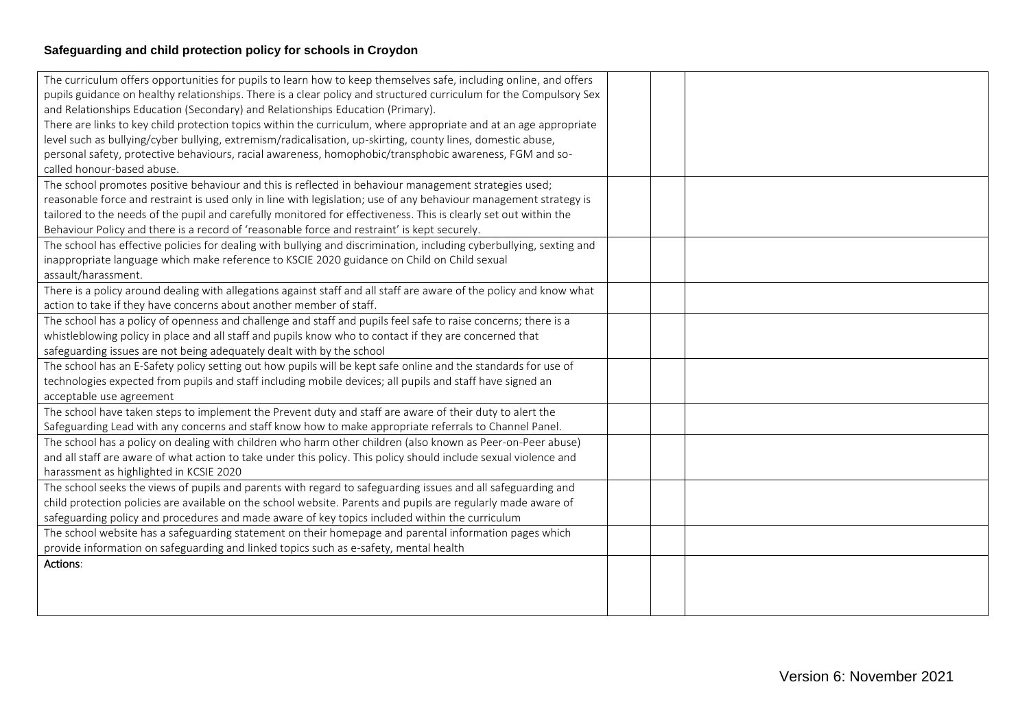**Safeguarding and child protection policy for schools in Croydon**

| | | | |
|---|---|---|---|
| The curriculum offers opportunities for pupils to learn how to keep themselves safe, including online, and offers pupils guidance on healthy relationships. There is a clear policy and structured curriculum for the Compulsory Sex and Relationships Education (Secondary) and Relationships Education (Primary).<br>There are links to key child protection topics within the curriculum, where appropriate and at an age appropriate level such as bullying/cyber bullying, extremism/radicalisation, up-skirting, county lines, domestic abuse, personal safety, protective behaviours, racial awareness, homophobic/transphobic awareness, FGM and so-called honour-based abuse. | | | |
| The school promotes positive behaviour and this is reflected in behaviour management strategies used; reasonable force and restraint is used only in line with legislation; use of any behaviour management strategy is tailored to the needs of the pupil and carefully monitored for effectiveness. This is clearly set out within the Behaviour Policy and there is a record of 'reasonable force and restraint' is kept securely. | | | |
| The school has effective policies for dealing with bullying and discrimination, including cyberbullying, sexting and inappropriate language which make reference to KSCIE 2020 guidance on Child on Child sexual assault/harassment. | | | |
| There is a policy around dealing with allegations against staff and all staff are aware of the policy and know what action to take if they have concerns about another member of staff. | | | |
| The school has a policy of openness and challenge and staff and pupils feel safe to raise concerns; there is a whistleblowing policy in place and all staff and pupils know who to contact if they are concerned that safeguarding issues are not being adequately dealt with by the school | | | |
| The school has an E-Safety policy setting out how pupils will be kept safe online and the standards for use of technologies expected from pupils and staff including mobile devices; all pupils and staff have signed an acceptable use agreement | | | |
| The school have taken steps to implement the Prevent duty and staff are aware of their duty to alert the Safeguarding Lead with any concerns and staff know how to make appropriate referrals to Channel Panel. | | | |
| The school has a policy on dealing with children who harm other children (also known as Peer-on-Peer abuse) and all staff are aware of what action to take under this policy. This policy should include sexual violence and harassment as highlighted in KCSIE 2020 | | | |
| The school seeks the views of pupils and parents with regard to safeguarding issues and all safeguarding and child protection policies are available on the school website. Parents and pupils are regularly made aware of safeguarding policy and procedures and made aware of key topics included within the curriculum | | | |
| The school website has a safeguarding statement on their homepage and parental information pages which provide information on safeguarding and linked topics such as e-safety, mental health | | | |
| Actions: | | | |

Version 6: November 2021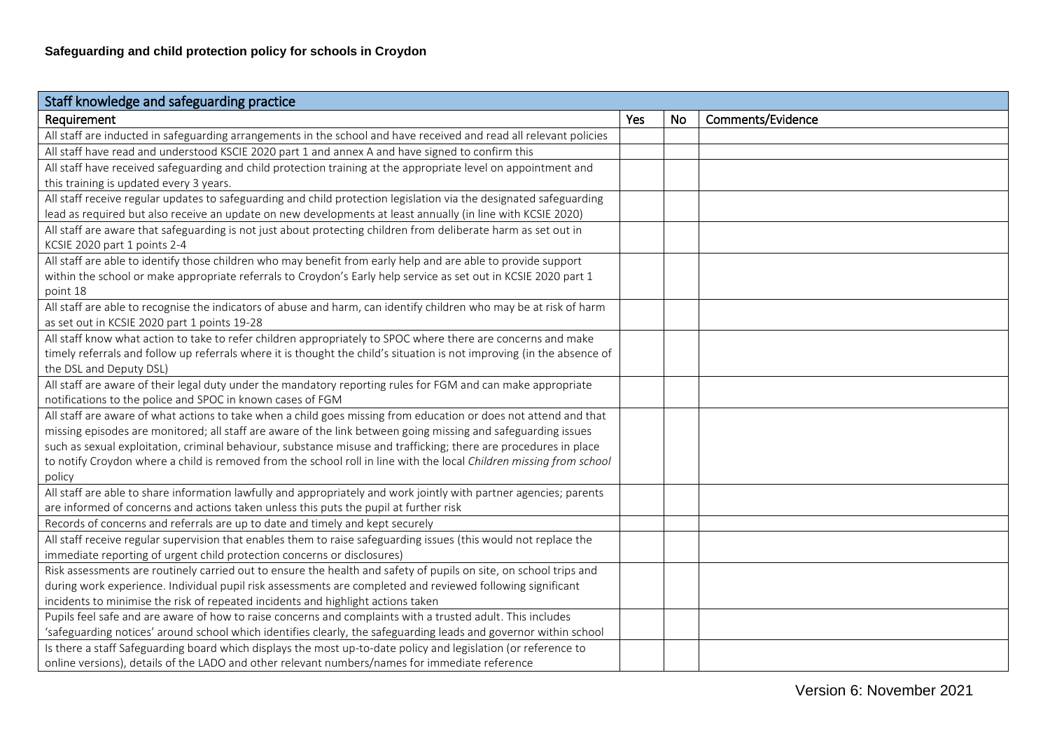| Staff knowledge and safeguarding practice | | | |
|---|---|---|---|
| Requirement | Yes | No | Comments/Evidence |
| All staff are inducted in safeguarding arrangements in the school and have received and read all relevant policies | | | |
| All staff have read and understood KSCIE 2020 part 1 and annex A and have signed to confirm this | | | |
| All staff have received safeguarding and child protection training at the appropriate level on appointment and this training is updated every 3 years. | | | |
| All staff receive regular updates to safeguarding and child protection legislation via the designated safeguarding lead as required but also receive an update on new developments at least annually (in line with KCSIE 2020) | | | |
| All staff are aware that safeguarding is not just about protecting children from deliberate harm as set out in KCSIE 2020 part 1 points 2-4 | | | |
| All staff are able to identify those children who may benefit from early help and are able to provide support within the school or make appropriate referrals to Croydon's Early help service as set out in KCSIE 2020 part 1 point 18 | | | |
| All staff are able to recognise the indicators of abuse and harm, can identify children who may be at risk of harm as set out in KCSIE 2020 part 1 points 19-28 | | | |
| All staff know what action to take to refer children appropriately to SPOC where there are concerns and make timely referrals and follow up referrals where it is thought the child's situation is not improving (in the absence of the DSL and Deputy DSL) | | | |
| All staff are aware of their legal duty under the mandatory reporting rules for FGM and can make appropriate notifications to the police and SPOC in known cases of FGM | | | |
| All staff are aware of what actions to take when a child goes missing from education or does not attend and that missing episodes are monitored; all staff are aware of the link between going missing and safeguarding issues such as sexual exploitation, criminal behaviour, substance misuse and trafficking; there are procedures in place to notify Croydon where a child is removed from the school roll in line with the local *Children missing from school* policy | | | |
| All staff are able to share information lawfully and appropriately and work jointly with partner agencies; parents are informed of concerns and actions taken unless this puts the pupil at further risk | | | |
| Records of concerns and referrals are up to date and timely and kept securely | | | |
| All staff receive regular supervision that enables them to raise safeguarding issues (this would not replace the immediate reporting of urgent child protection concerns or disclosures) | | | |
| Risk assessments are routinely carried out to ensure the health and safety of pupils on site, on school trips and during work experience. Individual pupil risk assessments are completed and reviewed following significant incidents to minimise the risk of repeated incidents and highlight actions taken | | | |
| Pupils feel safe and are aware of how to raise concerns and complaints with a trusted adult. This includes 'safeguarding notices' around school which identifies clearly, the safeguarding leads and governor within school | | | |
| Is there a staff Safeguarding board which displays the most up-to-date policy and legislation (or reference to online versions), details of the LADO and other relevant numbers/names for immediate reference | | | |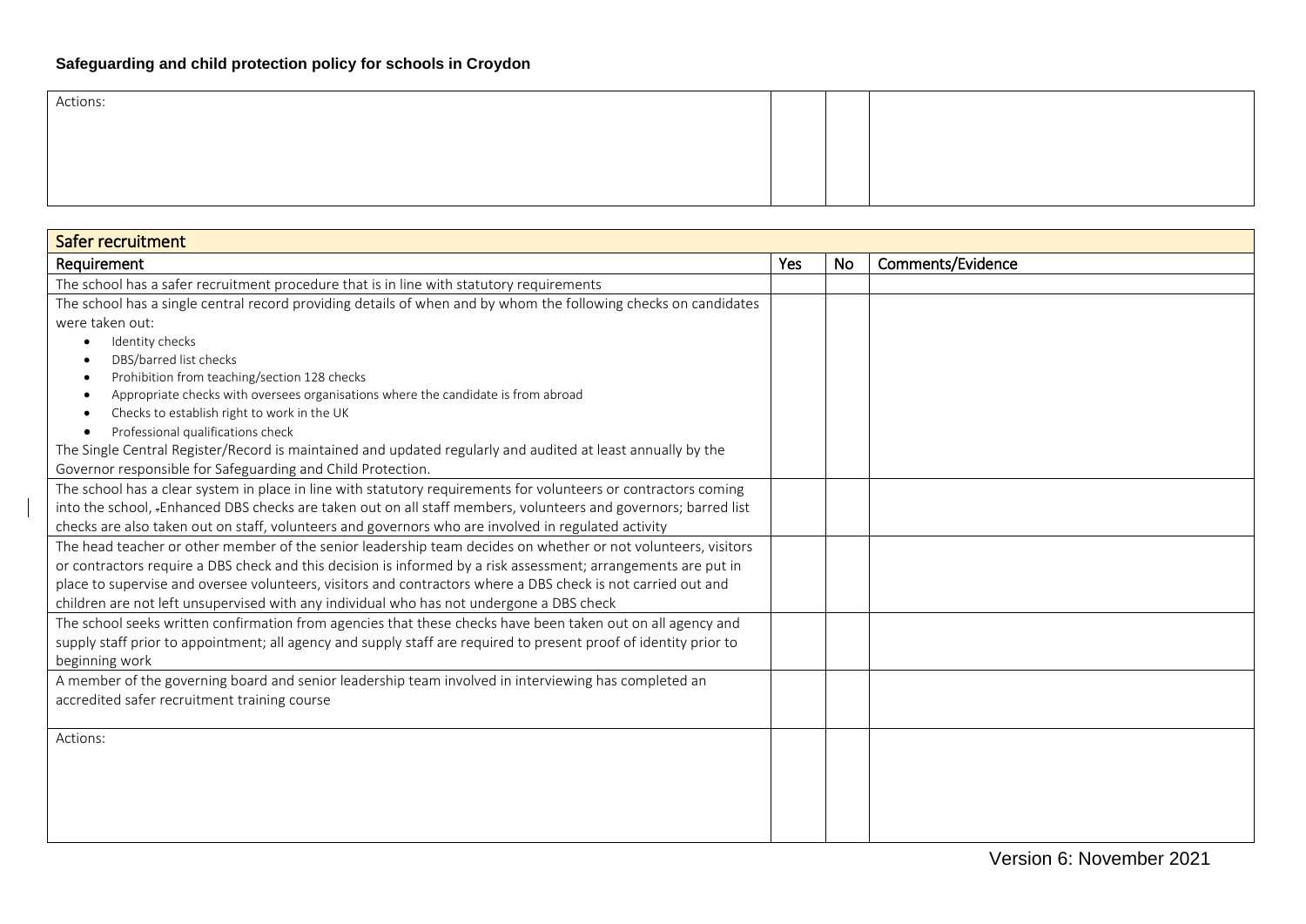| Actions: | | | |
|---|---|---|---|

| Safer recruitment | | | |
|---|---|---|---|
| Requirement | Yes | No | Comments/Evidence |
| The school has a safer recruitment procedure that is in line with statutory requirements | | | |
| The school has a single central record providing details of when and by whom the following checks on candidates were taken out:<br>• Identity checks<br>• DBS/barred list checks<br>• Prohibition from teaching/section 128 checks<br>• Appropriate checks with oversees organisations where the candidate is from abroad<br>• Checks to establish right to work in the UK<br>• Professional qualifications check<br>The Single Central Register/Record is maintained and updated regularly and audited at least annually by the Governor responsible for Safeguarding and Child Protection. | | | |
| The school has a clear system in place in line with statutory requirements for volunteers or contractors coming into the school, -Enhanced DBS checks are taken out on all staff members, volunteers and governors; barred list checks are also taken out on staff, volunteers and governors who are involved in regulated activity | | | |
| The head teacher or other member of the senior leadership team decides on whether or not volunteers, visitors or contractors require a DBS check and this decision is informed by a risk assessment; arrangements are put in place to supervise and oversee volunteers, visitors and contractors where a DBS check is not carried out and children are not left unsupervised with any individual who has not undergone a DBS check | | | |
| The school seeks written confirmation from agencies that these checks have been taken out on all agency and supply staff prior to appointment; all agency and supply staff are required to present proof of identity prior to beginning work | | | |
| A member of the governing board and senior leadership team involved in interviewing has completed an accredited safer recruitment training course | | | |
| Actions: | | | |

Version 6: November 2021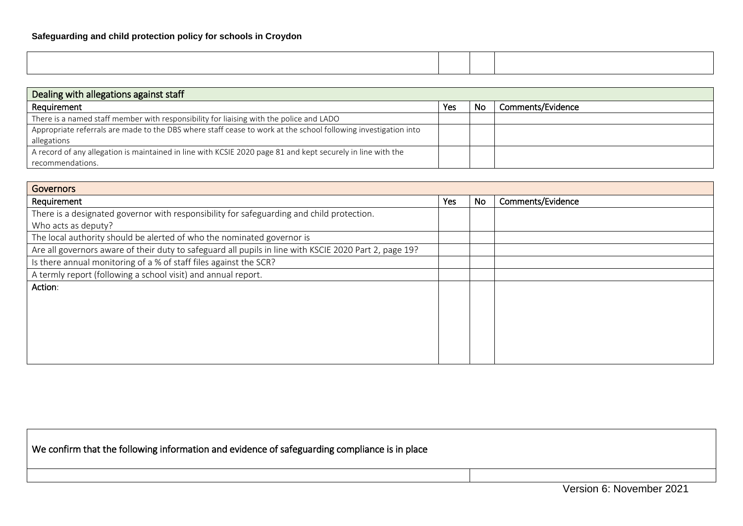| | | | |
|---|---|---|---|
| | | | |

| Dealing with allegations against staff | | | |
|---|---|---|---|
| Requirement | Yes | No | Comments/Evidence |
| There is a named staff member with responsibility for liaising with the police and LADO | | | |
| Appropriate referrals are made to the DBS where staff cease to work at the school following investigation into allegations | | | |
| A record of any allegation is maintained in line with KCSIE 2020 page 81 and kept securely in line with the recommendations. | | | |

| Governors | | | |
|---|---|---|---|
| Requirement | Yes | No | Comments/Evidence |
| There is a designated governor with responsibility for safeguarding and child protection. Who acts as deputy? | | | |
| The local authority should be alerted of who the nominated governor is | | | |
| Are all governors aware of their duty to safeguard all pupils in line with KSCIE 2020 Part 2, page 19? | | | |
| Is there annual monitoring of a % of staff files against the SCR? | | | |
| A termly report (following a school visit) and annual report. | | | |
| **Action**: | | | |

| We confirm that the following information and evidence of safeguarding compliance is in place | |
|---|---|
| | |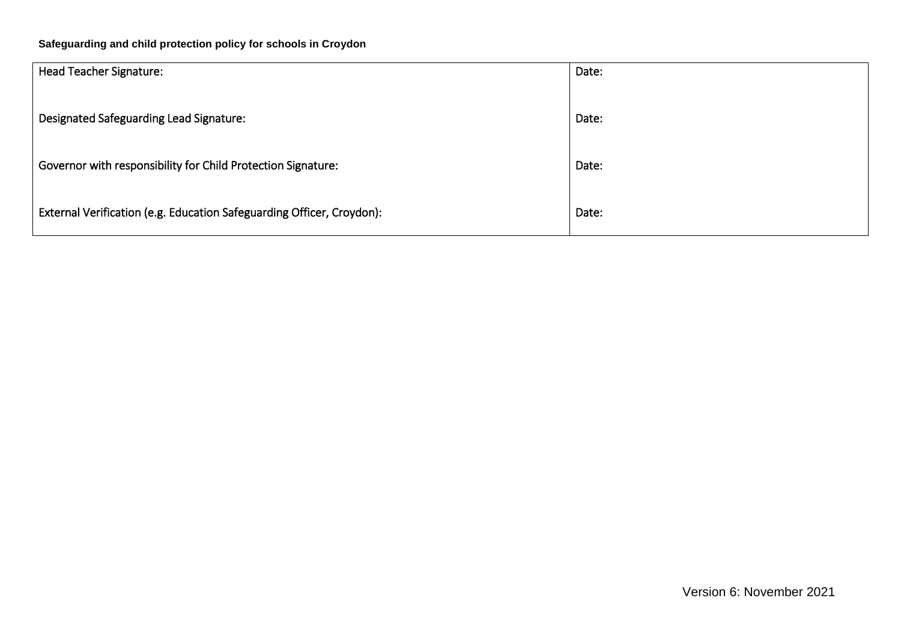| | |
|---|---|
| Head Teacher Signature: | Date: |
| Designated Safeguarding Lead Signature: | Date: |
| Governor with responsibility for Child Protection Signature: | Date: |
| External Verification (e.g. Education Safeguarding Officer, Croydon): | Date: |

Version 6: November 2021